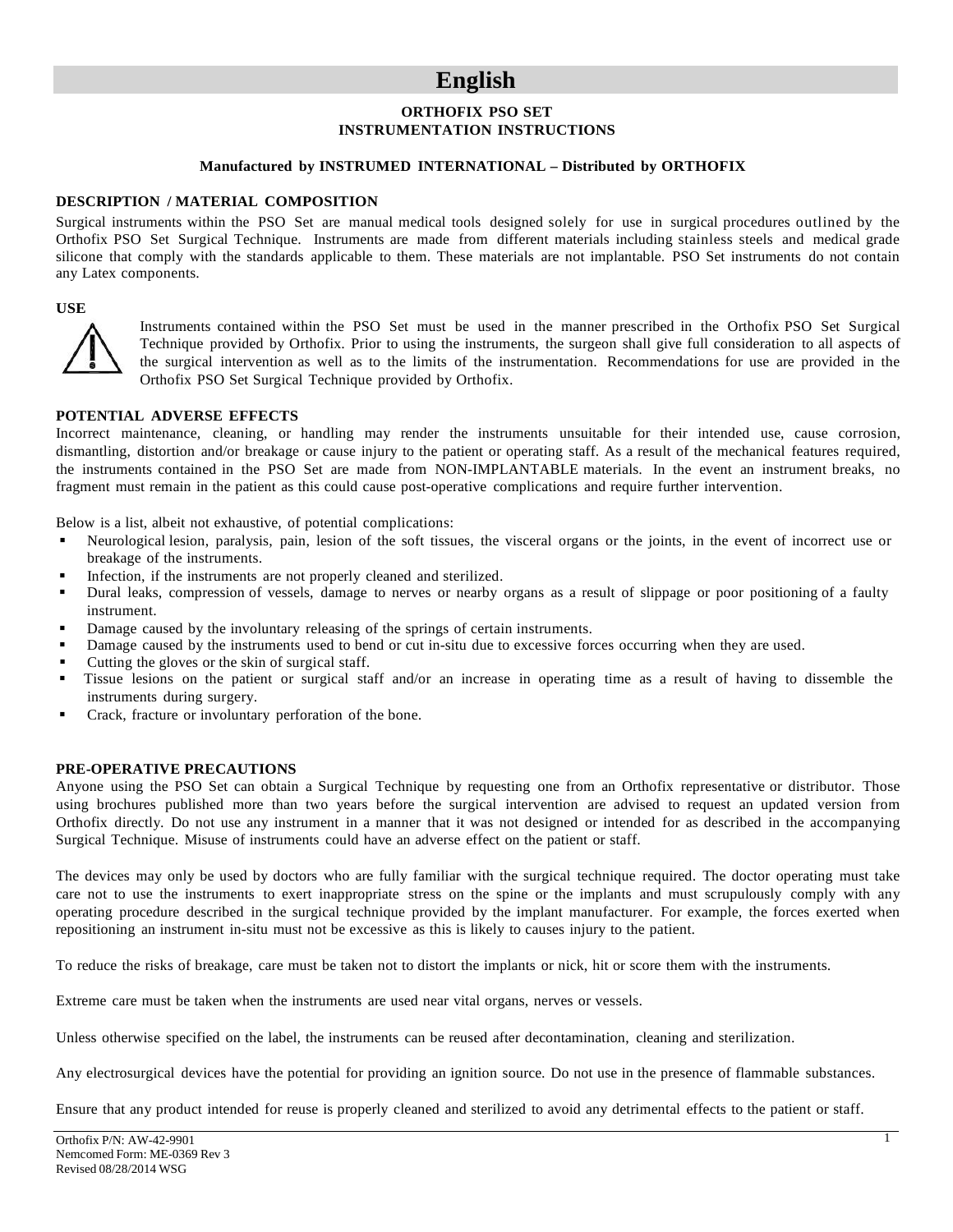# English

**ORTHOFIX PSO SET**
**INSTRUMENTATION INSTRUCTIONS**

**Manufactured by INSTRUMED INTERNATIONAL – Distributed by ORTHOFIX**

## DESCRIPTION / MATERIAL COMPOSITION

Surgical instruments within the PSO Set are manual medical tools designed solely for use in surgical procedures outlined by the Orthofix PSO Set Surgical Technique. Instruments are made from different materials including stainless steels and medical grade silicone that comply with the standards applicable to them. These materials are not implantable. PSO Set instruments do not contain any Latex components.

## USE

Instruments contained within the PSO Set must be used in the manner prescribed in the Orthofix PSO Set Surgical Technique provided by Orthofix. Prior to using the instruments, the surgeon shall give full consideration to all aspects of the surgical intervention as well as to the limits of the instrumentation. Recommendations for use are provided in the Orthofix PSO Set Surgical Technique provided by Orthofix.

## POTENTIAL ADVERSE EFFECTS

Incorrect maintenance, cleaning, or handling may render the instruments unsuitable for their intended use, cause corrosion, dismantling, distortion and/or breakage or cause injury to the patient or operating staff. As a result of the mechanical features required, the instruments contained in the PSO Set are made from NON-IMPLANTABLE materials. In the event an instrument breaks, no fragment must remain in the patient as this could cause post-operative complications and require further intervention.

Below is a list, albeit not exhaustive, of potential complications:

- Neurological lesion, paralysis, pain, lesion of the soft tissues, the visceral organs or the joints, in the event of incorrect use or breakage of the instruments.
- Infection, if the instruments are not properly cleaned and sterilized.
- Dural leaks, compression of vessels, damage to nerves or nearby organs as a result of slippage or poor positioning of a faulty instrument.
- Damage caused by the involuntary releasing of the springs of certain instruments.
- Damage caused by the instruments used to bend or cut in-situ due to excessive forces occurring when they are used.
- Cutting the gloves or the skin of surgical staff.
- Tissue lesions on the patient or surgical staff and/or an increase in operating time as a result of having to dissemble the instruments during surgery.
- Crack, fracture or involuntary perforation of the bone.

## PRE-OPERATIVE PRECAUTIONS

Anyone using the PSO Set can obtain a Surgical Technique by requesting one from an Orthofix representative or distributor. Those using brochures published more than two years before the surgical intervention are advised to request an updated version from Orthofix directly. Do not use any instrument in a manner that it was not designed or intended for as described in the accompanying Surgical Technique. Misuse of instruments could have an adverse effect on the patient or staff.

The devices may only be used by doctors who are fully familiar with the surgical technique required. The doctor operating must take care not to use the instruments to exert inappropriate stress on the spine or the implants and must scrupulously comply with any operating procedure described in the surgical technique provided by the implant manufacturer. For example, the forces exerted when repositioning an instrument in-situ must not be excessive as this is likely to causes injury to the patient.

To reduce the risks of breakage, care must be taken not to distort the implants or nick, hit or score them with the instruments.

Extreme care must be taken when the instruments are used near vital organs, nerves or vessels.

Unless otherwise specified on the label, the instruments can be reused after decontamination, cleaning and sterilization.

Any electrosurgical devices have the potential for providing an ignition source. Do not use in the presence of flammable substances.

Ensure that any product intended for reuse is properly cleaned and sterilized to avoid any detrimental effects to the patient or staff.

Orthofix P/N: AW-42-9901
Nemcomed Form: ME-0369 Rev 3
Revised 08/28/2014 WSG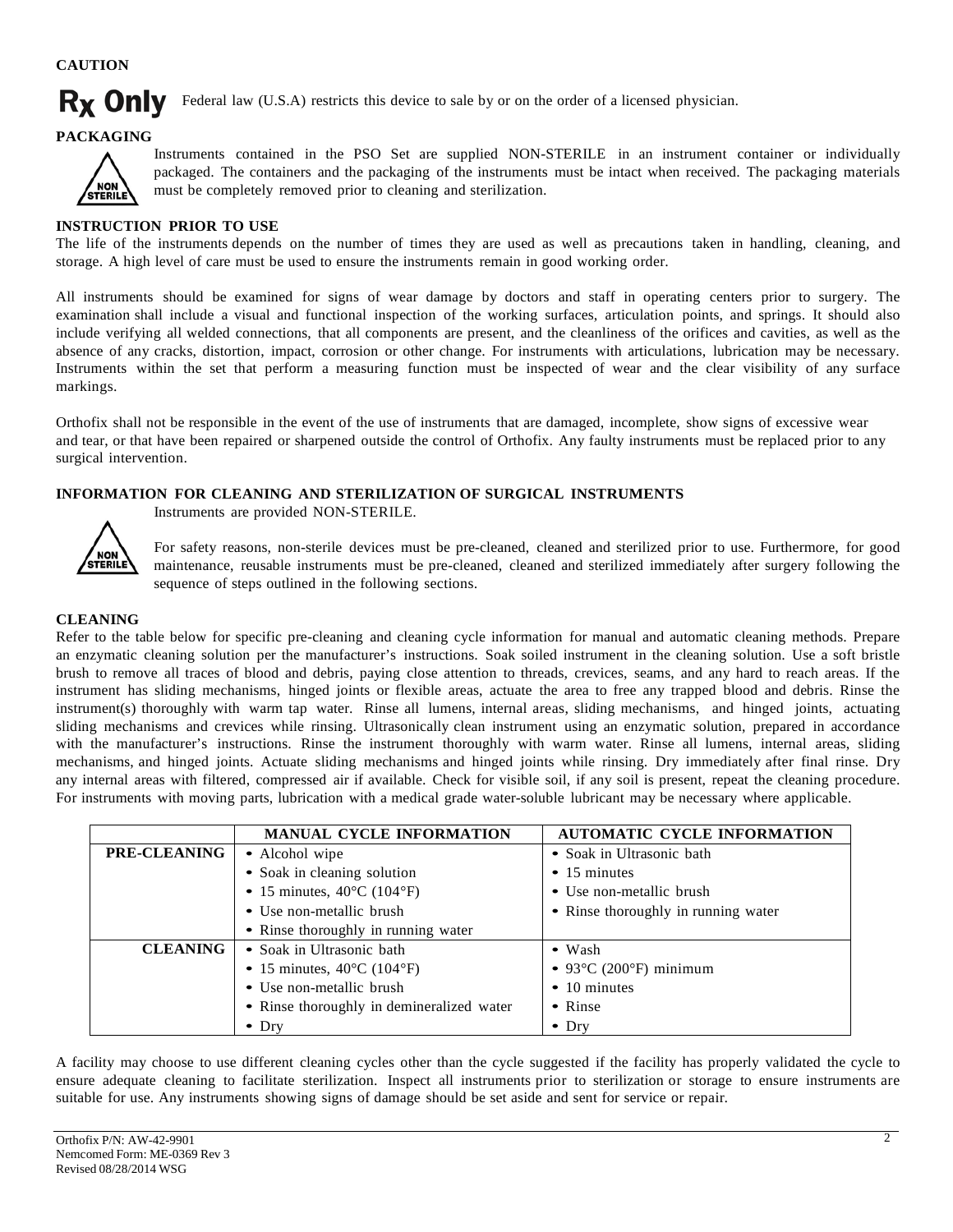**CAUTION**

**Rx Only** Federal law (U.S.A) restricts this device to sale by or on the order of a licensed physician.

**PACKAGING**

NON STERILE

Instruments contained in the PSO Set are supplied NON-STERILE in an instrument container or individually packaged. The containers and the packaging of the instruments must be intact when received. The packaging materials must be completely removed prior to cleaning and sterilization.

**INSTRUCTION PRIOR TO USE**

The life of the instruments depends on the number of times they are used as well as precautions taken in handling, cleaning, and storage. A high level of care must be used to ensure the instruments remain in good working order.

All instruments should be examined for signs of wear damage by doctors and staff in operating centers prior to surgery. The examination shall include a visual and functional inspection of the working surfaces, articulation points, and springs. It should also include verifying all welded connections, that all components are present, and the cleanliness of the orifices and cavities, as well as the absence of any cracks, distortion, impact, corrosion or other change. For instruments with articulations, lubrication may be necessary. Instruments within the set that perform a measuring function must be inspected of wear and the clear visibility of any surface markings.

Orthofix shall not be responsible in the event of the use of instruments that are damaged, incomplete, show signs of excessive wear and tear, or that have been repaired or sharpened outside the control of Orthofix. Any faulty instruments must be replaced prior to any surgical intervention.

**INFORMATION FOR CLEANING AND STERILIZATION OF SURGICAL INSTRUMENTS**

Instruments are provided NON-STERILE.

NON STERILE

For safety reasons, non-sterile devices must be pre-cleaned, cleaned and sterilized prior to use. Furthermore, for good maintenance, reusable instruments must be pre-cleaned, cleaned and sterilized immediately after surgery following the sequence of steps outlined in the following sections.

**CLEANING**

Refer to the table below for specific pre-cleaning and cleaning cycle information for manual and automatic cleaning methods. Prepare an enzymatic cleaning solution per the manufacturer's instructions. Soak soiled instrument in the cleaning solution. Use a soft bristle brush to remove all traces of blood and debris, paying close attention to threads, crevices, seams, and any hard to reach areas. If the instrument has sliding mechanisms, hinged joints or flexible areas, actuate the area to free any trapped blood and debris. Rinse the instrument(s) thoroughly with warm tap water. Rinse all lumens, internal areas, sliding mechanisms, and hinged joints, actuating sliding mechanisms and crevices while rinsing. Ultrasonically clean instrument using an enzymatic solution, prepared in accordance with the manufacturer's instructions. Rinse the instrument thoroughly with warm water. Rinse all lumens, internal areas, sliding mechanisms, and hinged joints. Actuate sliding mechanisms and hinged joints while rinsing. Dry immediately after final rinse. Dry any internal areas with filtered, compressed air if available. Check for visible soil, if any soil is present, repeat the cleaning procedure. For instruments with moving parts, lubrication with a medical grade water-soluble lubricant may be necessary where applicable.

| | MANUAL CYCLE INFORMATION | AUTOMATIC CYCLE INFORMATION |
|---|---|---|
| **PRE-CLEANING** | • Alcohol wipe<br>• Soak in cleaning solution<br>• 15 minutes, 40°C (104°F)<br>• Use non-metallic brush<br>• Rinse thoroughly in running water | • Soak in Ultrasonic bath<br>• 15 minutes<br>• Use non-metallic brush<br>• Rinse thoroughly in running water |
| **CLEANING** | • Soak in Ultrasonic bath<br>• 15 minutes, 40°C (104°F)<br>• Use non-metallic brush<br>• Rinse thoroughly in demineralized water<br>• Dry | • Wash<br>• 93°C (200°F) minimum<br>• 10 minutes<br>• Rinse<br>• Dry |

A facility may choose to use different cleaning cycles other than the cycle suggested if the facility has properly validated the cycle to ensure adequate cleaning to facilitate sterilization. Inspect all instruments prior to sterilization or storage to ensure instruments are suitable for use. Any instruments showing signs of damage should be set aside and sent for service or repair.

Orthofix P/N: AW-42-9901
Nemcomed Form: ME-0369 Rev 3
Revised 08/28/2014 WSG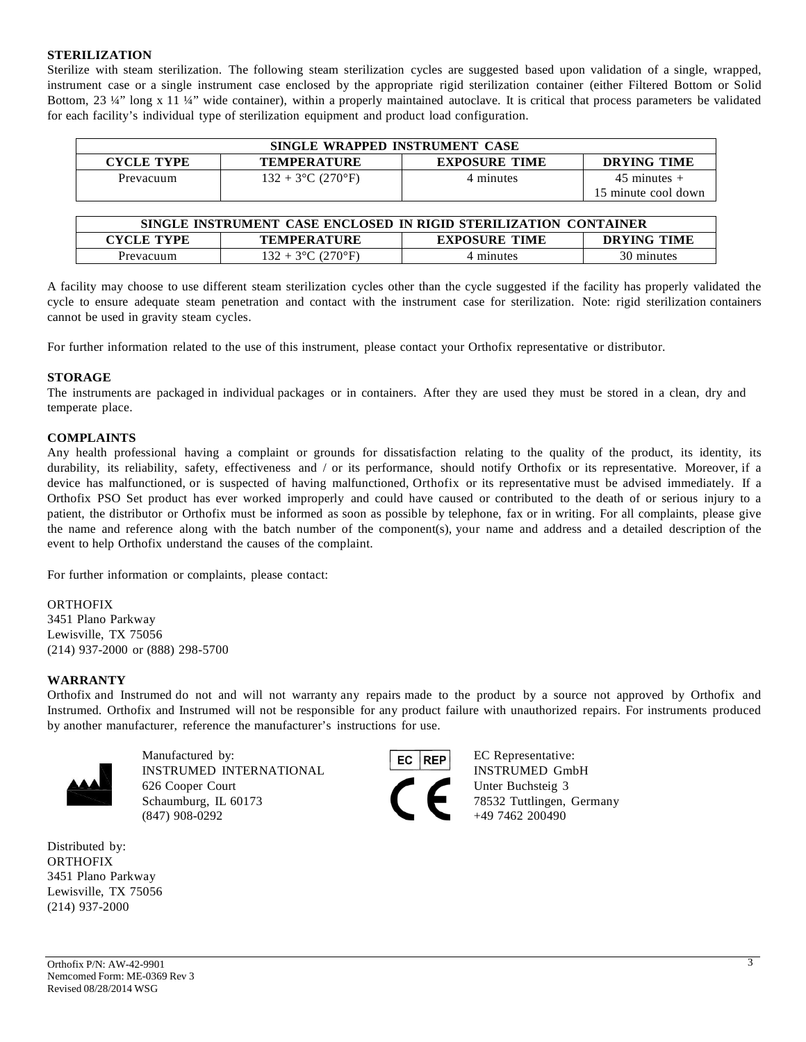### STERILIZATION

Sterilize with steam sterilization. The following steam sterilization cycles are suggested based upon validation of a single, wrapped, instrument case or a single instrument case enclosed by the appropriate rigid sterilization container (either Filtered Bottom or Solid Bottom, 23 ¼" long x 11 ¼" wide container), within a properly maintained autoclave. It is critical that process parameters be validated for each facility's individual type of sterilization equipment and product load configuration.

| SINGLE WRAPPED INSTRUMENT CASE | | | |
|---|---|---|---|
| **CYCLE TYPE** | **TEMPERATURE** | **EXPOSURE TIME** | **DRYING TIME** |
| Prevacuum | 132 + 3°C (270°F) | 4 minutes | 45 minutes + 15 minute cool down |

| SINGLE INSTRUMENT CASE ENCLOSED IN RIGID STERILIZATION CONTAINER | | | |
|---|---|---|---|
| **CYCLE TYPE** | **TEMPERATURE** | **EXPOSURE TIME** | **DRYING TIME** |
| Prevacuum | 132 + 3°C (270°F) | 4 minutes | 30 minutes |

A facility may choose to use different steam sterilization cycles other than the cycle suggested if the facility has properly validated the cycle to ensure adequate steam penetration and contact with the instrument case for sterilization. Note: rigid sterilization containers cannot be used in gravity steam cycles.

For further information related to the use of this instrument, please contact your Orthofix representative or distributor.

### STORAGE

The instruments are packaged in individual packages or in containers. After they are used they must be stored in a clean, dry and temperate place.

### COMPLAINTS

Any health professional having a complaint or grounds for dissatisfaction relating to the quality of the product, its identity, its durability, its reliability, safety, effectiveness and / or its performance, should notify Orthofix or its representative. Moreover, if a device has malfunctioned, or is suspected of having malfunctioned, Orthofix or its representative must be advised immediately. If a Orthofix PSO Set product has ever worked improperly and could have caused or contributed to the death of or serious injury to a patient, the distributor or Orthofix must be informed as soon as possible by telephone, fax or in writing. For all complaints, please give the name and reference along with the batch number of the component(s), your name and address and a detailed description of the event to help Orthofix understand the causes of the complaint.

For further information or complaints, please contact:

ORTHOFIX
3451 Plano Parkway
Lewisville, TX 75056
(214) 937-2000 or (888) 298-5700

### WARRANTY

Orthofix and Instrumed do not and will not warranty any repairs made to the product by a source not approved by Orthofix and Instrumed. Orthofix and Instrumed will not be responsible for any product failure with unauthorized repairs. For instruments produced by another manufacturer, reference the manufacturer's instructions for use.

Manufactured by:
INSTRUMED INTERNATIONAL
626 Cooper Court
Schaumburg, IL 60173
(847) 908-0292

EC REP

CE

EC Representative:
INSTRUMED GmbH
Unter Buchsteig 3
78532 Tuttlingen, Germany
+49 7462 200490

Distributed by:
ORTHOFIX
3451 Plano Parkway
Lewisville, TX 75056
(214) 937-2000

Orthofix P/N: AW-42-9901
Nemcomed Form: ME-0369 Rev 3
Revised 08/28/2014 WSG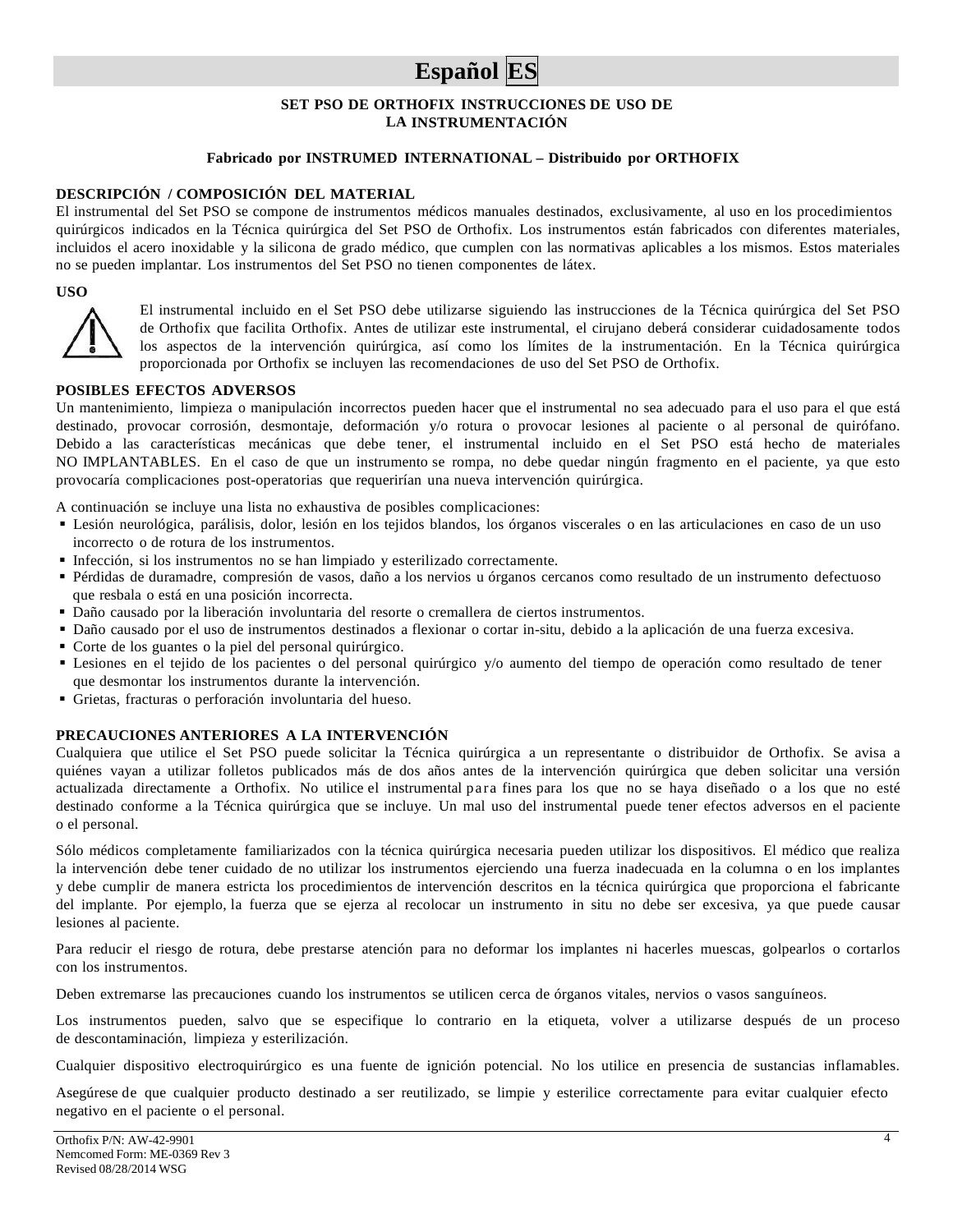# Español ES

**SET PSO DE ORTHOFIX INSTRUCCIONES DE USO DE LA INSTRUMENTACIÓN**

**Fabricado por INSTRUMED INTERNATIONAL – Distribuido por ORTHOFIX**

## DESCRIPCIÓN / COMPOSICIÓN DEL MATERIAL

El instrumental del Set PSO se compone de instrumentos médicos manuales destinados, exclusivamente, al uso en los procedimientos quirúrgicos indicados en la Técnica quirúrgica del Set PSO de Orthofix. Los instrumentos están fabricados con diferentes materiales, incluidos el acero inoxidable y la silicona de grado médico, que cumplen con las normativas aplicables a los mismos. Estos materiales no se pueden implantar. Los instrumentos del Set PSO no tienen componentes de látex.

## USO

El instrumental incluido en el Set PSO debe utilizarse siguiendo las instrucciones de la Técnica quirúrgica del Set PSO de Orthofix que facilita Orthofix. Antes de utilizar este instrumental, el cirujano deberá considerar cuidadosamente todos los aspectos de la intervención quirúrgica, así como los límites de la instrumentación. En la Técnica quirúrgica proporcionada por Orthofix se incluyen las recomendaciones de uso del Set PSO de Orthofix.

## POSIBLES EFECTOS ADVERSOS

Un mantenimiento, limpieza o manipulación incorrectos pueden hacer que el instrumental no sea adecuado para el uso para el que está destinado, provocar corrosión, desmontaje, deformación y/o rotura o provocar lesiones al paciente o al personal de quirófano. Debido a las características mecánicas que debe tener, el instrumental incluido en el Set PSO está hecho de materiales NO IMPLANTABLES. En el caso de que un instrumento se rompa, no debe quedar ningún fragmento en el paciente, ya que esto provocaría complicaciones post-operatorias que requerirían una nueva intervención quirúrgica.

A continuación se incluye una lista no exhaustiva de posibles complicaciones:

- Lesión neurológica, parálisis, dolor, lesión en los tejidos blandos, los órganos viscerales o en las articulaciones en caso de un uso incorrecto o de rotura de los instrumentos.
- Infección, si los instrumentos no se han limpiado y esterilizado correctamente.
- Pérdidas de duramadre, compresión de vasos, daño a los nervios u órganos cercanos como resultado de un instrumento defectuoso que resbala o está en una posición incorrecta.
- Daño causado por la liberación involuntaria del resorte o cremallera de ciertos instrumentos.
- Daño causado por el uso de instrumentos destinados a flexionar o cortar in-situ, debido a la aplicación de una fuerza excesiva.
- Corte de los guantes o la piel del personal quirúrgico.
- Lesiones en el tejido de los pacientes o del personal quirúrgico y/o aumento del tiempo de operación como resultado de tener que desmontar los instrumentos durante la intervención.
- Grietas, fracturas o perforación involuntaria del hueso.

## PRECAUCIONES ANTERIORES A LA INTERVENCIÓN

Cualquiera que utilice el Set PSO puede solicitar la Técnica quirúrgica a un representante o distribuidor de Orthofix. Se avisa a quiénes vayan a utilizar folletos publicados más de dos años antes de la intervención quirúrgica que deben solicitar una versión actualizada directamente a Orthofix. No utilice el instrumental para fines para los que no se haya diseñado o a los que no esté destinado conforme a la Técnica quirúrgica que se incluye. Un mal uso del instrumental puede tener efectos adversos en el paciente o el personal.

Sólo médicos completamente familiarizados con la técnica quirúrgica necesaria pueden utilizar los dispositivos. El médico que realiza la intervención debe tener cuidado de no utilizar los instrumentos ejerciendo una fuerza inadecuada en la columna o en los implantes y debe cumplir de manera estricta los procedimientos de intervención descritos en la técnica quirúrgica que proporciona el fabricante del implante. Por ejemplo, la fuerza que se ejerza al recolocar un instrumento in situ no debe ser excesiva, ya que puede causar lesiones al paciente.

Para reducir el riesgo de rotura, debe prestarse atención para no deformar los implantes ni hacerles muescas, golpearlos o cortarlos con los instrumentos.

Deben extremarse las precauciones cuando los instrumentos se utilicen cerca de órganos vitales, nervios o vasos sanguíneos.

Los instrumentos pueden, salvo que se especifique lo contrario en la etiqueta, volver a utilizarse después de un proceso de descontaminación, limpieza y esterilización.

Cualquier dispositivo electroquirúrgico es una fuente de ignición potencial. No los utilice en presencia de sustancias inflamables.

Asegúrese de que cualquier producto destinado a ser reutilizado, se limpie y esterilice correctamente para evitar cualquier efecto negativo en el paciente o el personal.

Orthofix P/N: AW-42-9901
Nemcomed Form: ME-0369 Rev 3
Revised 08/28/2014 WSG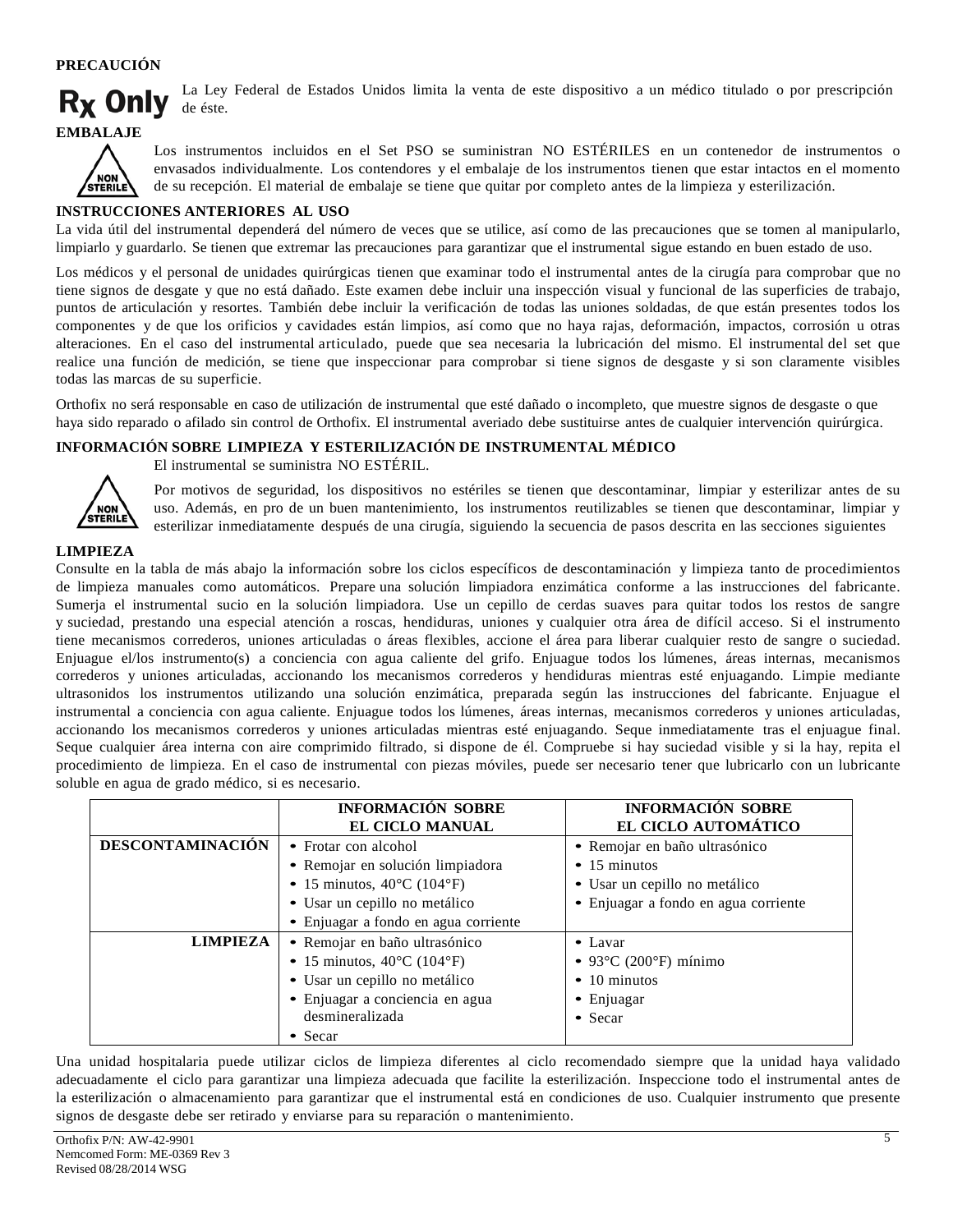**PRECAUCIÓN**

**Rx Only** La Ley Federal de Estados Unidos limita la venta de este dispositivo a un médico titulado o por prescripción de éste.

**EMBALAJE**

Los instrumentos incluidos en el Set PSO se suministran NO ESTÉRILES en un contenedor de instrumentos o envasados individualmente. Los contendores y el embalaje de los instrumentos tienen que estar intactos en el momento de su recepción. El material de embalaje se tiene que quitar por completo antes de la limpieza y esterilización.

**INSTRUCCIONES ANTERIORES AL USO**

La vida útil del instrumental dependerá del número de veces que se utilice, así como de las precauciones que se tomen al manipularlo, limpiarlo y guardarlo. Se tienen que extremar las precauciones para garantizar que el instrumental sigue estando en buen estado de uso.

Los médicos y el personal de unidades quirúrgicas tienen que examinar todo el instrumental antes de la cirugía para comprobar que no tiene signos de desgate y que no está dañado. Este examen debe incluir una inspección visual y funcional de las superficies de trabajo, puntos de articulación y resortes. También debe incluir la verificación de todas las uniones soldadas, de que están presentes todos los componentes y de que los orificios y cavidades están limpios, así como que no haya rajas, deformación, impactos, corrosión u otras alteraciones. En el caso del instrumental articulado, puede que sea necesaria la lubricación del mismo. El instrumental del set que realice una función de medición, se tiene que inspeccionar para comprobar si tiene signos de desgaste y si son claramente visibles todas las marcas de su superficie.

Orthofix no será responsable en caso de utilización de instrumental que esté dañado o incompleto, que muestre signos de desgaste o que haya sido reparado o afilado sin control de Orthofix. El instrumental averiado debe sustituirse antes de cualquier intervención quirúrgica.

**INFORMACIÓN SOBRE LIMPIEZA Y ESTERILIZACIÓN DE INSTRUMENTAL MÉDICO**

El instrumental se suministra NO ESTÉRIL.

Por motivos de seguridad, los dispositivos no estériles se tienen que descontaminar, limpiar y esterilizar antes de su uso. Además, en pro de un buen mantenimiento, los instrumentos reutilizables se tienen que descontaminar, limpiar y esterilizar inmediatamente después de una cirugía, siguiendo la secuencia de pasos descrita en las secciones siguientes

**LIMPIEZA**

Consulte en la tabla de más abajo la información sobre los ciclos específicos de descontaminación y limpieza tanto de procedimientos de limpieza manuales como automáticos. Prepare una solución limpiadora enzimática conforme a las instrucciones del fabricante. Sumerja el instrumental sucio en la solución limpiadora. Use un cepillo de cerdas suaves para quitar todos los restos de sangre y suciedad, prestando una especial atención a roscas, hendiduras, uniones y cualquier otra área de difícil acceso. Si el instrumento tiene mecanismos correderos, uniones articuladas o áreas flexibles, accione el área para liberar cualquier resto de sangre o suciedad. Enjuague el/los instrumento(s) a conciencia con agua caliente del grifo. Enjuague todos los lúmenes, áreas internas, mecanismos correderos y uniones articuladas, accionando los mecanismos correderos y hendiduras mientras esté enjuagando. Limpie mediante ultrasonidos los instrumentos utilizando una solución enzimática, preparada según las instrucciones del fabricante. Enjuague el instrumental a conciencia con agua caliente. Enjuague todos los lúmenes, áreas internas, mecanismos correderos y uniones articuladas, accionando los mecanismos correderos y uniones articuladas mientras esté enjuagando. Seque inmediatamente tras el enjuague final. Seque cualquier área interna con aire comprimido filtrado, si dispone de él. Compruebe si hay suciedad visible y si la hay, repita el procedimiento de limpieza. En el caso de instrumental con piezas móviles, puede ser necesario tener que lubricarlo con un lubricante soluble en agua de grado médico, si es necesario.

| | INFORMACIÓN SOBRE EL CICLO MANUAL | INFORMACIÓN SOBRE EL CICLO AUTOMÁTICO |
|---|---|---|
| **DESCONTAMINACIÓN** | • Frotar con alcohol<br>• Remojar en solución limpiadora<br>• 15 minutos, 40°C (104°F)<br>• Usar un cepillo no metálico<br>• Enjuagar a fondo en agua corriente | • Remojar en baño ultrasónico<br>• 15 minutos<br>• Usar un cepillo no metálico<br>• Enjuagar a fondo en agua corriente |
| **LIMPIEZA** | • Remojar en baño ultrasónico<br>• 15 minutos, 40°C (104°F)<br>• Usar un cepillo no metálico<br>• Enjuagar a conciencia en agua desmineralizada<br>• Secar | • Lavar<br>• 93°C (200°F) mínimo<br>• 10 minutos<br>• Enjuagar<br>• Secar |

Una unidad hospitalaria puede utilizar ciclos de limpieza diferentes al ciclo recomendado siempre que la unidad haya validado adecuadamente el ciclo para garantizar una limpieza adecuada que facilite la esterilización. Inspeccione todo el instrumental antes de la esterilización o almacenamiento para garantizar que el instrumental está en condiciones de uso. Cualquier instrumento que presente signos de desgaste debe ser retirado y enviarse para su reparación o mantenimiento.

Orthofix P/N: AW-42-9901
Nemcomed Form: ME-0369 Rev 3
Revised 08/28/2014 WSG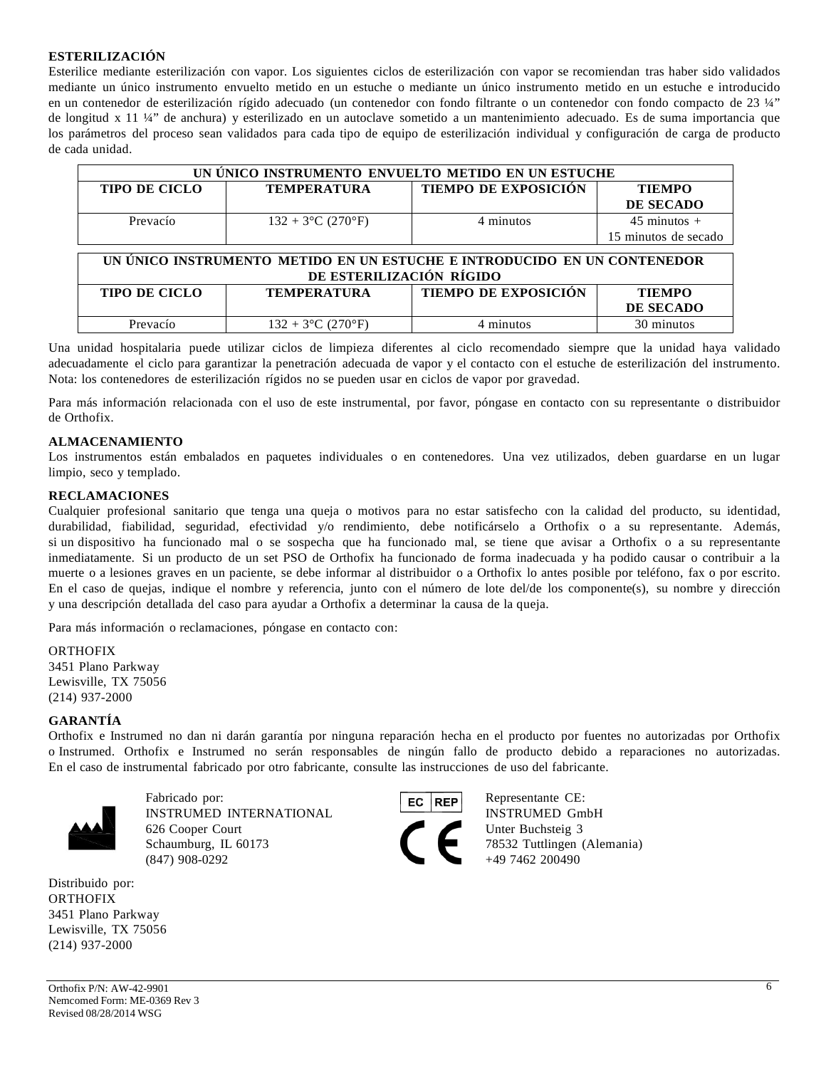**ESTERILIZACIÓN**

Esterilice mediante esterilización con vapor. Los siguientes ciclos de esterilización con vapor se recomiendan tras haber sido validados mediante un único instrumento envuelto metido en un estuche o mediante un único instrumento metido en un estuche e introducido en un contenedor de esterilización rígido adecuado (un contenedor con fondo filtrante o un contenedor con fondo compacto de 23 ¼" de longitud x 11 ¼" de anchura) y esterilizado en un autoclave sometido a un mantenimiento adecuado. Es de suma importancia que los parámetros del proceso sean validados para cada tipo de equipo de esterilización individual y configuración de carga de producto de cada unidad.

| UN ÚNICO INSTRUMENTO ENVUELTO METIDO EN UN ESTUCHE | | | |
|---|---|---|---|
| **TIPO DE CICLO** | **TEMPERATURA** | **TIEMPO DE EXPOSICIÓN** | **TIEMPO DE SECADO** |
| Prevacío | 132 + 3°C (270°F) | 4 minutos | 45 minutos + 15 minutos de secado |

| UN ÚNICO INSTRUMENTO METIDO EN UN ESTUCHE E INTRODUCIDO EN UN CONTENEDOR DE ESTERILIZACIÓN RÍGIDO | | | |
|---|---|---|---|
| **TIPO DE CICLO** | **TEMPERATURA** | **TIEMPO DE EXPOSICIÓN** | **TIEMPO DE SECADO** |
| Prevacío | 132 + 3°C (270°F) | 4 minutos | 30 minutos |

Una unidad hospitalaria puede utilizar ciclos de limpieza diferentes al ciclo recomendado siempre que la unidad haya validado adecuadamente el ciclo para garantizar la penetración adecuada de vapor y el contacto con el estuche de esterilización del instrumento. Nota: los contenedores de esterilización rígidos no se pueden usar en ciclos de vapor por gravedad.

Para más información relacionada con el uso de este instrumental, por favor, póngase en contacto con su representante o distribuidor de Orthofix.

**ALMACENAMIENTO**

Los instrumentos están embalados en paquetes individuales o en contenedores. Una vez utilizados, deben guardarse en un lugar limpio, seco y templado.

**RECLAMACIONES**

Cualquier profesional sanitario que tenga una queja o motivos para no estar satisfecho con la calidad del producto, su identidad, durabilidad, fiabilidad, seguridad, efectividad y/o rendimiento, debe notificárselo a Orthofix o a su representante. Además, si un dispositivo ha funcionado mal o se sospecha que ha funcionado mal, se tiene que avisar a Orthofix o a su representante inmediatamente. Si un producto de un set PSO de Orthofix ha funcionado de forma inadecuada y ha podido causar o contribuir a la muerte o a lesiones graves en un paciente, se debe informar al distribuidor o a Orthofix lo antes posible por teléfono, fax o por escrito. En el caso de quejas, indique el nombre y referencia, junto con el número de lote del/de los componente(s), su nombre y dirección y una descripción detallada del caso para ayudar a Orthofix a determinar la causa de la queja.

Para más información o reclamaciones, póngase en contacto con:

ORTHOFIX
3451 Plano Parkway
Lewisville, TX 75056
(214) 937-2000

**GARANTÍA**

Orthofix e Instrumed no dan ni darán garantía por ninguna reparación hecha en el producto por fuentes no autorizadas por Orthofix o Instrumed. Orthofix e Instrumed no serán responsables de ningún fallo de producto debido a reparaciones no autorizadas. En el caso de instrumental fabricado por otro fabricante, consulte las instrucciones de uso del fabricante.

Fabricado por:
INSTRUMED INTERNATIONAL
626 Cooper Court
Schaumburg, IL 60173
(847) 908-0292

EC REP

Representante CE:
INSTRUMED GmbH
Unter Buchsteig 3
78532 Tuttlingen (Alemania)
+49 7462 200490

CE

Distribuido por:
ORTHOFIX
3451 Plano Parkway
Lewisville, TX 75056
(214) 937-2000

Orthofix P/N: AW-42-9901
Nemcomed Form: ME-0369 Rev 3
Revised 08/28/2014 WSG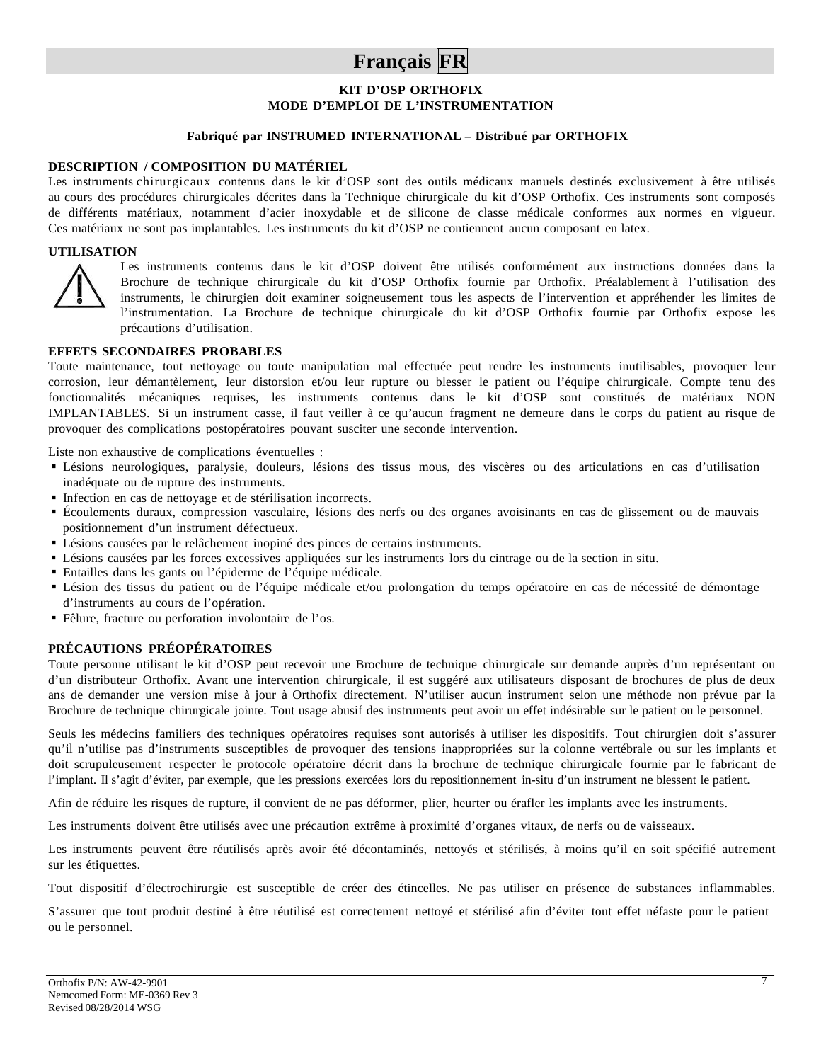# Français FR

**KIT D'OSP ORTHOFIX**
**MODE D'EMPLOI DE L'INSTRUMENTATION**

**Fabriqué par INSTRUMED INTERNATIONAL – Distribué par ORTHOFIX**

## DESCRIPTION / COMPOSITION DU MATÉRIEL

Les instruments chirurgicaux contenus dans le kit d'OSP sont des outils médicaux manuels destinés exclusivement à être utilisés au cours des procédures chirurgicales décrites dans la Technique chirurgicale du kit d'OSP Orthofix. Ces instruments sont composés de différents matériaux, notamment d'acier inoxydable et de silicone de classe médicale conformes aux normes en vigueur. Ces matériaux ne sont pas implantables. Les instruments du kit d'OSP ne contiennent aucun composant en latex.

## UTILISATION

Les instruments contenus dans le kit d'OSP doivent être utilisés conformément aux instructions données dans la Brochure de technique chirurgicale du kit d'OSP Orthofix fournie par Orthofix. Préalablement à l'utilisation des instruments, le chirurgien doit examiner soigneusement tous les aspects de l'intervention et appréhender les limites de l'instrumentation. La Brochure de technique chirurgicale du kit d'OSP Orthofix fournie par Orthofix expose les précautions d'utilisation.

## EFFETS SECONDAIRES PROBABLES

Toute maintenance, tout nettoyage ou toute manipulation mal effectuée peut rendre les instruments inutilisables, provoquer leur corrosion, leur démantèlement, leur distorsion et/ou leur rupture ou blesser le patient ou l'équipe chirurgicale. Compte tenu des fonctionnalités mécaniques requises, les instruments contenus dans le kit d'OSP sont constitués de matériaux NON IMPLANTABLES. Si un instrument casse, il faut veiller à ce qu'aucun fragment ne demeure dans le corps du patient au risque de provoquer des complications postopératoires pouvant susciter une seconde intervention.

Liste non exhaustive de complications éventuelles :

- Lésions neurologiques, paralysie, douleurs, lésions des tissus mous, des viscères ou des articulations en cas d'utilisation inadéquate ou de rupture des instruments.
- Infection en cas de nettoyage et de stérilisation incorrects.
- Écoulements duraux, compression vasculaire, lésions des nerfs ou des organes avoisinants en cas de glissement ou de mauvais positionnement d'un instrument défectueux.
- Lésions causées par le relâchement inopiné des pinces de certains instruments.
- Lésions causées par les forces excessives appliquées sur les instruments lors du cintrage ou de la section in situ.
- Entailles dans les gants ou l'épiderme de l'équipe médicale.
- Lésion des tissus du patient ou de l'équipe médicale et/ou prolongation du temps opératoire en cas de nécessité de démontage d'instruments au cours de l'opération.
- Fêlure, fracture ou perforation involontaire de l'os.

## PRÉCAUTIONS PRÉOPÉRATOIRES

Toute personne utilisant le kit d'OSP peut recevoir une Brochure de technique chirurgicale sur demande auprès d'un représentant ou d'un distributeur Orthofix. Avant une intervention chirurgicale, il est suggéré aux utilisateurs disposant de brochures de plus de deux ans de demander une version mise à jour à Orthofix directement. N'utiliser aucun instrument selon une méthode non prévue par la Brochure de technique chirurgicale jointe. Tout usage abusif des instruments peut avoir un effet indésirable sur le patient ou le personnel.

Seuls les médecins familiers des techniques opératoires requises sont autorisés à utiliser les dispositifs. Tout chirurgien doit s'assurer qu'il n'utilise pas d'instruments susceptibles de provoquer des tensions inappropriées sur la colonne vertébrale ou sur les implants et doit scrupuleusement respecter le protocole opératoire décrit dans la brochure de technique chirurgicale fournie par le fabricant de l'implant. Il s'agit d'éviter, par exemple, que les pressions exercées lors du repositionnement in-situ d'un instrument ne blessent le patient.

Afin de réduire les risques de rupture, il convient de ne pas déformer, plier, heurter ou érafler les implants avec les instruments.

Les instruments doivent être utilisés avec une précaution extrême à proximité d'organes vitaux, de nerfs ou de vaisseaux.

Les instruments peuvent être réutilisés après avoir été décontaminés, nettoyés et stérilisés, à moins qu'il en soit spécifié autrement sur les étiquettes.

Tout dispositif d'électrochirurgie est susceptible de créer des étincelles. Ne pas utiliser en présence de substances inflammables.

S'assurer que tout produit destiné à être réutilisé est correctement nettoyé et stérilisé afin d'éviter tout effet néfaste pour le patient ou le personnel.

Orthofix P/N: AW-42-9901
Nemcomed Form: ME-0369 Rev 3
Revised 08/28/2014 WSG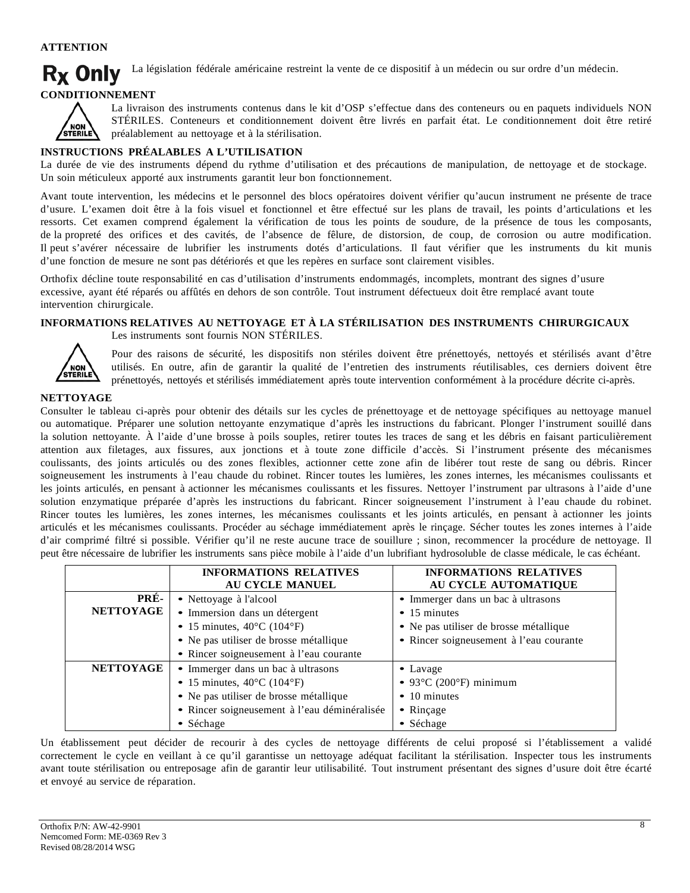**ATTENTION**

**Rx Only** La législation fédérale américaine restreint la vente de ce dispositif à un médecin ou sur ordre d'un médecin.

**CONDITIONNEMENT**

NON STERILE

La livraison des instruments contenus dans le kit d'OSP s'effectue dans des conteneurs ou en paquets individuels NON STÉRILES. Conteneurs et conditionnement doivent être livrés en parfait état. Le conditionnement doit être retiré préalablement au nettoyage et à la stérilisation.

**INSTRUCTIONS PRÉALABLES A L'UTILISATION**

La durée de vie des instruments dépend du rythme d'utilisation et des précautions de manipulation, de nettoyage et de stockage. Un soin méticuleux apporté aux instruments garantit leur bon fonctionnement.

Avant toute intervention, les médecins et le personnel des blocs opératoires doivent vérifier qu'aucun instrument ne présente de trace d'usure. L'examen doit être à la fois visuel et fonctionnel et être effectué sur les plans de travail, les points d'articulations et les ressorts. Cet examen comprend également la vérification de tous les points de soudure, de la présence de tous les composants, de la propreté des orifices et des cavités, de l'absence de fêlure, de distorsion, de coup, de corrosion ou autre modification. Il peut s'avérer nécessaire de lubrifier les instruments dotés d'articulations. Il faut vérifier que les instruments du kit munis d'une fonction de mesure ne sont pas détériorés et que les repères en surface sont clairement visibles.

Orthofix décline toute responsabilité en cas d'utilisation d'instruments endommagés, incomplets, montrant des signes d'usure excessive, ayant été réparés ou affûtés en dehors de son contrôle. Tout instrument défectueux doit être remplacé avant toute intervention chirurgicale.

**INFORMATIONS RELATIVES AU NETTOYAGE ET À LA STÉRILISATION DES INSTRUMENTS CHIRURGICAUX**

Les instruments sont fournis NON STÉRILES.

NON STERILE

Pour des raisons de sécurité, les dispositifs non stériles doivent être prénettoyés, nettoyés et stérilisés avant d'être utilisés. En outre, afin de garantir la qualité de l'entretien des instruments réutilisables, ces derniers doivent être prénettoyés, nettoyés et stérilisés immédiatement après toute intervention conformément à la procédure décrite ci-après.

**NETTOYAGE**

Consulter le tableau ci-après pour obtenir des détails sur les cycles de prénettoyage et de nettoyage spécifiques au nettoyage manuel ou automatique. Préparer une solution nettoyante enzymatique d'après les instructions du fabricant. Plonger l'instrument souillé dans la solution nettoyante. À l'aide d'une brosse à poils souples, retirer toutes les traces de sang et les débris en faisant particulièrement attention aux filetages, aux fissures, aux jonctions et à toute zone difficile d'accès. Si l'instrument présente des mécanismes coulissants, des joints articulés ou des zones flexibles, actionner cette zone afin de libérer tout reste de sang ou débris. Rincer soigneusement les instruments à l'eau chaude du robinet. Rincer toutes les lumières, les zones internes, les mécanismes coulissants et les joints articulés, en pensant à actionner les mécanismes coulissants et les fissures. Nettoyer l'instrument par ultrasons à l'aide d'une solution enzymatique préparée d'après les instructions du fabricant. Rincer soigneusement l'instrument à l'eau chaude du robinet. Rincer toutes les lumières, les zones internes, les mécanismes coulissants et les joints articulés, en pensant à actionner les joints articulés et les mécanismes coulissants. Procéder au séchage immédiatement après le rinçage. Sécher toutes les zones internes à l'aide d'air comprimé filtré si possible. Vérifier qu'il ne reste aucune trace de souillure ; sinon, recommencer la procédure de nettoyage. Il peut être nécessaire de lubrifier les instruments sans pièce mobile à l'aide d'un lubrifiant hydrosoluble de classe médicale, le cas échéant.

| | INFORMATIONS RELATIVES AU CYCLE MANUEL | INFORMATIONS RELATIVES AU CYCLE AUTOMATIQUE |
|---|---|---|
| **PRÉ-NETTOYAGE** | • Nettoyage à l'alcool<br>• Immersion dans un détergent<br>• 15 minutes, 40°C (104°F)<br>• Ne pas utiliser de brosse métallique<br>• Rincer soigneusement à l'eau courante | • Immerger dans un bac à ultrasons<br>• 15 minutes<br>• Ne pas utiliser de brosse métallique<br>• Rincer soigneusement à l'eau courante |
| **NETTOYAGE** | • Immerger dans un bac à ultrasons<br>• 15 minutes, 40°C (104°F)<br>• Ne pas utiliser de brosse métallique<br>• Rincer soigneusement à l'eau déminéralisée<br>• Séchage | • Lavage<br>• 93°C (200°F) minimum<br>• 10 minutes<br>• Rinçage<br>• Séchage |

Un établissement peut décider de recourir à des cycles de nettoyage différents de celui proposé si l'établissement a validé correctement le cycle en veillant à ce qu'il garantisse un nettoyage adéquat facilitant la stérilisation. Inspecter tous les instruments avant toute stérilisation ou entreposage afin de garantir leur utilisabilité. Tout instrument présentant des signes d'usure doit être écarté et envoyé au service de réparation.

Orthofix P/N: AW-42-9901
Nemcomed Form: ME-0369 Rev 3
Revised 08/28/2014 WSG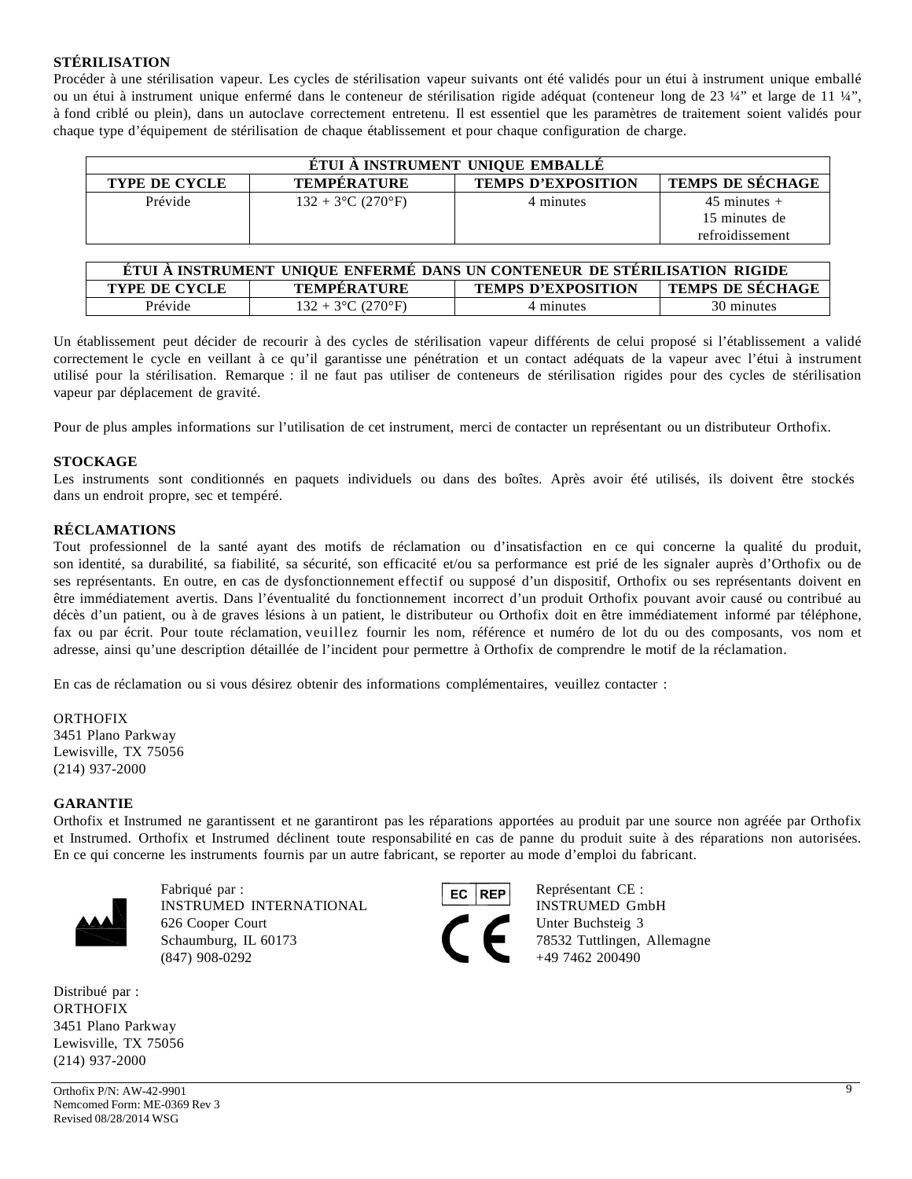**STÉRILISATION**

Procéder à une stérilisation vapeur. Les cycles de stérilisation vapeur suivants ont été validés pour un étui à instrument unique emballé ou un étui à instrument unique enfermé dans le conteneur de stérilisation rigide adéquat (conteneur long de 23 ¼" et large de 11 ¼", à fond criblé ou plein), dans un autoclave correctement entretenu. Il est essentiel que les paramètres de traitement soient validés pour chaque type d'équipement de stérilisation de chaque établissement et pour chaque configuration de charge.

| ÉTUI À INSTRUMENT UNIQUE EMBALLÉ | | | |
|---|---|---|---|
| **TYPE DE CYCLE** | **TEMPÉRATURE** | **TEMPS D'EXPOSITION** | **TEMPS DE SÉCHAGE** |
| Prévide | 132 + 3°C (270°F) | 4 minutes | 45 minutes + 15 minutes de refroidissement |

| ÉTUI À INSTRUMENT UNIQUE ENFERMÉ DANS UN CONTENEUR DE STÉRILISATION RIGIDE | | | |
|---|---|---|---|
| **TYPE DE CYCLE** | **TEMPÉRATURE** | **TEMPS D'EXPOSITION** | **TEMPS DE SÉCHAGE** |
| Prévide | 132 + 3°C (270°F) | 4 minutes | 30 minutes |

Un établissement peut décider de recourir à des cycles de stérilisation vapeur différents de celui proposé si l'établissement a validé correctement le cycle en veillant à ce qu'il garantisse une pénétration et un contact adéquats de la vapeur avec l'étui à instrument utilisé pour la stérilisation. Remarque : il ne faut pas utiliser de conteneurs de stérilisation rigides pour des cycles de stérilisation vapeur par déplacement de gravité.

Pour de plus amples informations sur l'utilisation de cet instrument, merci de contacter un représentant ou un distributeur Orthofix.

**STOCKAGE**

Les instruments sont conditionnés en paquets individuels ou dans des boîtes. Après avoir été utilisés, ils doivent être stockés dans un endroit propre, sec et tempéré.

**RÉCLAMATIONS**

Tout professionnel de la santé ayant des motifs de réclamation ou d'insatisfaction en ce qui concerne la qualité du produit, son identité, sa durabilité, sa fiabilité, sa sécurité, son efficacité et/ou sa performance est prié de les signaler auprès d'Orthofix ou de ses représentants. En outre, en cas de dysfonctionnement effectif ou supposé d'un dispositif, Orthofix ou ses représentants doivent en être immédiatement avertis. Dans l'éventualité du fonctionnement incorrect d'un produit Orthofix pouvant avoir causé ou contribué au décès d'un patient, ou à de graves lésions à un patient, le distributeur ou Orthofix doit en être immédiatement informé par téléphone, fax ou par écrit. Pour toute réclamation, veuillez fournir les nom, référence et numéro de lot du ou des composants, vos nom et adresse, ainsi qu'une description détaillée de l'incident pour permettre à Orthofix de comprendre le motif de la réclamation.

En cas de réclamation ou si vous désirez obtenir des informations complémentaires, veuillez contacter :

ORTHOFIX
3451 Plano Parkway
Lewisville, TX 75056
(214) 937-2000

**GARANTIE**

Orthofix et Instrumed ne garantissent et ne garantiront pas les réparations apportées au produit par une source non agréée par Orthofix et Instrumed. Orthofix et Instrumed déclinent toute responsabilité en cas de panne du produit suite à des réparations non autorisées. En ce qui concerne les instruments fournis par un autre fabricant, se reporter au mode d'emploi du fabricant.

Fabriqué par :
INSTRUMED INTERNATIONAL
626 Cooper Court
Schaumburg, IL 60173
(847) 908-0292

EC REP

CE

Représentant CE :
INSTRUMED GmbH
Unter Buchsteig 3
78532 Tuttlingen, Allemagne
+49 7462 200490

Distribué par :
ORTHOFIX
3451 Plano Parkway
Lewisville, TX 75056
(214) 937-2000

Orthofix P/N: AW-42-9901
Nemcomed Form: ME-0369 Rev 3
Revised 08/28/2014 WSG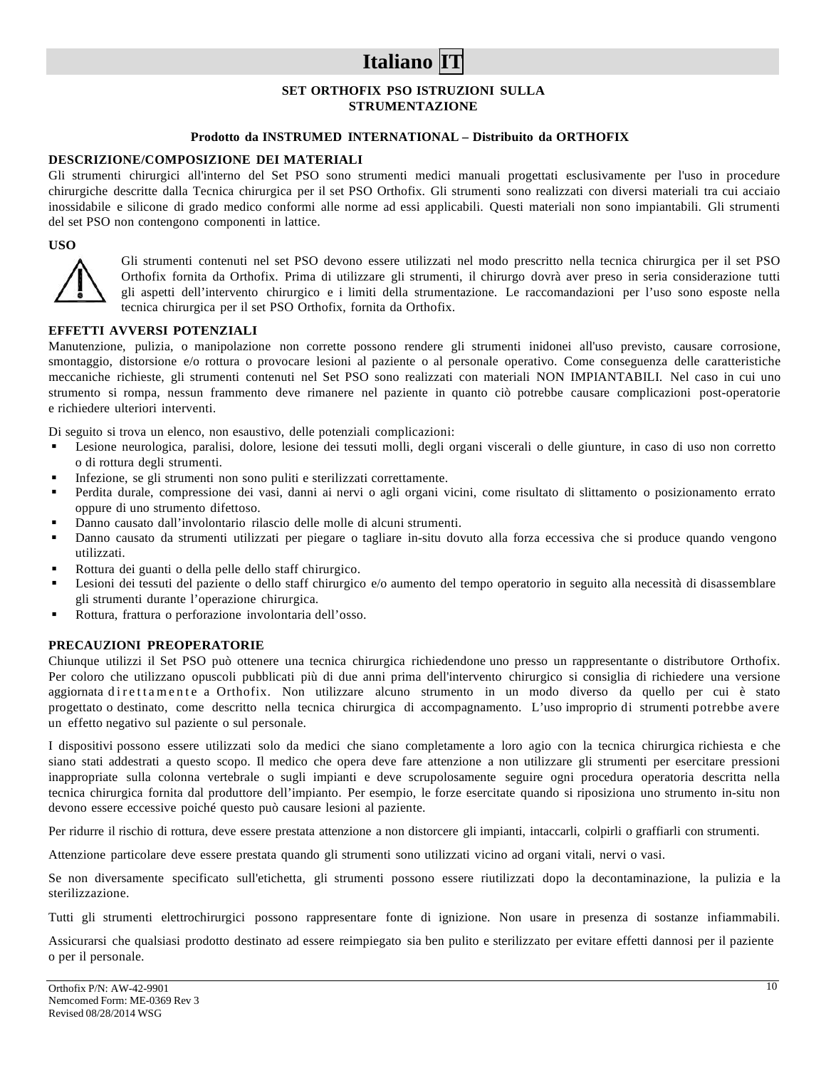# Italiano IT

**SET ORTHOFIX PSO ISTRUZIONI SULLA STRUMENTAZIONE**

**Prodotto da INSTRUMED INTERNATIONAL – Distribuito da ORTHOFIX**

**DESCRIZIONE/COMPOSIZIONE DEI MATERIALI**

Gli strumenti chirurgici all'interno del Set PSO sono strumenti medici manuali progettati esclusivamente per l'uso in procedure chirurgiche descritte dalla Tecnica chirurgica per il set PSO Orthofix. Gli strumenti sono realizzati con diversi materiali tra cui acciaio inossidabile e silicone di grado medico conformi alle norme ad essi applicabili. Questi materiali non sono impiantabili. Gli strumenti del set PSO non contengono componenti in lattice.

**USO**

Gli strumenti contenuti nel set PSO devono essere utilizzati nel modo prescritto nella tecnica chirurgica per il set PSO Orthofix fornita da Orthofix. Prima di utilizzare gli strumenti, il chirurgo dovrà aver preso in seria considerazione tutti gli aspetti dell'intervento chirurgico e i limiti della strumentazione. Le raccomandazioni per l'uso sono esposte nella tecnica chirurgica per il set PSO Orthofix, fornita da Orthofix.

**EFFETTI AVVERSI POTENZIALI**

Manutenzione, pulizia, o manipolazione non corrette possono rendere gli strumenti inidonei all'uso previsto, causare corrosione, smontaggio, distorsione e/o rottura o provocare lesioni al paziente o al personale operativo. Come conseguenza delle caratteristiche meccaniche richieste, gli strumenti contenuti nel Set PSO sono realizzati con materiali NON IMPIANTABILI. Nel caso in cui uno strumento si rompa, nessun frammento deve rimanere nel paziente in quanto ciò potrebbe causare complicazioni post-operatorie e richiedere ulteriori interventi.

Di seguito si trova un elenco, non esaustivo, delle potenziali complicazioni:

- Lesione neurologica, paralisi, dolore, lesione dei tessuti molli, degli organi viscerali o delle giunture, in caso di uso non corretto o di rottura degli strumenti.
- Infezione, se gli strumenti non sono puliti e sterilizzati correttamente.
- Perdita durale, compressione dei vasi, danni ai nervi o agli organi vicini, come risultato di slittamento o posizionamento errato oppure di uno strumento difettoso.
- Danno causato dall'involontario rilascio delle molle di alcuni strumenti.
- Danno causato da strumenti utilizzati per piegare o tagliare in-situ dovuto alla forza eccessiva che si produce quando vengono utilizzati.
- Rottura dei guanti o della pelle dello staff chirurgico.
- Lesioni dei tessuti del paziente o dello staff chirurgico e/o aumento del tempo operatorio in seguito alla necessità di disassemblare gli strumenti durante l'operazione chirurgica.
- Rottura, frattura o perforazione involontaria dell'osso.

**PRECAUZIONI PREOPERATORIE**

Chiunque utilizzi il Set PSO può ottenere una tecnica chirurgica richiedendone uno presso un rappresentante o distributore Orthofix. Per coloro che utilizzano opuscoli pubblicati più di due anni prima dell'intervento chirurgico si consiglia di richiedere una versione aggiornata direttamente a Orthofix. Non utilizzare alcuno strumento in un modo diverso da quello per cui è stato progettato o destinato, come descritto nella tecnica chirurgica di accompagnamento. L'uso improprio di strumenti potrebbe avere un effetto negativo sul paziente o sul personale.

I dispositivi possono essere utilizzati solo da medici che siano completamente a loro agio con la tecnica chirurgica richiesta e che siano stati addestrati a questo scopo. Il medico che opera deve fare attenzione a non utilizzare gli strumenti per esercitare pressioni inappropriate sulla colonna vertebrale o sugli impianti e deve scrupolosamente seguire ogni procedura operatoria descritta nella tecnica chirurgica fornita dal produttore dell'impianto. Per esempio, le forze esercitate quando si riposiziona uno strumento in-situ non devono essere eccessive poiché questo può causare lesioni al paziente.

Per ridurre il rischio di rottura, deve essere prestata attenzione a non distorcere gli impianti, intaccarli, colpirli o graffiarli con strumenti.

Attenzione particolare deve essere prestata quando gli strumenti sono utilizzati vicino ad organi vitali, nervi o vasi.

Se non diversamente specificato sull'etichetta, gli strumenti possono essere riutilizzati dopo la decontaminazione, la pulizia e la sterilizzazione.

Tutti gli strumenti elettrochirurgici possono rappresentare fonte di ignizione. Non usare in presenza di sostanze infiammabili.

Assicurarsi che qualsiasi prodotto destinato ad essere reimpiegato sia ben pulito e sterilizzato per evitare effetti dannosi per il paziente o per il personale.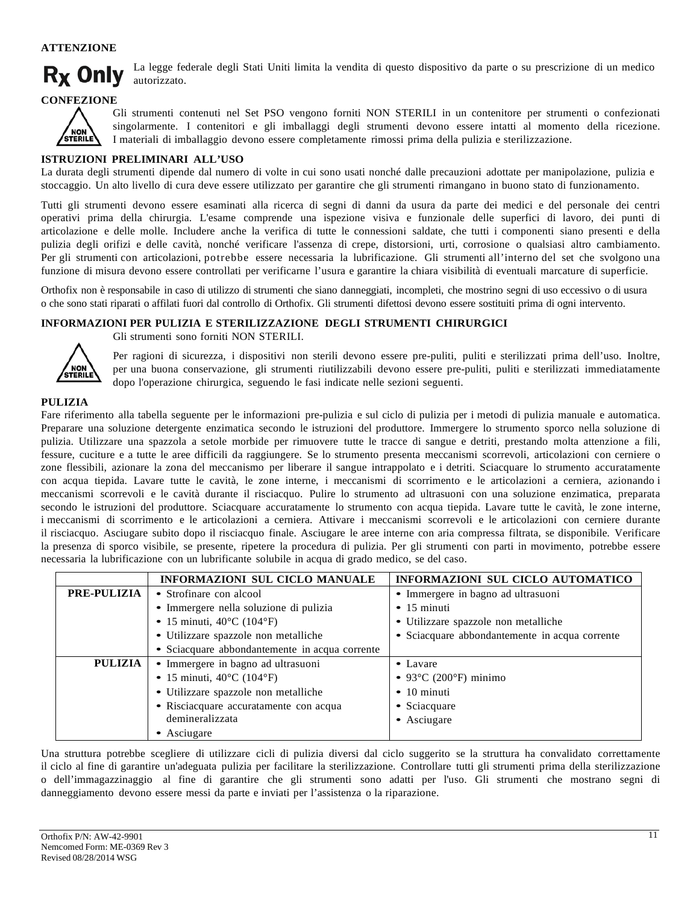**ATTENZIONE**

**Rx Only** La legge federale degli Stati Uniti limita la vendita di questo dispositivo da parte o su prescrizione di un medico autorizzato.

**CONFEZIONE**

Gli strumenti contenuti nel Set PSO vengono forniti NON STERILI in un contenitore per strumenti o confezionati singolarmente. I contenitori e gli imballaggi degli strumenti devono essere intatti al momento della ricezione. I materiali di imballaggio devono essere completamente rimossi prima della pulizia e sterilizzazione.

**ISTRUZIONI PRELIMINARI ALL'USO**

La durata degli strumenti dipende dal numero di volte in cui sono usati nonché dalle precauzioni adottate per manipolazione, pulizia e stoccaggio. Un alto livello di cura deve essere utilizzato per garantire che gli strumenti rimangano in buono stato di funzionamento.

Tutti gli strumenti devono essere esaminati alla ricerca di segni di danni da usura da parte dei medici e del personale dei centri operativi prima della chirurgia. L'esame comprende una ispezione visiva e funzionale delle superfici di lavoro, dei punti di articolazione e delle molle. Includere anche la verifica di tutte le connessioni saldate, che tutti i componenti siano presenti e della pulizia degli orifizi e delle cavità, nonché verificare l'assenza di crepe, distorsioni, urti, corrosione o qualsiasi altro cambiamento. Per gli strumenti con articolazioni, potrebbe essere necessaria la lubrificazione. Gli strumenti all'interno del set che svolgono una funzione di misura devono essere controllati per verificarne l'usura e garantire la chiara visibilità di eventuali marcature di superficie.

Orthofix non è responsabile in caso di utilizzo di strumenti che siano danneggiati, incompleti, che mostrino segni di uso eccessivo o di usura o che sono stati riparati o affilati fuori dal controllo di Orthofix. Gli strumenti difettosi devono essere sostituiti prima di ogni intervento.

**INFORMAZIONI PER PULIZIA E STERILIZZAZIONE DEGLI STRUMENTI CHIRURGICI**

Gli strumenti sono forniti NON STERILI.

Per ragioni di sicurezza, i dispositivi non sterili devono essere pre-puliti, puliti e sterilizzati prima dell'uso. Inoltre, per una buona conservazione, gli strumenti riutilizzabili devono essere pre-puliti, puliti e sterilizzati immediatamente dopo l'operazione chirurgica, seguendo le fasi indicate nelle sezioni seguenti.

**PULIZIA**

Fare riferimento alla tabella seguente per le informazioni pre-pulizia e sul ciclo di pulizia per i metodi di pulizia manuale e automatica. Preparare una soluzione detergente enzimatica secondo le istruzioni del produttore. Immergere lo strumento sporco nella soluzione di pulizia. Utilizzare una spazzola a setole morbide per rimuovere tutte le tracce di sangue e detriti, prestando molta attenzione a fili, fessure, cuciture e a tutte le aree difficili da raggiungere. Se lo strumento presenta meccanismi scorrevoli, articolazioni con cerniere o zone flessibili, azionare la zona del meccanismo per liberare il sangue intrappolato e i detriti. Sciacquare lo strumento accuratamente con acqua tiepida. Lavare tutte le cavità, le zone interne, i meccanismi di scorrimento e le articolazioni a cerniera, azionando i meccanismi scorrevoli e le cavità durante il risciacquo. Pulire lo strumento ad ultrasuoni con una soluzione enzimatica, preparata secondo le istruzioni del produttore. Sciacquare accuratamente lo strumento con acqua tiepida. Lavare tutte le cavità, le zone interne, i meccanismi di scorrimento e le articolazioni a cerniera. Attivare i meccanismi scorrevoli e le articolazioni con cerniere durante il risciacquo. Asciugare subito dopo il risciacquo finale. Asciugare le aree interne con aria compressa filtrata, se disponibile. Verificare la presenza di sporco visibile, se presente, ripetere la procedura di pulizia. Per gli strumenti con parti in movimento, potrebbe essere necessaria la lubrificazione con un lubrificante solubile in acqua di grado medico, se del caso.

| | **INFORMAZIONI SUL CICLO MANUALE** | **INFORMAZIONI SUL CICLO AUTOMATICO** |
|---|---|---|
| **PRE-PULIZIA** | • Strofinare con alcool<br>• Immergere nella soluzione di pulizia<br>• 15 minuti, 40°C (104°F)<br>• Utilizzare spazzole non metalliche<br>• Sciacquare abbondantemente in acqua corrente | • Immergere in bagno ad ultrasuoni<br>• 15 minuti<br>• Utilizzare spazzole non metalliche<br>• Sciacquare abbondantemente in acqua corrente |
| **PULIZIA** | • Immergere in bagno ad ultrasuoni<br>• 15 minuti, 40°C (104°F)<br>• Utilizzare spazzole non metalliche<br>• Risciacquare accuratamente con acqua demineralizzata<br>• Asciugare | • Lavare<br>• 93°C (200°F) minimo<br>• 10 minuti<br>• Sciacquare<br>• Asciugare |

Una struttura potrebbe scegliere di utilizzare cicli di pulizia diversi dal ciclo suggerito se la struttura ha convalidato correttamente il ciclo al fine di garantire un'adeguata pulizia per facilitare la sterilizzazione. Controllare tutti gli strumenti prima della sterilizzazione o dell'immagazzinaggio al fine di garantire che gli strumenti sono adatti per l'uso. Gli strumenti che mostrano segni di danneggiamento devono essere messi da parte e inviati per l'assistenza o la riparazione.

Orthofix P/N: AW-42-9901
Nemcomed Form: ME-0369 Rev 3
Revised 08/28/2014 WSG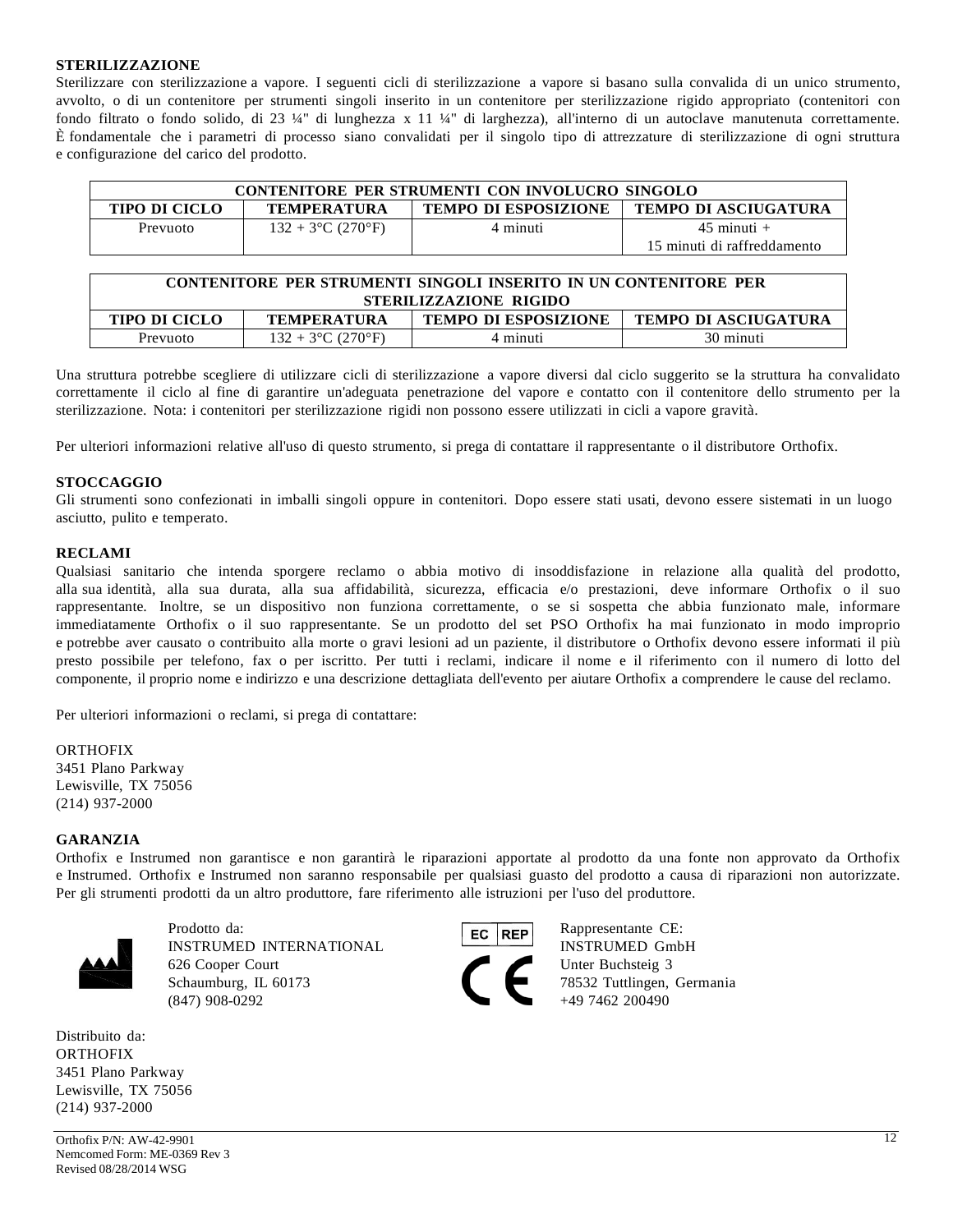**STERILIZZAZIONE**

Sterilizzare con sterilizzazione a vapore. I seguenti cicli di sterilizzazione a vapore si basano sulla convalida di un unico strumento, avvolto, o di un contenitore per strumenti singoli inserito in un contenitore per sterilizzazione rigido appropriato (contenitori con fondo filtrato o fondo solido, di 23 ¼" di lunghezza x 11 ¼" di larghezza), all'interno di un autoclave manutenuta correttamente. È fondamentale che i parametri di processo siano convalidati per il singolo tipo di attrezzature di sterilizzazione di ogni struttura e configurazione del carico del prodotto.

| CONTENITORE PER STRUMENTI CON INVOLUCRO SINGOLO | | | |
|---|---|---|---|
| **TIPO DI CICLO** | **TEMPERATURA** | **TEMPO DI ESPOSIZIONE** | **TEMPO DI ASCIUGATURA** |
| Prevuoto | 132 + 3°C (270°F) | 4 minuti | 45 minuti + 15 minuti di raffreddamento |

| CONTENITORE PER STRUMENTI SINGOLI INSERITO IN UN CONTENITORE PER STERILIZZAZIONE RIGIDO | | | |
|---|---|---|---|
| **TIPO DI CICLO** | **TEMPERATURA** | **TEMPO DI ESPOSIZIONE** | **TEMPO DI ASCIUGATURA** |
| Prevuoto | 132 + 3°C (270°F) | 4 minuti | 30 minuti |

Una struttura potrebbe scegliere di utilizzare cicli di sterilizzazione a vapore diversi dal ciclo suggerito se la struttura ha convalidato correttamente il ciclo al fine di garantire un'adeguata penetrazione del vapore e contatto con il contenitore dello strumento per la sterilizzazione. Nota: i contenitori per sterilizzazione rigidi non possono essere utilizzati in cicli a vapore gravità.

Per ulteriori informazioni relative all'uso di questo strumento, si prega di contattare il rappresentante o il distributore Orthofix.

**STOCCAGGIO**

Gli strumenti sono confezionati in imballi singoli oppure in contenitori. Dopo essere stati usati, devono essere sistemati in un luogo asciutto, pulito e temperato.

**RECLAMI**

Qualsiasi sanitario che intenda sporgere reclamo o abbia motivo di insoddisfazione in relazione alla qualità del prodotto, alla sua identità, alla sua durata, alla sua affidabilità, sicurezza, efficacia e/o prestazioni, deve informare Orthofix o il suo rappresentante. Inoltre, se un dispositivo non funziona correttamente, o se si sospetta che abbia funzionato male, informare immediatamente Orthofix o il suo rappresentante. Se un prodotto del set PSO Orthofix ha mai funzionato in modo improprio e potrebbe aver causato o contribuito alla morte o gravi lesioni ad un paziente, il distributore o Orthofix devono essere informati il più presto possibile per telefono, fax o per iscritto. Per tutti i reclami, indicare il nome e il riferimento con il numero di lotto del componente, il proprio nome e indirizzo e una descrizione dettagliata dell'evento per aiutare Orthofix a comprendere le cause del reclamo.

Per ulteriori informazioni o reclami, si prega di contattare:

ORTHOFIX
3451 Plano Parkway
Lewisville, TX 75056
(214) 937-2000

**GARANZIA**

Orthofix e Instrumed non garantisce e non garantirà le riparazioni apportate al prodotto da una fonte non approvato da Orthofix e Instrumed. Orthofix e Instrumed non saranno responsabile per qualsiasi guasto del prodotto a causa di riparazioni non autorizzate. Per gli strumenti prodotti da un altro produttore, fare riferimento alle istruzioni per l'uso del produttore.

Prodotto da:
INSTRUMED INTERNATIONAL
626 Cooper Court
Schaumburg, IL 60173
(847) 908-0292

EC REP

CE

Rappresentante CE:
INSTRUMED GmbH
Unter Buchsteig 3
78532 Tuttlingen, Germania
+49 7462 200490

Distribuito da:
ORTHOFIX
3451 Plano Parkway
Lewisville, TX 75056
(214) 937-2000

Orthofix P/N: AW-42-9901
Nemcomed Form: ME-0369 Rev 3
Revised 08/28/2014 WSG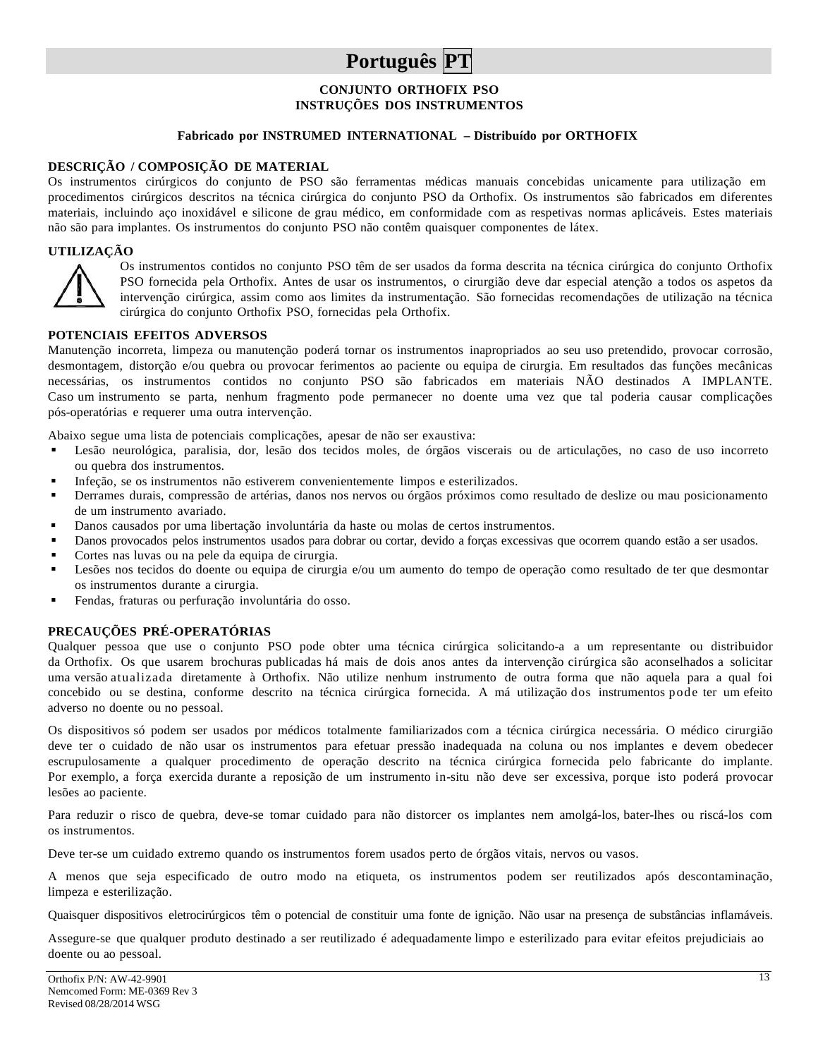# Português PT

**CONJUNTO ORTHOFIX PSO**
**INSTRUÇÕES DOS INSTRUMENTOS**

**Fabricado por INSTRUMED INTERNATIONAL – Distribuído por ORTHOFIX**

## DESCRIÇÃO / COMPOSIÇÃO DE MATERIAL

Os instrumentos cirúrgicos do conjunto de PSO são ferramentas médicas manuais concebidas unicamente para utilização em procedimentos cirúrgicos descritos na técnica cirúrgica do conjunto PSO da Orthofix. Os instrumentos são fabricados em diferentes materiais, incluindo aço inoxidável e silicone de grau médico, em conformidade com as respetivas normas aplicáveis. Estes materiais não são para implantes. Os instrumentos do conjunto PSO não contêm quaisquer componentes de látex.

## UTILIZAÇÃO

Os instrumentos contidos no conjunto PSO têm de ser usados da forma descrita na técnica cirúrgica do conjunto Orthofix PSO fornecida pela Orthofix. Antes de usar os instrumentos, o cirurgião deve dar especial atenção a todos os aspetos da intervenção cirúrgica, assim como aos limites da instrumentação. São fornecidas recomendações de utilização na técnica cirúrgica do conjunto Orthofix PSO, fornecidas pela Orthofix.

## POTENCIAIS EFEITOS ADVERSOS

Manutenção incorreta, limpeza ou manutenção poderá tornar os instrumentos inapropriados ao seu uso pretendido, provocar corrosão, desmontagem, distorção e/ou quebra ou provocar ferimentos ao paciente ou equipa de cirurgia. Em resultados das funções mecânicas necessárias, os instrumentos contidos no conjunto PSO são fabricados em materiais NÃO destinados A IMPLANTE. Caso um instrumento se parta, nenhum fragmento pode permanecer no doente uma vez que tal poderia causar complicações pós-operatórias e requerer uma outra intervenção.

Abaixo segue uma lista de potenciais complicações, apesar de não ser exaustiva:

- Lesão neurológica, paralisia, dor, lesão dos tecidos moles, de órgãos viscerais ou de articulações, no caso de uso incorreto ou quebra dos instrumentos.
- Infeção, se os instrumentos não estiverem convenientemente limpos e esterilizados.
- Derrames durais, compressão de artérias, danos nos nervos ou órgãos próximos como resultado de deslize ou mau posicionamento de um instrumento avariado.
- Danos causados por uma libertação involuntária da haste ou molas de certos instrumentos.
- Danos provocados pelos instrumentos usados para dobrar ou cortar, devido a forças excessivas que ocorrem quando estão a ser usados.
- Cortes nas luvas ou na pele da equipa de cirurgia.
- Lesões nos tecidos do doente ou equipa de cirurgia e/ou um aumento do tempo de operação como resultado de ter que desmontar os instrumentos durante a cirurgia.
- Fendas, fraturas ou perfuração involuntária do osso.

## PRECAUÇÕES PRÉ-OPERATÓRIAS

Qualquer pessoa que use o conjunto PSO pode obter uma técnica cirúrgica solicitando-a a um representante ou distribuidor da Orthofix. Os que usarem brochuras publicadas há mais de dois anos antes da intervenção cirúrgica são aconselhados a solicitar uma versão atualizada diretamente à Orthofix. Não utilize nenhum instrumento de outra forma que não aquela para a qual foi concebido ou se destina, conforme descrito na técnica cirúrgica fornecida. A má utilização dos instrumentos pode ter um efeito adverso no doente ou no pessoal.

Os dispositivos só podem ser usados por médicos totalmente familiarizados com a técnica cirúrgica necessária. O médico cirurgião deve ter o cuidado de não usar os instrumentos para efetuar pressão inadequada na coluna ou nos implantes e devem obedecer escrupulosamente a qualquer procedimento de operação descrito na técnica cirúrgica fornecida pelo fabricante do implante. Por exemplo, a força exercida durante a reposição de um instrumento in-situ não deve ser excessiva, porque isto poderá provocar lesões ao paciente.

Para reduzir o risco de quebra, deve-se tomar cuidado para não distorcer os implantes nem amolgá-los, bater-lhes ou riscá-los com os instrumentos.

Deve ter-se um cuidado extremo quando os instrumentos forem usados perto de órgãos vitais, nervos ou vasos.

A menos que seja especificado de outro modo na etiqueta, os instrumentos podem ser reutilizados após descontaminação, limpeza e esterilização.

Quaisquer dispositivos eletrocirúrgicos têm o potencial de constituir uma fonte de ignição. Não usar na presença de substâncias inflamáveis.

Assegure-se que qualquer produto destinado a ser reutilizado é adequadamente limpo e esterilizado para evitar efeitos prejudiciais ao doente ou ao pessoal.

Orthofix P/N: AW-42-9901
Nemcomed Form: ME-0369 Rev 3
Revised 08/28/2014 WSG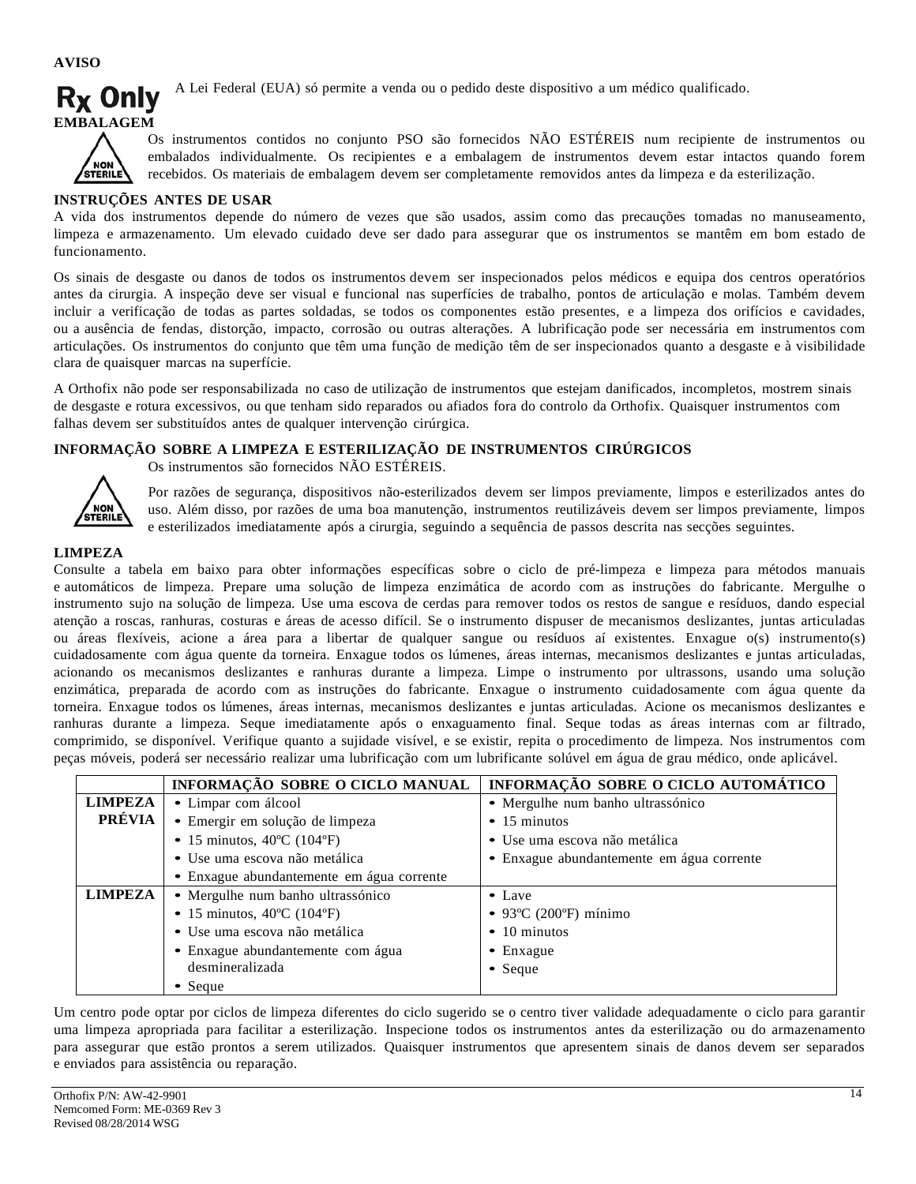**AVISO**

**Rx Only** A Lei Federal (EUA) só permite a venda ou o pedido deste dispositivo a um médico qualificado.

**EMBALAGEM**

NON STERILE

Os instrumentos contidos no conjunto PSO são fornecidos NÃO ESTÉREIS num recipiente de instrumentos ou embalados individualmente. Os recipientes e a embalagem de instrumentos devem estar intactos quando forem recebidos. Os materiais de embalagem devem ser completamente removidos antes da limpeza e da esterilização.

**INSTRUÇÕES ANTES DE USAR**

A vida dos instrumentos depende do número de vezes que são usados, assim como das precauções tomadas no manuseamento, limpeza e armazenamento. Um elevado cuidado deve ser dado para assegurar que os instrumentos se mantêm em bom estado de funcionamento.

Os sinais de desgaste ou danos de todos os instrumentos devem ser inspecionados pelos médicos e equipa dos centros operatórios antes da cirurgia. A inspeção deve ser visual e funcional nas superfícies de trabalho, pontos de articulação e molas. Também devem incluir a verificação de todas as partes soldadas, se todos os componentes estão presentes, e a limpeza dos orifícios e cavidades, ou a ausência de fendas, distorção, impacto, corrosão ou outras alterações. A lubrificação pode ser necessária em instrumentos com articulações. Os instrumentos do conjunto que têm uma função de medição têm de ser inspecionados quanto a desgaste e à visibilidade clara de quaisquer marcas na superfície.

A Orthofix não pode ser responsabilizada no caso de utilização de instrumentos que estejam danificados, incompletos, mostrem sinais de desgaste e rotura excessivos, ou que tenham sido reparados ou afiados fora do controlo da Orthofix. Quaisquer instrumentos com falhas devem ser substituídos antes de qualquer intervenção cirúrgica.

**INFORMAÇÃO SOBRE A LIMPEZA E ESTERILIZAÇÃO DE INSTRUMENTOS CIRÚRGICOS**

NON STERILE

Os instrumentos são fornecidos NÃO ESTÉREIS.

Por razões de segurança, dispositivos não-esterilizados devem ser limpos previamente, limpos e esterilizados antes do uso. Além disso, por razões de uma boa manutenção, instrumentos reutilizáveis devem ser limpos previamente, limpos e esterilizados imediatamente após a cirurgia, seguindo a sequência de passos descrita nas secções seguintes.

**LIMPEZA**

Consulte a tabela em baixo para obter informações específicas sobre o ciclo de pré-limpeza e limpeza para métodos manuais e automáticos de limpeza. Prepare uma solução de limpeza enzimática de acordo com as instruções do fabricante. Mergulhe o instrumento sujo na solução de limpeza. Use uma escova de cerdas para remover todos os restos de sangue e resíduos, dando especial atenção a roscas, ranhuras, costuras e áreas de acesso difícil. Se o instrumento dispuser de mecanismos deslizantes, juntas articuladas ou áreas flexíveis, acione a área para a libertar de qualquer sangue ou resíduos aí existentes. Enxague o(s) instrumento(s) cuidadosamente com água quente da torneira. Enxague todos os lúmenes, áreas internas, mecanismos deslizantes e juntas articuladas, acionando os mecanismos deslizantes e ranhuras durante a limpeza. Limpe o instrumento por ultrassons, usando uma solução enzimática, preparada de acordo com as instruções do fabricante. Enxague o instrumento cuidadosamente com água quente da torneira. Enxague todos os lúmenes, áreas internas, mecanismos deslizantes e juntas articuladas. Acione os mecanismos deslizantes e ranhuras durante a limpeza. Seque imediatamente após o enxaguamento final. Seque todas as áreas internas com ar filtrado, comprimido, se disponível. Verifique quanto a sujidade visível, e se existir, repita o procedimento de limpeza. Nos instrumentos com peças móveis, poderá ser necessário realizar uma lubrificação com um lubrificante solúvel em água de grau médico, onde aplicável.

| | INFORMAÇÃO SOBRE O CICLO MANUAL | INFORMAÇÃO SOBRE O CICLO AUTOMÁTICO |
|---|---|---|
| **LIMPEZA PRÉVIA** | • Limpar com álcool<br>• Emergir em solução de limpeza<br>• 15 minutos, 40ºC (104ºF)<br>• Use uma escova não metálica<br>• Enxague abundantemente em água corrente | • Mergulhe num banho ultrassónico<br>• 15 minutos<br>• Use uma escova não metálica<br>• Enxague abundantemente em água corrente |
| **LIMPEZA** | • Mergulhe num banho ultrassónico<br>• 15 minutos, 40ºC (104ºF)<br>• Use uma escova não metálica<br>• Enxague abundantemente com água desmineralizada<br>• Seque | • Lave<br>• 93ºC (200ºF) mínimo<br>• 10 minutos<br>• Enxague<br>• Seque |

Um centro pode optar por ciclos de limpeza diferentes do ciclo sugerido se o centro tiver validade adequadamente o ciclo para garantir uma limpeza apropriada para facilitar a esterilização. Inspecione todos os instrumentos antes da esterilização ou do armazenamento para assegurar que estão prontos a serem utilizados. Quaisquer instrumentos que apresentem sinais de danos devem ser separados e enviados para assistência ou reparação.

Orthofix P/N: AW-42-9901
Nemcomed Form: ME-0369 Rev 3
Revised 08/28/2014 WSG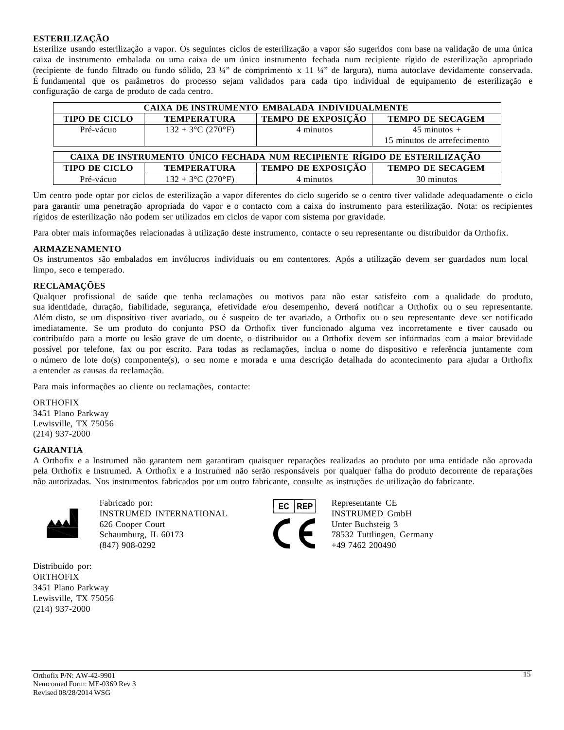**ESTERILIZAÇÃO**

Esterilize usando esterilização a vapor. Os seguintes ciclos de esterilização a vapor são sugeridos com base na validação de uma única caixa de instrumento embalada ou uma caixa de um único instrumento fechada num recipiente rígido de esterilização apropriado (recipiente de fundo filtrado ou fundo sólido, 23 ¼" de comprimento x 11 ¼" de largura), numa autoclave devidamente conservada. É fundamental que os parâmetros do processo sejam validados para cada tipo individual de equipamento de esterilização e configuração de carga de produto de cada centro.

| CAIXA DE INSTRUMENTO EMBALADA INDIVIDUALMENTE | | | |
|---|---|---|---|
| **TIPO DE CICLO** | **TEMPERATURA** | **TEMPO DE EXPOSIÇÃO** | **TEMPO DE SECAGEM** |
| Pré-vácuo | 132 + 3°C (270°F) | 4 minutos | 45 minutos + 15 minutos de arrefecimento |

| CAIXA DE INSTRUMENTO ÚNICO FECHADA NUM RECIPIENTE RÍGIDO DE ESTERILIZAÇÃO | | | |
|---|---|---|---|
| **TIPO DE CICLO** | **TEMPERATURA** | **TEMPO DE EXPOSIÇÃO** | **TEMPO DE SECAGEM** |
| Pré-vácuo | 132 + 3°C (270°F) | 4 minutos | 30 minutos |

Um centro pode optar por ciclos de esterilização a vapor diferentes do ciclo sugerido se o centro tiver validade adequadamente o ciclo para garantir uma penetração apropriada do vapor e o contacto com a caixa do instrumento para esterilização. Nota: os recipientes rígidos de esterilização não podem ser utilizados em ciclos de vapor com sistema por gravidade.

Para obter mais informações relacionadas à utilização deste instrumento, contacte o seu representante ou distribuidor da Orthofix.

**ARMAZENAMENTO**

Os instrumentos são embalados em invólucros individuais ou em contentores. Após a utilização devem ser guardados num local limpo, seco e temperado.

**RECLAMAÇÕES**

Qualquer profissional de saúde que tenha reclamações ou motivos para não estar satisfeito com a qualidade do produto, sua identidade, duração, fiabilidade, segurança, efetividade e/ou desempenho, deverá notificar a Orthofix ou o seu representante. Além disto, se um dispositivo tiver avariado, ou é suspeito de ter avariado, a Orthofix ou o seu representante deve ser notificado imediatamente. Se um produto do conjunto PSO da Orthofix tiver funcionado alguma vez incorretamente e tiver causado ou contribuído para a morte ou lesão grave de um doente, o distribuidor ou a Orthofix devem ser informados com a maior brevidade possível por telefone, fax ou por escrito. Para todas as reclamações, inclua o nome do dispositivo e referência juntamente com o número de lote do(s) componente(s), o seu nome e morada e uma descrição detalhada do acontecimento para ajudar a Orthofix a entender as causas da reclamação.

Para mais informações ao cliente ou reclamações, contacte:

ORTHOFIX
3451 Plano Parkway
Lewisville, TX 75056
(214) 937-2000

**GARANTIA**

A Orthofix e a Instrumed não garantem nem garantiram quaisquer reparações realizadas ao produto por uma entidade não aprovada pela Orthofix e Instrumed. A Orthofix e a Instrumed não serão responsáveis por qualquer falha do produto decorrente de reparações não autorizadas. Nos instrumentos fabricados por um outro fabricante, consulte as instruções de utilização do fabricante.

Fabricado por:
INSTRUMED INTERNATIONAL
626 Cooper Court
Schaumburg, IL 60173
(847) 908-0292

EC REP

CE

Representante CE
INSTRUMED GmbH
Unter Buchsteig 3
78532 Tuttlingen, Germany
+49 7462 200490

Distribuído por:
ORTHOFIX
3451 Plano Parkway
Lewisville, TX 75056
(214) 937-2000

Orthofix P/N: AW-42-9901
Nemcomed Form: ME-0369 Rev 3
Revised 08/28/2014 WSG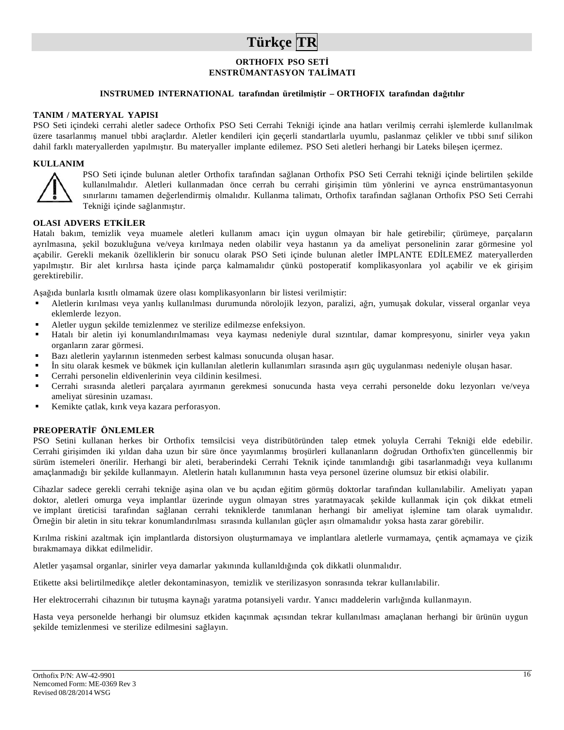# Türkçe TR

**ORTHOFIX PSO SETİ**
**ENSTRÜMANTASYON TALİMATI**

**INSTRUMED INTERNATIONAL tarafından üretilmiştir – ORTHOFIX tarafından dağıtılır**

## TANIM / MATERYAL YAPISI

PSO Seti içindeki cerrahi aletler sadece Orthofix PSO Seti Cerrahi Tekniği içinde ana hatları verilmiş cerrahi işlemlerde kullanılmak üzere tasarlanmış manuel tıbbi araçlardır. Aletler kendileri için geçerli standartlarla uyumlu, paslanmaz çelikler ve tıbbi sınıf silikon dahil farklı materyallerden yapılmıştır. Bu materyaller implante edilemez. PSO Seti aletleri herhangi bir Lateks bileşen içermez.

## KULLANIM

PSO Seti içinde bulunan aletler Orthofix tarafından sağlanan Orthofix PSO Seti Cerrahi tekniği içinde belirtilen şekilde kullanılmalıdır. Aletleri kullanmadan önce cerrah bu cerrahi girişimin tüm yönlerini ve ayrıca enstrümantasyonun sınırlarını tamamen değerlendirmiş olmalıdır. Kullanma talimatı, Orthofix tarafından sağlanan Orthofix PSO Seti Cerrahi Tekniği içinde sağlanmıştır.

## OLASI ADVERS ETKİLER

Hatalı bakım, temizlik veya muamele aletleri kullanım amacı için uygun olmayan bir hale getirebilir; çürümeye, parçaların ayrılmasına, şekil bozukluğuna ve/veya kırılmaya neden olabilir veya hastanın ya da ameliyat personelinin zarar görmesine yol açabilir. Gerekli mekanik özelliklerin bir sonucu olarak PSO Seti içinde bulunan aletler İMPLANTE EDİLEMEZ materyallerden yapılmıştır. Bir alet kırılırsa hasta içinde parça kalmamalıdır çünkü postoperatif komplikasyonlara yol açabilir ve ek girişim gerektirebilir.

Aşağıda bunlarla kısıtlı olmamak üzere olası komplikasyonların bir listesi verilmiştir:

- Aletlerin kırılması veya yanlış kullanılması durumunda nörolojik lezyon, paralizi, ağrı, yumuşak dokular, visseral organlar veya eklemlerde lezyon.
- Aletler uygun şekilde temizlenmez ve sterilize edilmezse enfeksiyon.
- Hatalı bir aletin iyi konumlandırılmaması veya kayması nedeniyle dural sızıntılar, damar kompresyonu, sinirler veya yakın organların zarar görmesi.
- Bazı aletlerin yaylarının istenmeden serbest kalması sonucunda oluşan hasar.
- İn situ olarak kesmek ve bükmek için kullanılan aletlerin kullanımları sırasında aşırı güç uygulanması nedeniyle oluşan hasar.
- Cerrahi personelin eldivenlerinin veya cildinin kesilmesi.
- Cerrahi sırasında aletleri parçalara ayırmanın gerekmesi sonucunda hasta veya cerrahi personelde doku lezyonları ve/veya ameliyat süresinin uzaması.
- Kemikte çatlak, kırık veya kazara perforasyon.

## PREOPERATİF ÖNLEMLER

PSO Setini kullanan herkes bir Orthofix temsilcisi veya distribütöründen talep etmek yoluyla Cerrahi Tekniği elde edebilir. Cerrahi girişimden iki yıldan daha uzun bir süre önce yayımlanmış broşürleri kullananların doğrudan Orthofix'ten güncellenmiş bir sürüm istemeleri önerilir. Herhangi bir aleti, beraberindeki Cerrahi Teknik içinde tanımlandığı gibi tasarlanmadığı veya kullanımı amaçlanmadığı bir şekilde kullanmayın. Aletlerin hatalı kullanımının hasta veya personel üzerine olumsuz bir etkisi olabilir.

Cihazlar sadece gerekli cerrahi tekniğe aşina olan ve bu açıdan eğitim görmüş doktorlar tarafından kullanılabilir. Ameliyatı yapan doktor, aletleri omurga veya implantlar üzerinde uygun olmayan stres yaratmayacak şekilde kullanmak için çok dikkat etmeli ve implant üreticisi tarafından sağlanan cerrahi tekniklerde tanımlanan herhangi bir ameliyat işlemine tam olarak uymalıdır. Örneğin bir aletin in situ tekrar konumlandırılması sırasında kullanılan güçler aşırı olmamalıdır yoksa hasta zarar görebilir.

Kırılma riskini azaltmak için implantlarda distorsiyon oluşturmamaya ve implantlara aletlerle vurmamaya, çentik açmamaya ve çizik bırakmamaya dikkat edilmelidir.

Aletler yaşamsal organlar, sinirler veya damarlar yakınında kullanıldığında çok dikkatli olunmalıdır.

Etikette aksi belirtilmedikçe aletler dekontaminasyon, temizlik ve sterilizasyon sonrasında tekrar kullanılabilir.

Her elektrocerrahi cihazının bir tutuşma kaynağı yaratma potansiyeli vardır. Yanıcı maddelerin varlığında kullanmayın.

Hasta veya personelde herhangi bir olumsuz etkiden kaçınmak açısından tekrar kullanılması amaçlanan herhangi bir ürünün uygun şekilde temizlenmesi ve sterilize edilmesini sağlayın.

Orthofix P/N: AW-42-9901
Nemcomed Form: ME-0369 Rev 3
Revised 08/28/2014 WSG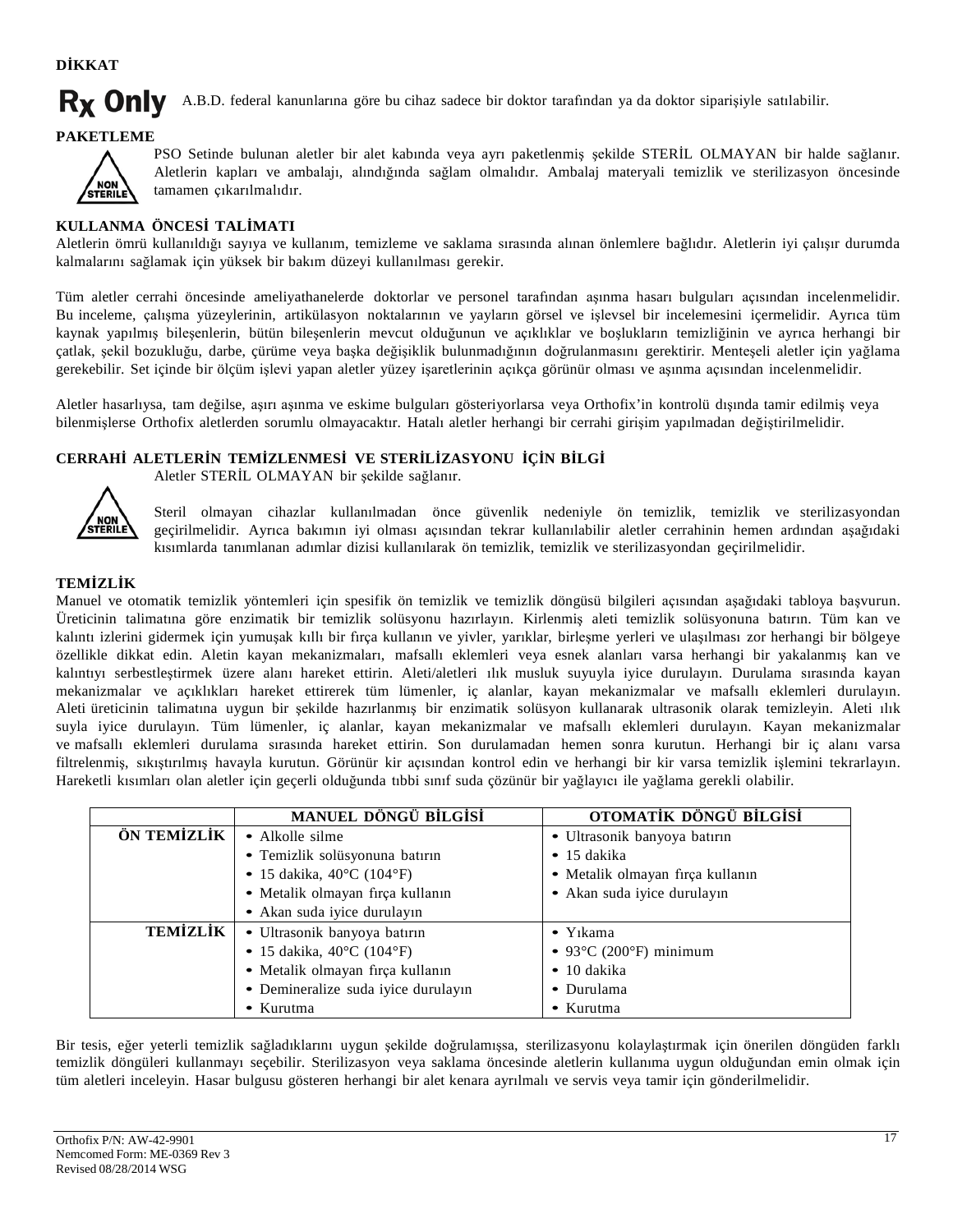**DİKKAT**

**Rx Only** A.B.D. federal kanunlarına göre bu cihaz sadece bir doktor tarafından ya da doktor siparişiyle satılabilir.

**PAKETLEME**

NON STERILE

PSO Setinde bulunan aletler bir alet kabında veya ayrı paketlenmiş şekilde STERİL OLMAYAN bir halde sağlanır. Aletlerin kapları ve ambalajı, alındığında sağlam olmalıdır. Ambalaj materyali temizlik ve sterilizasyon öncesinde tamamen çıkarılmalıdır.

**KULLANMA ÖNCESİ TALİMATI**

Aletlerin ömrü kullanıldığı sayıya ve kullanım, temizleme ve saklama sırasında alınan önlemlere bağlıdır. Aletlerin iyi çalışır durumda kalmalarını sağlamak için yüksek bir bakım düzeyi kullanılması gerekir.

Tüm aletler cerrahi öncesinde ameliyathanelerde doktorlar ve personel tarafından aşınma hasarı bulguları açısından incelenmelidir. Bu inceleme, çalışma yüzeylerinin, artikülasyon noktalarının ve yayların görsel ve işlevsel bir incelemesini içermelidir. Ayrıca tüm kaynak yapılmış bileşenlerin, bütün bileşenlerin mevcut olduğunun ve açıklıklar ve boşlukların temizliğinin ve ayrıca herhangi bir çatlak, şekil bozukluğu, darbe, çürüme veya başka değişiklik bulunmadığının doğrulanmasını gerektirir. Menteşeli aletler için yağlama gerekebilir. Set içinde bir ölçüm işlevi yapan aletler yüzey işaretlerinin açıkça görünür olması ve aşınma açısından incelenmelidir.

Aletler hasarlıysa, tam değilse, aşırı aşınma ve eskime bulguları gösteriyorlarsa veya Orthofix'in kontrolü dışında tamir edilmiş veya bilenmişlerse Orthofix aletlerden sorumlu olmayacaktır. Hatalı aletler herhangi bir cerrahi girişim yapılmadan değiştirilmelidir.

**CERRAHİ ALETLERİN TEMİZLENMESİ VE STERİLİZASYONU İÇİN BİLGİ**

Aletler STERİL OLMAYAN bir şekilde sağlanır.

NON STERILE

Steril olmayan cihazlar kullanılmadan önce güvenlik nedeniyle ön temizlik, temizlik ve sterilizasyondan geçirilmelidir. Ayrıca bakımın iyi olması açısından tekrar kullanılabilir aletler cerrahinin hemen ardından aşağıdaki kısımlarda tanımlanan adımlar dizisi kullanılarak ön temizlik, temizlik ve sterilizasyondan geçirilmelidir.

**TEMİZLİK**

Manuel ve otomatik temizlik yöntemleri için spesifik ön temizlik ve temizlik döngüsü bilgileri açısından aşağıdaki tabloya başvurun. Üreticinin talimatına göre enzimatik bir temizlik solüsyonu hazırlayın. Kirlenmiş aleti temizlik solüsyonuna batırın. Tüm kan ve kalıntı izlerini gidermek için yumuşak kıllı bir fırça kullanın ve yivler, yarıklar, birleşme yerleri ve ulaşılması zor herhangi bir bölgeye özellikle dikkat edin. Aletin kayan mekanizmaları, mafsallı eklemleri veya esnek alanları varsa herhangi bir yakalanmış kan ve kalıntıyı serbestleştirmek üzere alanı hareket ettirin. Aleti/aletleri ılık musluk suyuyla iyice durulayın. Durulama sırasında kayan mekanizmalar ve açıklıkları hareket ettirerek tüm lümenler, iç alanlar, kayan mekanizmalar ve mafsallı eklemleri durulayın. Aleti üreticinin talimatına uygun bir şekilde hazırlanmış bir enzimatik solüsyon kullanarak ultrasonik olarak temizleyin. Aleti ılık suyla iyice durulayın. Tüm lümenler, iç alanlar, kayan mekanizmalar ve mafsallı eklemleri durulayın. Kayan mekanizmalar ve mafsallı eklemleri durulama sırasında hareket ettirin. Son durulamadan hemen sonra kurutun. Herhangi bir iç alanı varsa filtrelenmiş, sıkıştırılmış havayla kurutun. Görünür kir açısından kontrol edin ve herhangi bir kir varsa temizlik işlemini tekrarlayın. Hareketli kısımları olan aletler için geçerli olduğunda tıbbi sınıf suda çözünür bir yağlayıcı ile yağlama gerekli olabilir.

| | MANUEL DÖNGÜ BİLGİSİ | OTOMATİK DÖNGÜ BİLGİSİ |
|---|---|---|
| **ÖN TEMİZLİK** | • Alkolle silme<br>• Temizlik solüsyonuna batırın<br>• 15 dakika, 40°C (104°F)<br>• Metalik olmayan fırça kullanın<br>• Akan suda iyice durulayın | • Ultrasonik banyoya batırın<br>• 15 dakika<br>• Metalik olmayan fırça kullanın<br>• Akan suda iyice durulayın |
| **TEMİZLİK** | • Ultrasonik banyoya batırın<br>• 15 dakika, 40°C (104°F)<br>• Metalik olmayan fırça kullanın<br>• Demineralize suda iyice durulayın<br>• Kurutma | • Yıkama<br>• 93°C (200°F) minimum<br>• 10 dakika<br>• Durulama<br>• Kurutma |

Bir tesis, eğer yeterli temizlik sağladıklarını uygun şekilde doğrulamışsa, sterilizasyonu kolaylaştırmak için önerilen döngüden farklı temizlik döngüleri kullanmayı seçebilir. Sterilizasyon veya saklama öncesinde aletlerin kullanıma uygun olduğundan emin olmak için tüm aletleri inceleyin. Hasar bulgusu gösteren herhangi bir alet kenara ayrılmalı ve servis veya tamir için gönderilmelidir.

Orthofix P/N: AW-42-9901
Nemcomed Form: ME-0369 Rev 3
Revised 08/28/2014 WSG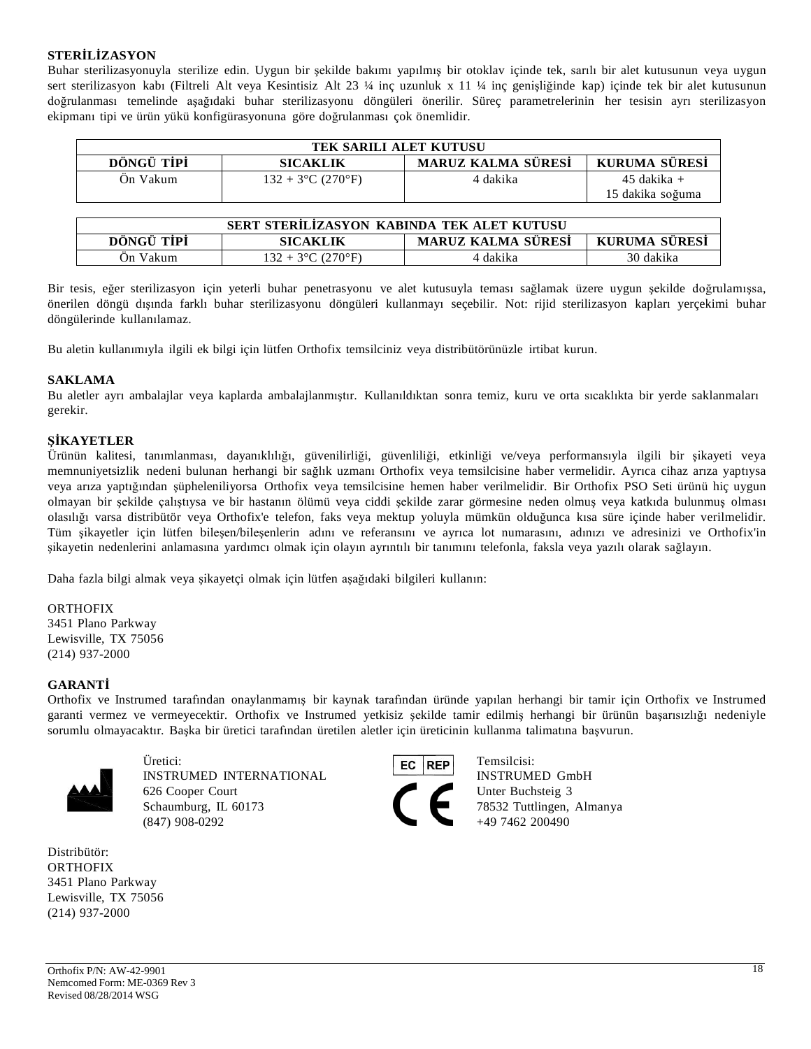**STERİLİZASYON**

Buhar sterilizasyonuyla sterilize edin. Uygun bir şekilde bakımı yapılmış bir otoklav içinde tek, sarılı bir alet kutusunun veya uygun sert sterilizasyon kabı (Filtreli Alt veya Kesintisiz Alt 23 ¼ inç uzunluk x 11 ¼ inç genişliğinde kap) içinde tek bir alet kutusunun doğrulanması temelinde aşağıdaki buhar sterilizasyonu döngüleri önerilir. Süreç parametrelerinin her tesisin ayrı sterilizasyon ekipmanı tipi ve ürün yükü konfigürasyonuna göre doğrulanması çok önemlidir.

| TEK SARILI ALET KUTUSU | | | |
|---|---|---|---|
| **DÖNGÜ TİPİ** | **SICAKLIK** | **MARUZ KALMA SÜRESİ** | **KURUMA SÜRESİ** |
| Ön Vakum | 132 + 3°C (270°F) | 4 dakika | 45 dakika + 15 dakika soğuma |

| SERT STERİLİZASYON KABINDA TEK ALET KUTUSU | | | |
|---|---|---|---|
| **DÖNGÜ TİPİ** | **SICAKLIK** | **MARUZ KALMA SÜRESİ** | **KURUMA SÜRESİ** |
| Ön Vakum | 132 + 3°C (270°F) | 4 dakika | 30 dakika |

Bir tesis, eğer sterilizasyon için yeterli buhar penetrasyonu ve alet kutusuyla teması sağlamak üzere uygun şekilde doğrulamışsa, önerilen döngü dışında farklı buhar sterilizasyonu döngüleri kullanmayı seçebilir. Not: rijid sterilizasyon kapları yerçekimi buhar döngülerinde kullanılamaz.

Bu aletin kullanımıyla ilgili ek bilgi için lütfen Orthofix temsilciniz veya distribütörünüzle irtibat kurun.

**SAKLAMA**

Bu aletler ayrı ambalajlar veya kaplarda ambalajlanmıştır. Kullanıldıktan sonra temiz, kuru ve orta sıcaklıkta bir yerde saklanmaları gerekir.

**ŞİKAYETLER**

Ürünün kalitesi, tanımlanması, dayanıklılığı, güvenilirliği, güvenliliği, etkinliği ve/veya performansıyla ilgili bir şikayeti veya memnuniyetsizlik nedeni bulunan herhangi bir sağlık uzmanı Orthofix veya temsilcisine haber vermelidir. Ayrıca cihaz arıza yaptıysa veya arıza yaptığından şüpheleniliyorsa Orthofix veya temsilcisine hemen haber verilmelidir. Bir Orthofix PSO Seti ürünü hiç uygun olmayan bir şekilde çalıştıysa ve bir hastanın ölümü veya ciddi şekilde zarar görmesine neden olmuş veya katkıda bulunmuş olması olasılığı varsa distribütör veya Orthofix'e telefon, faks veya mektup yoluyla mümkün olduğunca kısa süre içinde haber verilmelidir. Tüm şikayetler için lütfen bileşen/bileşenlerin adını ve referansını ve ayrıca lot numarasını, adınızı ve adresinizi ve Orthofix'in şikayetin nedenlerini anlamasına yardımcı olmak için olayın ayrıntılı bir tanımını telefonla, faksla veya yazılı olarak sağlayın.

Daha fazla bilgi almak veya şikayetçi olmak için lütfen aşağıdaki bilgileri kullanın:

ORTHOFIX
3451 Plano Parkway
Lewisville, TX 75056
(214) 937-2000

**GARANTİ**

Orthofix ve Instrumed tarafından onaylanmamış bir kaynak tarafından üründe yapılan herhangi bir tamir için Orthofix ve Instrumed garanti vermez ve vermeyecektir. Orthofix ve Instrumed yetkisiz şekilde tamir edilmiş herhangi bir ürünün başarısızlığı nedeniyle sorumlu olmayacaktır. Başka bir üretici tarafından üretilen aletler için üreticinin kullanma talimatına başvurun.

Üretici:
INSTRUMED INTERNATIONAL
626 Cooper Court
Schaumburg, IL 60173
(847) 908-0292

EC REP
CE

Temsilcisi:
INSTRUMED GmbH
Unter Buchsteig 3
78532 Tuttlingen, Almanya
+49 7462 200490

Distribütör:
ORTHOFIX
3451 Plano Parkway
Lewisville, TX 75056
(214) 937-2000

Orthofix P/N: AW-42-9901
Nemcomed Form: ME-0369 Rev 3
Revised 08/28/2014 WSG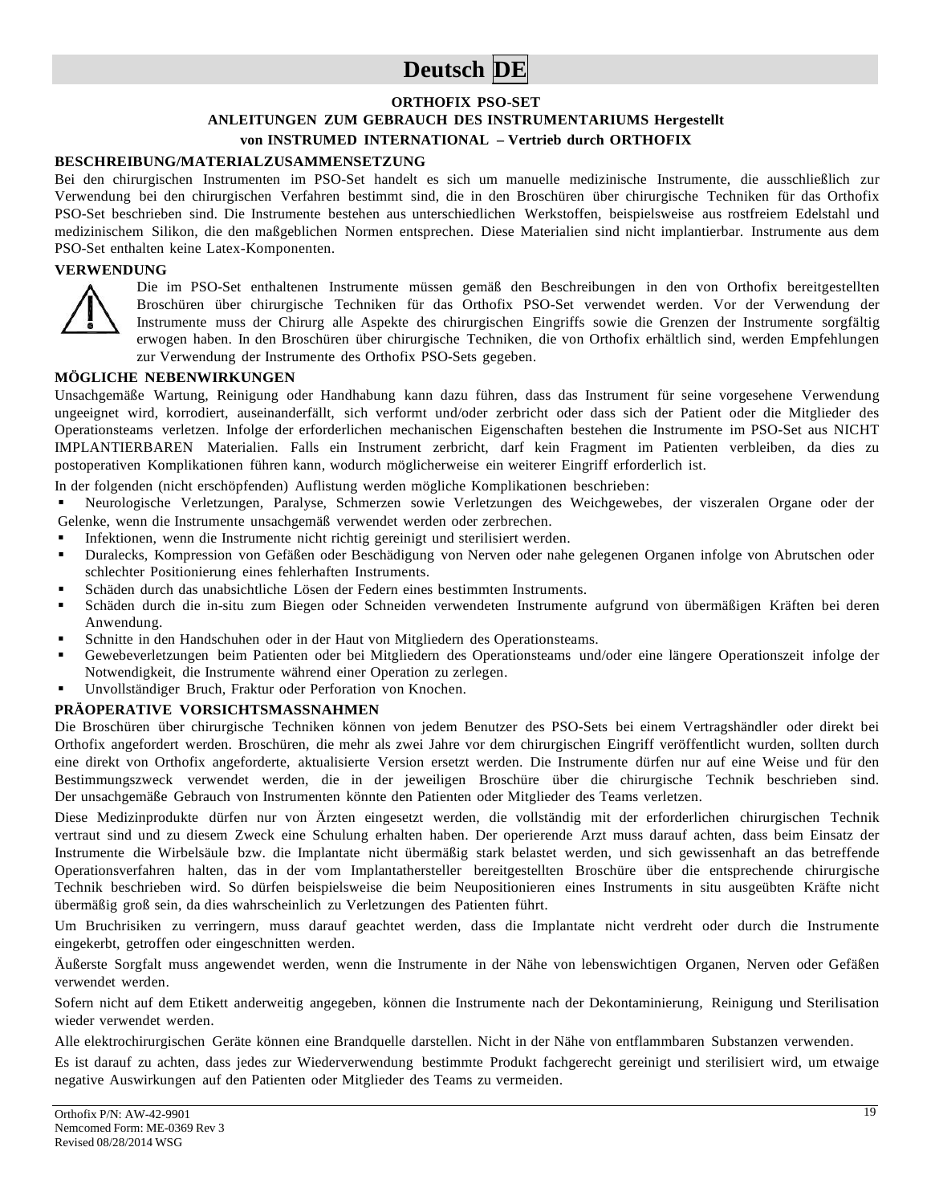# Deutsch DE

**ORTHOFIX PSO-SET**
**ANLEITUNGEN ZUM GEBRAUCH DES INSTRUMENTARIUMS Hergestellt von INSTRUMED INTERNATIONAL – Vertrieb durch ORTHOFIX**

## BESCHREIBUNG/MATERIALZUSAMMENSETZUNG

Bei den chirurgischen Instrumenten im PSO-Set handelt es sich um manuelle medizinische Instrumente, die ausschließlich zur Verwendung bei den chirurgischen Verfahren bestimmt sind, die in den Broschüren über chirurgische Techniken für das Orthofix PSO-Set beschrieben sind. Die Instrumente bestehen aus unterschiedlichen Werkstoffen, beispielsweise aus rostfreiem Edelstahl und medizinischem Silikon, die den maßgeblichen Normen entsprechen. Diese Materialien sind nicht implantierbar. Instrumente aus dem PSO-Set enthalten keine Latex-Komponenten.

## VERWENDUNG

Die im PSO-Set enthaltenen Instrumente müssen gemäß den Beschreibungen in den von Orthofix bereitgestellten Broschüren über chirurgische Techniken für das Orthofix PSO-Set verwendet werden. Vor der Verwendung der Instrumente muss der Chirurg alle Aspekte des chirurgischen Eingriffs sowie die Grenzen der Instrumente sorgfältig erwogen haben. In den Broschüren über chirurgische Techniken, die von Orthofix erhältlich sind, werden Empfehlungen zur Verwendung der Instrumente des Orthofix PSO-Sets gegeben.

## MÖGLICHE NEBENWIRKUNGEN

Unsachgemäße Wartung, Reinigung oder Handhabung kann dazu führen, dass das Instrument für seine vorgesehene Verwendung ungeeignet wird, korrodiert, auseinanderfällt, sich verformt und/oder zerbricht oder dass sich der Patient oder die Mitglieder des Operationsteams verletzen. Infolge der erforderlichen mechanischen Eigenschaften bestehen die Instrumente im PSO-Set aus NICHT IMPLANTIERBAREN Materialien. Falls ein Instrument zerbricht, darf kein Fragment im Patienten verbleiben, da dies zu postoperativen Komplikationen führen kann, wodurch möglicherweise ein weiterer Eingriff erforderlich ist.

In der folgenden (nicht erschöpfenden) Auflistung werden mögliche Komplikationen beschrieben:

- Neurologische Verletzungen, Paralyse, Schmerzen sowie Verletzungen des Weichgewebes, der viszeralen Organe oder der Gelenke, wenn die Instrumente unsachgemäß verwendet werden oder zerbrechen.
- Infektionen, wenn die Instrumente nicht richtig gereinigt und sterilisiert werden.
- Duralecks, Kompression von Gefäßen oder Beschädigung von Nerven oder nahe gelegenen Organen infolge von Abrutschen oder schlechter Positionierung eines fehlerhaften Instruments.
- Schäden durch das unabsichtliche Lösen der Federn eines bestimmten Instruments.
- Schäden durch die in-situ zum Biegen oder Schneiden verwendeten Instrumente aufgrund von übermäßigen Kräften bei deren Anwendung.
- Schnitte in den Handschuhen oder in der Haut von Mitgliedern des Operationsteams.
- Gewebeverletzungen beim Patienten oder bei Mitgliedern des Operationsteams und/oder eine längere Operationszeit infolge der Notwendigkeit, die Instrumente während einer Operation zu zerlegen.
- Unvollständiger Bruch, Fraktur oder Perforation von Knochen.

## PRÄOPERATIVE VORSICHTSMASSNAHMEN

Die Broschüren über chirurgische Techniken können von jedem Benutzer des PSO-Sets bei einem Vertragshändler oder direkt bei Orthofix angefordert werden. Broschüren, die mehr als zwei Jahre vor dem chirurgischen Eingriff veröffentlicht wurden, sollten durch eine direkt von Orthofix angeforderte, aktualisierte Version ersetzt werden. Die Instrumente dürfen nur auf eine Weise und für den Bestimmungszweck verwendet werden, die in der jeweiligen Broschüre über die chirurgische Technik beschrieben sind. Der unsachgemäße Gebrauch von Instrumenten könnte den Patienten oder Mitglieder des Teams verletzen.

Diese Medizinprodukte dürfen nur von Ärzten eingesetzt werden, die vollständig mit der erforderlichen chirurgischen Technik vertraut sind und zu diesem Zweck eine Schulung erhalten haben. Der operierende Arzt muss darauf achten, dass beim Einsatz der Instrumente die Wirbelsäule bzw. die Implantate nicht übermäßig stark belastet werden, und sich gewissenhaft an das betreffende Operationsverfahren halten, das in der vom Implantathersteller bereitgestellten Broschüre über die entsprechende chirurgische Technik beschrieben wird. So dürfen beispielsweise die beim Neupositionieren eines Instruments in situ ausgeübten Kräfte nicht übermäßig groß sein, da dies wahrscheinlich zu Verletzungen des Patienten führt.

Um Bruchrisiken zu verringern, muss darauf geachtet werden, dass die Implantate nicht verdreht oder durch die Instrumente eingekerbt, getroffen oder eingeschnitten werden.

Äußerste Sorgfalt muss angewendet werden, wenn die Instrumente in der Nähe von lebenswichtigen Organen, Nerven oder Gefäßen verwendet werden.

Sofern nicht auf dem Etikett anderweitig angegeben, können die Instrumente nach der Dekontaminierung, Reinigung und Sterilisation wieder verwendet werden.

Alle elektrochirurgischen Geräte können eine Brandquelle darstellen. Nicht in der Nähe von entflammbaren Substanzen verwenden.

Es ist darauf zu achten, dass jedes zur Wiederverwendung bestimmte Produkt fachgerecht gereinigt und sterilisiert wird, um etwaige negative Auswirkungen auf den Patienten oder Mitglieder des Teams zu vermeiden.

Orthofix P/N: AW-42-9901
Nemcomed Form: ME-0369 Rev 3
Revised 08/28/2014 WSG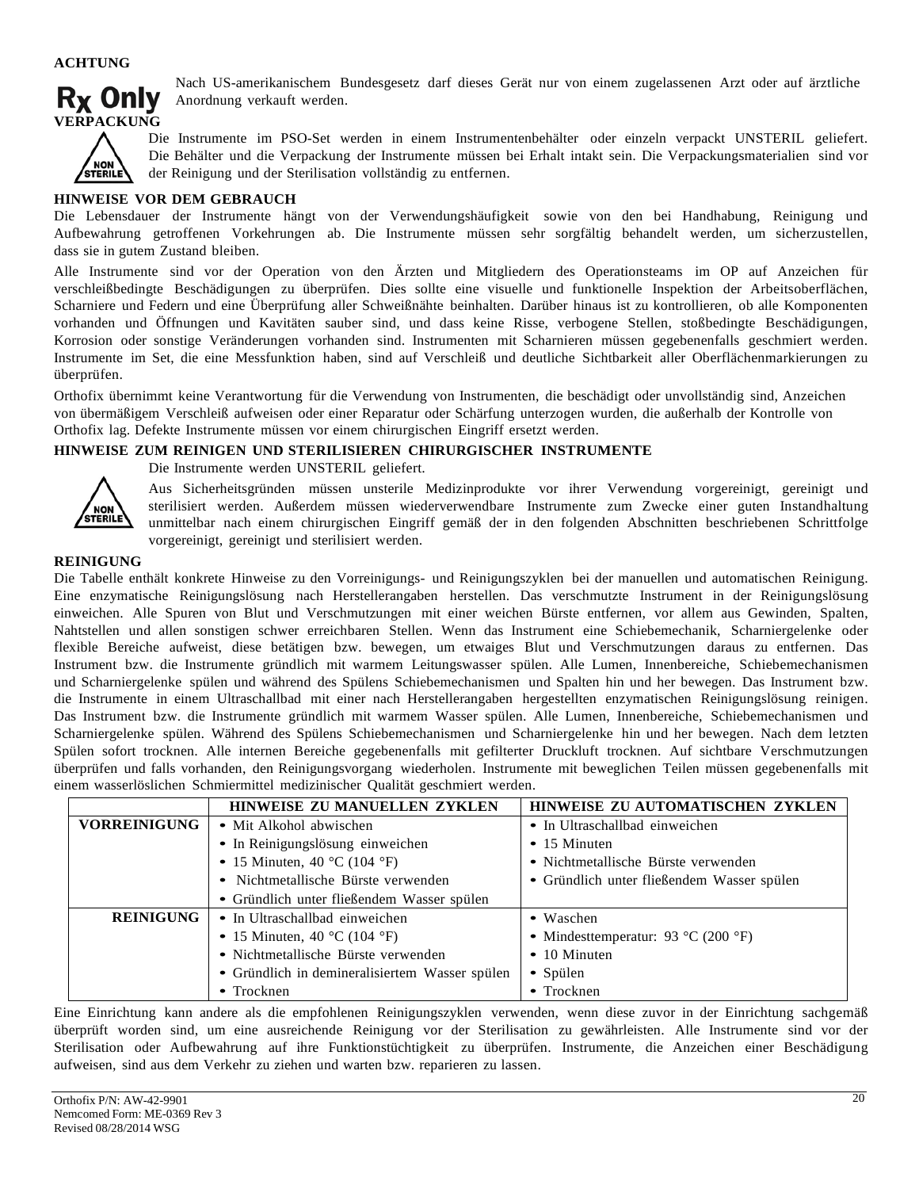**ACHTUNG**

**Rx Only** Nach US-amerikanischem Bundesgesetz darf dieses Gerät nur von einem zugelassenen Arzt oder auf ärztliche Anordnung verkauft werden.

**VERPACKUNG**

Die Instrumente im PSO-Set werden in einem Instrumentenbehälter oder einzeln verpackt UNSTERIL geliefert. Die Behälter und die Verpackung der Instrumente müssen bei Erhalt intakt sein. Die Verpackungsmaterialien sind vor der Reinigung und der Sterilisation vollständig zu entfernen.

**HINWEISE VOR DEM GEBRAUCH**

Die Lebensdauer der Instrumente hängt von der Verwendungshäufigkeit sowie von den bei Handhabung, Reinigung und Aufbewahrung getroffenen Vorkehrungen ab. Die Instrumente müssen sehr sorgfältig behandelt werden, um sicherzustellen, dass sie in gutem Zustand bleiben.

Alle Instrumente sind vor der Operation von den Ärzten und Mitgliedern des Operationsteams im OP auf Anzeichen für verschleißbedingte Beschädigungen zu überprüfen. Dies sollte eine visuelle und funktionelle Inspektion der Arbeitsoberflächen, Scharniere und Federn und eine Überprüfung aller Schweißnähte beinhalten. Darüber hinaus ist zu kontrollieren, ob alle Komponenten vorhanden und Öffnungen und Kavitäten sauber sind, und dass keine Risse, verbogene Stellen, stoßbedingte Beschädigungen, Korrosion oder sonstige Veränderungen vorhanden sind. Instrumenten mit Scharnieren müssen gegebenenfalls geschmiert werden. Instrumente im Set, die eine Messfunktion haben, sind auf Verschleiß und deutliche Sichtbarkeit aller Oberflächenmarkierungen zu überprüfen.

Orthofix übernimmt keine Verantwortung für die Verwendung von Instrumenten, die beschädigt oder unvollständig sind, Anzeichen von übermäßigem Verschleiß aufweisen oder einer Reparatur oder Schärfung unterzogen wurden, die außerhalb der Kontrolle von Orthofix lag. Defekte Instrumente müssen vor einem chirurgischen Eingriff ersetzt werden.

**HINWEISE ZUM REINIGEN UND STERILISIEREN CHIRURGISCHER INSTRUMENTE**

Die Instrumente werden UNSTERIL geliefert.

Aus Sicherheitsgründen müssen unsterile Medizinprodukte vor ihrer Verwendung vorgereinigt, gereinigt und sterilisiert werden. Außerdem müssen wiederverwendbare Instrumente zum Zwecke einer guten Instandhaltung unmittelbar nach einem chirurgischen Eingriff gemäß der in den folgenden Abschnitten beschriebenen Schrittfolge vorgereinigt, gereinigt und sterilisiert werden.

**REINIGUNG**

Die Tabelle enthält konkrete Hinweise zu den Vorreinigungs- und Reinigungszyklen bei der manuellen und automatischen Reinigung. Eine enzymatische Reinigungslösung nach Herstellerangaben herstellen. Das verschmutzte Instrument in der Reinigungslösung einweichen. Alle Spuren von Blut und Verschmutzungen mit einer weichen Bürste entfernen, vor allem aus Gewinden, Spalten, Nahtstellen und allen sonstigen schwer erreichbaren Stellen. Wenn das Instrument eine Schiebemechanik, Scharniergelenke oder flexible Bereiche aufweist, diese betätigen bzw. bewegen, um etwaiges Blut und Verschmutzungen daraus zu entfernen. Das Instrument bzw. die Instrumente gründlich mit warmem Leitungswasser spülen. Alle Lumen, Innenbereiche, Schiebemechanismen und Scharniergelenke spülen und während des Spülens Schiebemechanismen und Spalten hin und her bewegen. Das Instrument bzw. die Instrumente in einem Ultraschallbad mit einer nach Herstellerangaben hergestellten enzymatischen Reinigungslösung reinigen. Das Instrument bzw. die Instrumente gründlich mit warmem Wasser spülen. Alle Lumen, Innenbereiche, Schiebemechanismen und Scharniergelenke spülen. Während des Spülens Schiebemechanismen und Scharniergelenke hin und her bewegen. Nach dem letzten Spülen sofort trocknen. Alle internen Bereiche gegebenenfalls mit gefilterter Druckluft trocknen. Auf sichtbare Verschmutzungen überprüfen und falls vorhanden, den Reinigungsvorgang wiederholen. Instrumente mit beweglichen Teilen müssen gegebenenfalls mit einem wasserlöslichen Schmiermittel medizinischer Qualität geschmiert werden.

| | HINWEISE ZU MANUELLEN ZYKLEN | HINWEISE ZU AUTOMATISCHEN ZYKLEN |
|---|---|---|
| **VORREINIGUNG** | • Mit Alkohol abwischen<br>• In Reinigungslösung einweichen<br>• 15 Minuten, 40 °C (104 °F)<br>• Nichtmetallische Bürste verwenden<br>• Gründlich unter fließendem Wasser spülen | • In Ultraschallbad einweichen<br>• 15 Minuten<br>• Nichtmetallische Bürste verwenden<br>• Gründlich unter fließendem Wasser spülen |
| **REINIGUNG** | • In Ultraschallbad einweichen<br>• 15 Minuten, 40 °C (104 °F)<br>• Nichtmetallische Bürste verwenden<br>• Gründlich in demineralisiertem Wasser spülen<br>• Trocknen | • Waschen<br>• Mindesttemperatur: 93 °C (200 °F)<br>• 10 Minuten<br>• Spülen<br>• Trocknen |

Eine Einrichtung kann andere als die empfohlenen Reinigungszyklen verwenden, wenn diese zuvor in der Einrichtung sachgemäß überprüft worden sind, um eine ausreichende Reinigung vor der Sterilisation zu gewährleisten. Alle Instrumente sind vor der Sterilisation oder Aufbewahrung auf ihre Funktionstüchtigkeit zu überprüfen. Instrumente, die Anzeichen einer Beschädigung aufweisen, sind aus dem Verkehr zu ziehen und warten bzw. reparieren zu lassen.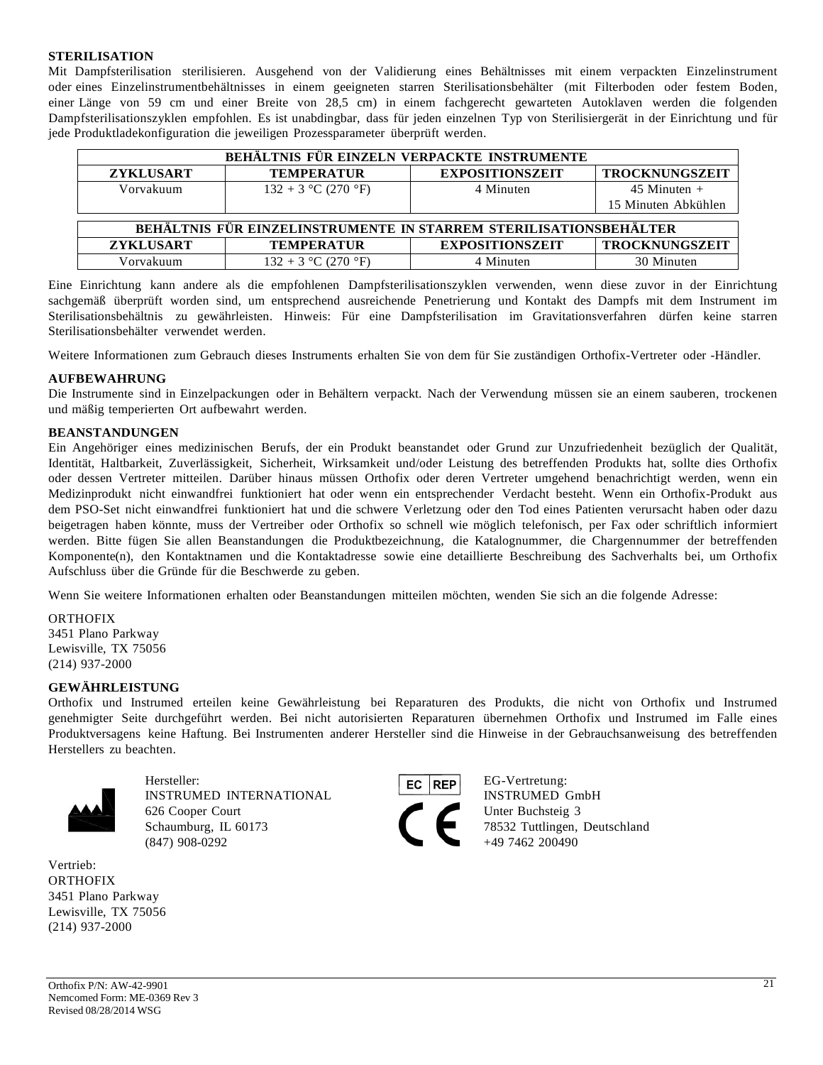**STERILISATION**

Mit Dampfsterilisation sterilisieren. Ausgehend von der Validierung eines Behältnisses mit einem verpackten Einzelinstrument oder eines Einzelinstrumentbehältnisses in einem geeigneten starren Sterilisationsbehälter (mit Filterboden oder festem Boden, einer Länge von 59 cm und einer Breite von 28,5 cm) in einem fachgerecht gewarteten Autoklaven werden die folgenden Dampfsterilisationszyklen empfohlen. Es ist unabdingbar, dass für jeden einzelnen Typ von Sterilisiergerät in der Einrichtung und für jede Produktladekonfiguration die jeweiligen Prozessparameter überprüft werden.

| BEHÄLTNIS FÜR EINZELN VERPACKTE INSTRUMENTE | | | |
|---|---|---|---|
| **ZYKLUSART** | **TEMPERATUR** | **EXPOSITIONSZEIT** | **TROCKNUNGSZEIT** |
| Vorvakuum | 132 + 3 °C (270 °F) | 4 Minuten | 45 Minuten + 15 Minuten Abkühlen |

| BEHÄLTNIS FÜR EINZELINSTRUMENTE IN STARREM STERILISATIONSBEHÄLTER | | | |
|---|---|---|---|
| **ZYKLUSART** | **TEMPERATUR** | **EXPOSITIONSZEIT** | **TROCKNUNGSZEIT** |
| Vorvakuum | 132 + 3 °C (270 °F) | 4 Minuten | 30 Minuten |

Eine Einrichtung kann andere als die empfohlenen Dampfsterilisationszyklen verwenden, wenn diese zuvor in der Einrichtung sachgemäß überprüft worden sind, um entsprechend ausreichende Penetrierung und Kontakt des Dampfs mit dem Instrument im Sterilisationsbehältnis zu gewährleisten. Hinweis: Für eine Dampfsterilisation im Gravitationsverfahren dürfen keine starren Sterilisationsbehälter verwendet werden.

Weitere Informationen zum Gebrauch dieses Instruments erhalten Sie von dem für Sie zuständigen Orthofix-Vertreter oder -Händler.

**AUFBEWAHRUNG**

Die Instrumente sind in Einzelpackungen oder in Behältern verpackt. Nach der Verwendung müssen sie an einem sauberen, trockenen und mäßig temperierten Ort aufbewahrt werden.

**BEANSTANDUNGEN**

Ein Angehöriger eines medizinischen Berufs, der ein Produkt beanstandet oder Grund zur Unzufriedenheit bezüglich der Qualität, Identität, Haltbarkeit, Zuverlässigkeit, Sicherheit, Wirksamkeit und/oder Leistung des betreffenden Produkts hat, sollte dies Orthofix oder dessen Vertreter mitteilen. Darüber hinaus müssen Orthofix oder deren Vertreter umgehend benachrichtigt werden, wenn ein Medizinprodukt nicht einwandfrei funktioniert hat oder wenn ein entsprechender Verdacht besteht. Wenn ein Orthofix-Produkt aus dem PSO-Set nicht einwandfrei funktioniert hat und die schwere Verletzung oder den Tod eines Patienten verursacht haben oder dazu beigetragen haben könnte, muss der Vertreiber oder Orthofix so schnell wie möglich telefonisch, per Fax oder schriftlich informiert werden. Bitte fügen Sie allen Beanstandungen die Produktbezeichnung, die Katalognummer, die Chargennummer der betreffenden Komponente(n), den Kontaktnamen und die Kontaktadresse sowie eine detaillierte Beschreibung des Sachverhalts bei, um Orthofix Aufschluss über die Gründe für die Beschwerde zu geben.

Wenn Sie weitere Informationen erhalten oder Beanstandungen mitteilen möchten, wenden Sie sich an die folgende Adresse:

ORTHOFIX
3451 Plano Parkway
Lewisville, TX 75056
(214) 937-2000

**GEWÄHRLEISTUNG**

Orthofix und Instrumed erteilen keine Gewährleistung bei Reparaturen des Produkts, die nicht von Orthofix und Instrumed genehmigter Seite durchgeführt werden. Bei nicht autorisierten Reparaturen übernehmen Orthofix und Instrumed im Falle eines Produktversagens keine Haftung. Bei Instrumenten anderer Hersteller sind die Hinweise in der Gebrauchsanweisung des betreffenden Herstellers zu beachten.

Hersteller:
INSTRUMED INTERNATIONAL
626 Cooper Court
Schaumburg, IL 60173
(847) 908-0292

EC REP

CE

EG-Vertretung:
INSTRUMED GmbH
Unter Buchsteig 3
78532 Tuttlingen, Deutschland
+49 7462 200490

Vertrieb:
ORTHOFIX
3451 Plano Parkway
Lewisville, TX 75056
(214) 937-2000

Orthofix P/N: AW-42-9901
Nemcomed Form: ME-0369 Rev 3
Revised 08/28/2014 WSG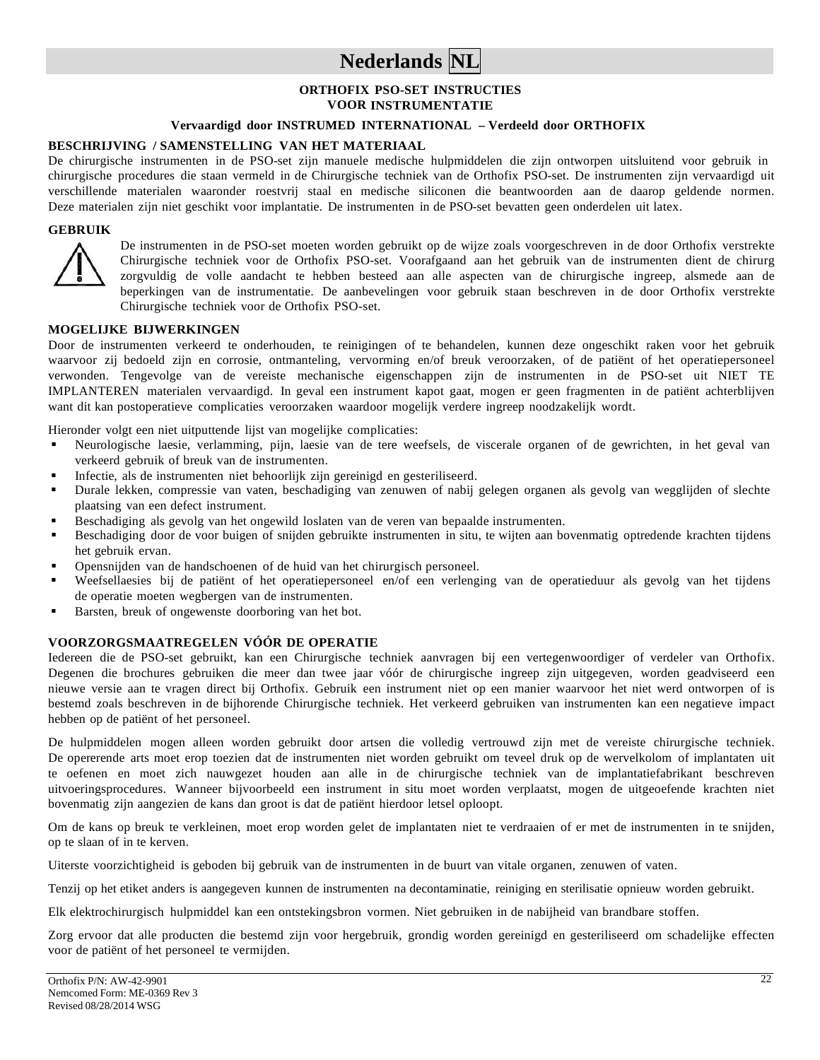# Nederlands NL

**ORTHOFIX PSO-SET INSTRUCTIES**
**VOOR INSTRUMENTATIE**

**Vervaardigd door INSTRUMED INTERNATIONAL – Verdeeld door ORTHOFIX**

## BESCHRIJVING / SAMENSTELLING VAN HET MATERIAAL

De chirurgische instrumenten in de PSO-set zijn manuele medische hulpmiddelen die zijn ontworpen uitsluitend voor gebruik in chirurgische procedures die staan vermeld in de Chirurgische techniek van de Orthofix PSO-set. De instrumenten zijn vervaardigd uit verschillende materialen waaronder roestvrij staal en medische siliconen die beantwoordden aan de daarop geldende normen. Deze materialen zijn niet geschikt voor implantatie. De instrumenten in de PSO-set bevatten geen onderdelen uit latex.

## GEBRUIK

De instrumenten in de PSO-set moeten worden gebruikt op de wijze zoals voorgeschreven in de door Orthofix verstrekte Chirurgische techniek voor de Orthofix PSO-set. Voorafgaand aan het gebruik van de instrumenten dient de chirurg zorgvuldig de volle aandacht te hebben besteed aan alle aspecten van de chirurgische ingreep, alsmede aan de beperkingen van de instrumentatie. De aanbevelingen voor gebruik staan beschreven in de door Orthofix verstrekte Chirurgische techniek voor de Orthofix PSO-set.

## MOGELIJKE BIJWERKINGEN

Door de instrumenten verkeerd te onderhouden, te reinigingen of te behandelen, kunnen deze ongeschikt raken voor het gebruik waarvoor zij bedoeld zijn en corrosie, ontmanteling, vervorming en/of breuk veroorzaken, of de patiënt of het operatiepersoneel verwonden. Tengevolge van de vereiste mechanische eigenschappen zijn de instrumenten in de PSO-set uit NIET TE IMPLANTEREN materialen vervaardigd. In geval een instrument kapot gaat, mogen er geen fragmenten in de patiënt achterblijven want dit kan postoperatieve complicaties veroorzaken waardoor mogelijk verdere ingreep noodzakelijk wordt.

Hieronder volgt een niet uitputtende lijst van mogelijke complicaties:

- Neurologische laesie, verlamming, pijn, laesie van de tere weefsels, de viscerale organen of de gewrichten, in het geval van verkeerd gebruik of breuk van de instrumenten.
- Infectie, als de instrumenten niet behoorlijk zijn gereinigd en gesteriliseerd.
- Durale lekken, compressie van vaten, beschadiging van zenuwen of nabij gelegen organen als gevolg van wegglijden of slechte plaatsing van een defect instrument.
- Beschadiging als gevolg van het ongewild loslaten van de veren van bepaalde instrumenten.
- Beschadiging door de voor buigen of snijden gebruikte instrumenten in situ, te wijten aan bovenmatig optredende krachten tijdens het gebruik ervan.
- Opensnijden van de handschoenen of de huid van het chirurgisch personeel.
- Weefsellaesies bij de patiënt of het operatiepersoneel en/of een verlenging van de operatieduur als gevolg van het tijdens de operatie moeten wegbergen van de instrumenten.
- Barsten, breuk of ongewenste doorboring van het bot.

## VOORZORGSMAATREGELEN VÓÓR DE OPERATIE

Iedereen die de PSO-set gebruikt, kan een Chirurgische techniek aanvragen bij een vertegenwoordiger of verdeler van Orthofix. Degenen die brochures gebruiken die meer dan twee jaar vóór de chirurgische ingreep zijn uitgegeven, worden geadviseerd een nieuwe versie aan te vragen direct bij Orthofix. Gebruik een instrument niet op een manier waarvoor het niet werd ontworpen of is bestemd zoals beschreven in de bijhorende Chirurgische techniek. Het verkeerd gebruiken van instrumenten kan een negatieve impact hebben op de patiënt of het personeel.

De hulpmiddelen mogen alleen worden gebruikt door artsen die volledig vertrouwd zijn met de vereiste chirurgische techniek. De opererende arts moet erop toezien dat de instrumenten niet worden gebruikt om teveel druk op de wervelkolom of implantaten uit te oefenen en moet zich nauwgezet houden aan alle in de chirurgische techniek van de implantatiefabrikant beschreven uitvoeringsprocedures. Wanneer bijvoorbeeld een instrument in situ moet worden verplaatst, mogen de uitgeoefende krachten niet bovenmatig zijn aangezien de kans dan groot is dat de patiënt hierdoor letsel oploopt.

Om de kans op breuk te verkleinen, moet erop worden gelet de implantaten niet te verdraaien of er met de instrumenten in te snijden, op te slaan of in te kerven.

Uiterste voorzichtigheid is geboden bij gebruik van de instrumenten in de buurt van vitale organen, zenuwen of vaten.

Tenzij op het etiket anders is aangegeven kunnen de instrumenten na decontaminatie, reiniging en sterilisatie opnieuw worden gebruikt.

Elk elektrochirurgisch hulpmiddel kan een ontstekingsbron vormen. Niet gebruiken in de nabijheid van brandbare stoffen.

Zorg ervoor dat alle producten die bestemd zijn voor hergebruik, grondig worden gereinigd en gesteriliseerd om schadelijke effecten voor de patiënt of het personeel te vermijden.

Orthofix P/N: AW-42-9901
Nemcomed Form: ME-0369 Rev 3
Revised 08/28/2014 WSG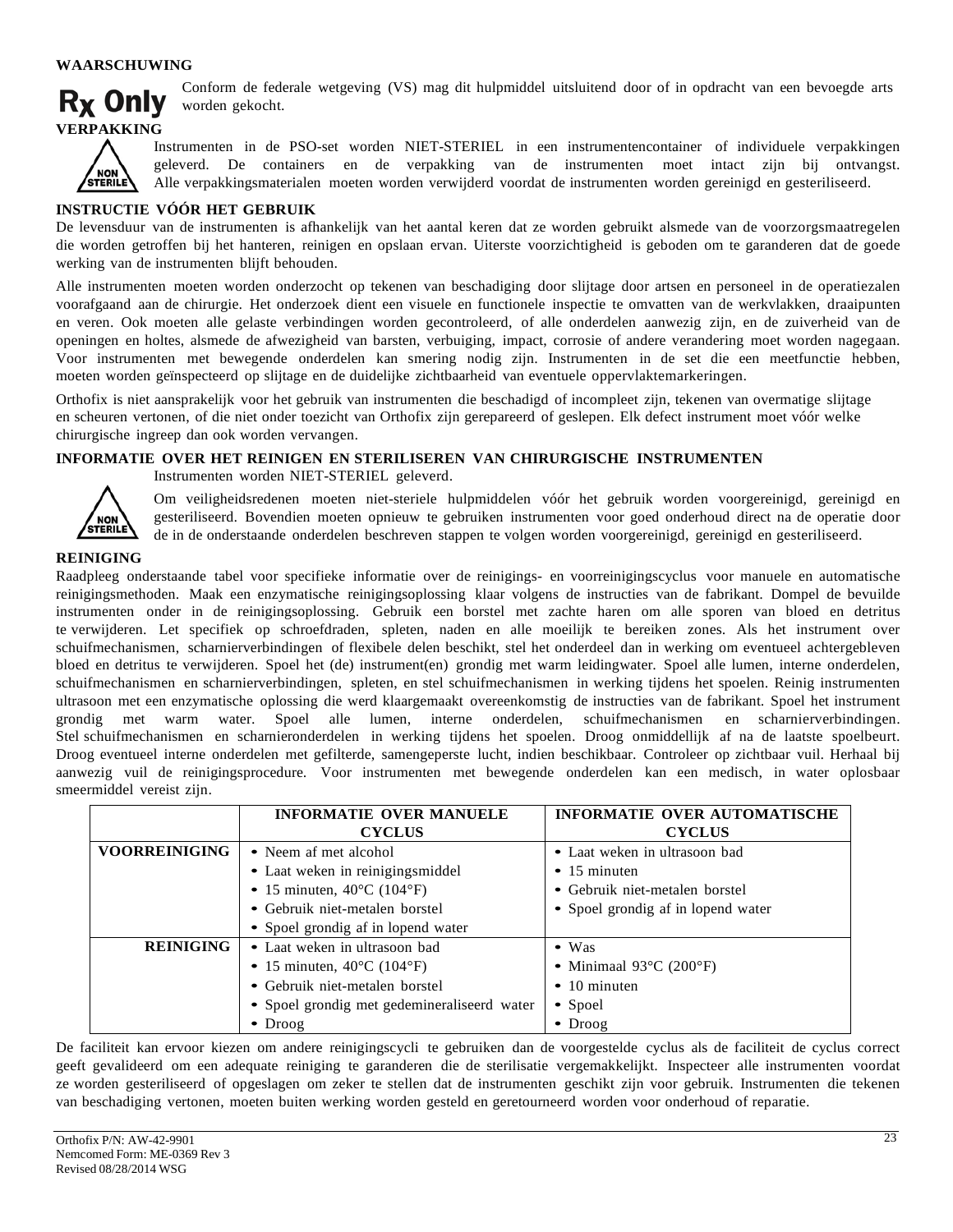**WAARSCHUWING**

Rx Only Conform de federale wetgeving (VS) mag dit hulpmiddel uitsluitend door of in opdracht van een bevoegde arts worden gekocht.

**VERPAKKING**

Instrumenten in de PSO-set worden NIET-STERIEL in een instrumentencontainer of individuele verpakkingen geleverd. De containers en de verpakking van de instrumenten moet intact zijn bij ontvangst. Alle verpakkingsmaterialen moeten worden verwijderd voordat de instrumenten worden gereinigd en gesteriliseerd.

**INSTRUCTIE VÓÓR HET GEBRUIK**

De levensduur van de instrumenten is afhankelijk van het aantal keren dat ze worden gebruikt alsmede van de voorzorgsmaatregelen die worden getroffen bij het hanteren, reinigen en opslaan ervan. Uiterste voorzichtigheid is geboden om te garanderen dat de goede werking van de instrumenten blijft behouden.

Alle instrumenten moeten worden onderzocht op tekenen van beschadiging door slijtage door artsen en personeel in de operatiezalen voorafgaand aan de chirurgie. Het onderzoek dient een visuele en functionele inspectie te omvatten van de werkvlakken, draaipunten en veren. Ook moeten alle gelaste verbindingen worden gecontroleerd, of alle onderdelen aanwezig zijn, en de zuiverheid van de openingen en holtes, alsmede de afwezigheid van barsten, verbuiging, impact, corrosie of andere verandering moet worden nagegaan. Voor instrumenten met bewegende onderdelen kan smering nodig zijn. Instrumenten in de set die een meetfunctie hebben, moeten worden geïnspecteerd op slijtage en de duidelijke zichtbaarheid van eventuele oppervlaktemarkeringen.

Orthofix is niet aansprakelijk voor het gebruik van instrumenten die beschadigd of incompleet zijn, tekenen van overmatige slijtage en scheuren vertonen, of die niet onder toezicht van Orthofix zijn gerepareerd of geslepen. Elk defect instrument moet vóór welke chirurgische ingreep dan ook worden vervangen.

**INFORMATIE OVER HET REINIGEN EN STERILISEREN VAN CHIRURGISCHE INSTRUMENTEN**

Instrumenten worden NIET-STERIEL geleverd.

Om veiligheidsredenen moeten niet-steriele hulpmiddelen vóór het gebruik worden voorgereinigd, gereinigd en gesteriliseerd. Bovendien moeten opnieuw te gebruiken instrumenten voor goed onderhoud direct na de operatie door de in de onderstaande onderdelen beschreven stappen te volgen worden voorgereinigd, gereinigd en gesteriliseerd.

**REINIGING**

Raadpleeg onderstaande tabel voor specifieke informatie over de reinigings- en voorreinigingscyclus voor manuele en automatische reinigingsmethoden. Maak een enzymatische reinigingsoplossing klaar volgens de instructies van de fabrikant. Dompel de bevuilde instrumenten onder in de reinigingsoplossing. Gebruik een borstel met zachte haren om alle sporen van bloed en detritus te verwijderen. Let specifiek op schroefdraden, spleten, naden en alle moeilijk te bereiken zones. Als het instrument over schuifmechanismen, scharnierverbindingen of flexibele delen beschikt, stel het onderdeel dan in werking om eventueel achtergebleven bloed en detritus te verwijderen. Spoel het (de) instrument(en) grondig met warm leidingwater. Spoel alle lumen, interne onderdelen, schuifmechanismen en scharnierverbindingen, spleten, en stel schuifmechanismen in werking tijdens het spoelen. Reinig instrumenten ultrasoon met een enzymatische oplossing die werd klaargemaakt overeenkomstig de instructies van de fabrikant. Spoel het instrument grondig met warm water. Spoel alle lumen, interne onderdelen, schuifmechanismen en scharnierverbindingen. Stel schuifmechanismen en scharnieronderdelen in werking tijdens het spoelen. Droog onmiddellijk af na de laatste spoelbeurt. Droog eventueel interne onderdelen met gefilterde, samengeperste lucht, indien beschikbaar. Controleer op zichtbaar vuil. Herhaal bij aanwezig vuil de reinigingsprocedure. Voor instrumenten met bewegende onderdelen kan een medisch, in water oplosbaar smeermiddel vereist zijn.

| | INFORMATIE OVER MANUELE CYCLUS | INFORMATIE OVER AUTOMATISCHE CYCLUS |
|---|---|---|
| **VOORREINIGING** | • Neem af met alcohol<br>• Laat weken in reinigingsmiddel<br>• 15 minuten, 40°C (104°F)<br>• Gebruik niet-metalen borstel<br>• Spoel grondig af in lopend water | • Laat weken in ultrasoon bad<br>• 15 minuten<br>• Gebruik niet-metalen borstel<br>• Spoel grondig af in lopend water |
| **REINIGING** | • Laat weken in ultrasoon bad<br>• 15 minuten, 40°C (104°F)<br>• Gebruik niet-metalen borstel<br>• Spoel grondig met gedemineraliseerd water<br>• Droog | • Was<br>• Minimaal 93°C (200°F)<br>• 10 minuten<br>• Spoel<br>• Droog |

De faciliteit kan ervoor kiezen om andere reinigingscycli te gebruiken dan de voorgestelde cyclus als de faciliteit de cyclus correct geeft gevalideerd om een adequate reiniging te garanderen die de sterilisatie vergemakkelijkt. Inspecteer alle instrumenten voordat ze worden gesteriliseerd of opgeslagen om zeker te stellen dat de instrumenten geschikt zijn voor gebruik. Instrumenten die tekenen van beschadiging vertonen, moeten buiten werking worden gesteld en geretourneerd worden voor onderhoud of reparatie.

Orthofix P/N: AW-42-9901
Nemcomed Form: ME-0369 Rev 3
Revised 08/28/2014 WSG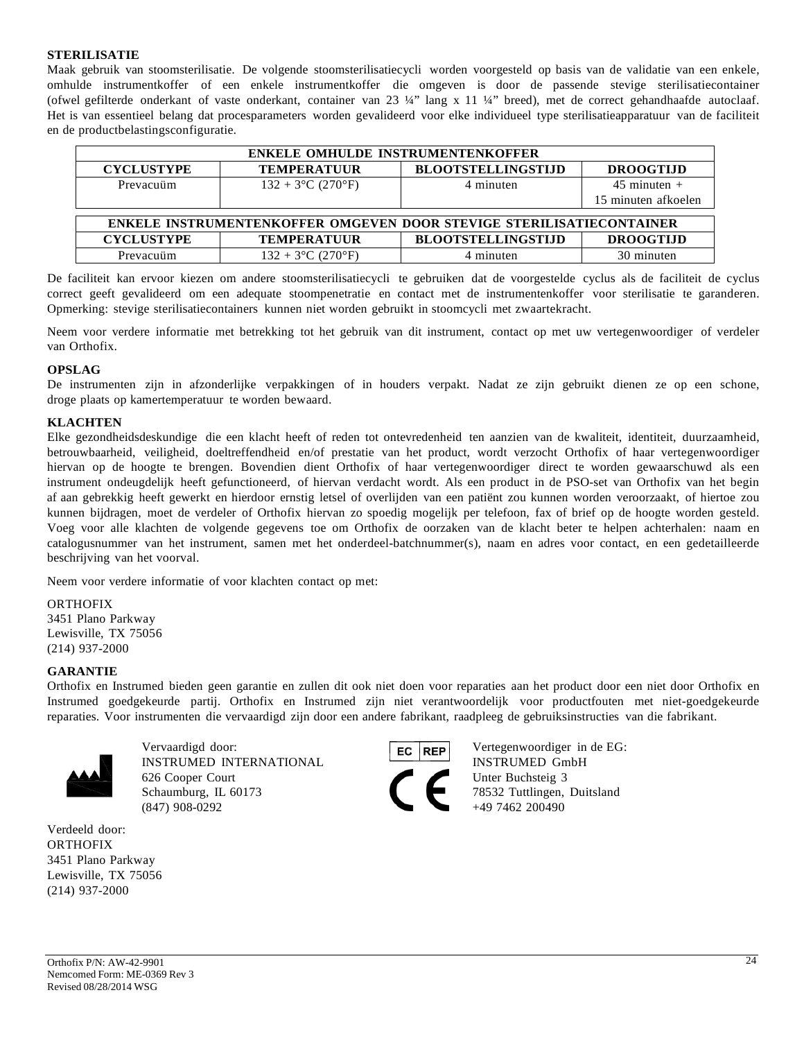**STERILISATIE**

Maak gebruik van stoomsterilisatie. De volgende stoomsterilisatiecycli worden voorgesteld op basis van de validatie van een enkele, omhulde instrumentkoffer of een enkele instrumentkoffer die omgeven is door de passende stevige sterilisatiecontainer (ofwel gefilterde onderkant of vaste onderkant, container van 23 ¼" lang x 11 ¼" breed), met de correct gehandhaafde autoclaaf. Het is van essentieel belang dat procesparameters worden gevalideerd voor elke individueel type sterilisatieapparatuur van de faciliteit en de productbelastingsconfiguratie.

| ENKELE OMHULDE INSTRUMENTENKOFFER | | | |
|---|---|---|---|
| **CYCLUSTYPE** | **TEMPERATUUR** | **BLOOTSTELLINGSTIJD** | **DROOGTIJD** |
| Prevacuüm | 132 + 3°C (270°F) | 4 minuten | 45 minuten + 15 minuten afkoelen |

| ENKELE INSTRUMENTENKOFFER OMGEVEN DOOR STEVIGE STERILISATIECONTAINER | | | |
|---|---|---|---|
| **CYCLUSTYPE** | **TEMPERATUUR** | **BLOOTSTELLINGSTIJD** | **DROOGTIJD** |
| Prevacuüm | 132 + 3°C (270°F) | 4 minuten | 30 minuten |

De faciliteit kan ervoor kiezen om andere stoomsterilisatiecycli te gebruiken dat de voorgestelde cyclus als de faciliteit de cyclus correct geeft gevalideerd om een adequate stoompenetratie en contact met de instrumentenkoffer voor sterilisatie te garanderen. Opmerking: stevige sterilisatiecontainers kunnen niet worden gebruikt in stoomcycli met zwaartekracht.

Neem voor verdere informatie met betrekking tot het gebruik van dit instrument, contact op met uw vertegenwoordiger of verdeler van Orthofix.

**OPSLAG**

De instrumenten zijn in afzonderlijke verpakkingen of in houders verpakt. Nadat ze zijn gebruikt dienen ze op een schone, droge plaats op kamertemperatuur te worden bewaard.

**KLACHTEN**

Elke gezondheidsdeskundige die een klacht heeft of reden tot ontevredenheid ten aanzien van de kwaliteit, identiteit, duurzaamheid, betrouwbaarheid, veiligheid, doeltreffendheid en/of prestatie van het product, wordt verzocht Orthofix of haar vertegenwoordiger hiervan op de hoogte te brengen. Bovendien dient Orthofix of haar vertegenwoordiger direct te worden gewaarschuwd als een instrument ondeugdelijk heeft gefunctioneerd, of hiervan verdacht wordt. Als een product in de PSO-set van Orthofix van het begin af aan gebrekkig heeft gewerkt en hierdoor ernstig letsel of overlijden van een patiënt zou kunnen worden veroorzaakt, of hiertoe zou kunnen bijdragen, moet de verdeler of Orthofix hiervan zo spoedig mogelijk per telefoon, fax of brief op de hoogte worden gesteld. Voeg voor alle klachten de volgende gegevens toe om Orthofix de oorzaken van de klacht beter te helpen achterhalen: naam en catalogusnummer van het instrument, samen met het onderdeel-batchnummer(s), naam en adres voor contact, en een gedetailleerde beschrijving van het voorval.

Neem voor verdere informatie of voor klachten contact op met:

ORTHOFIX  
3451 Plano Parkway  
Lewisville, TX 75056  
(214) 937-2000

**GARANTIE**

Orthofix en Instrumed bieden geen garantie en zullen dit ook niet doen voor reparaties aan het product door een niet door Orthofix en Instrumed goedgekeurde partij. Orthofix en Instrumed zijn niet verantwoordelijk voor productfouten met niet-goedgekeurde reparaties. Voor instrumenten die vervaardigd zijn door een andere fabrikant, raadpleeg de gebruiksinstructies van die fabrikant.

Vervaardigd door:  
INSTRUMED INTERNATIONAL  
626 Cooper Court  
Schaumburg, IL 60173  
(847) 908-0292

EC REP

Vertegenwoordiger in de EG:  
INSTRUMED GmbH  
Unter Buchsteig 3  
78532 Tuttlingen, Duitsland  
+49 7462 200490

Verdeeld door:  
ORTHOFIX  
3451 Plano Parkway  
Lewisville, TX 75056  
(214) 937-2000

Orthofix P/N: AW-42-9901  
Nemcomed Form: ME-0369 Rev 3  
Revised 08/28/2014 WSG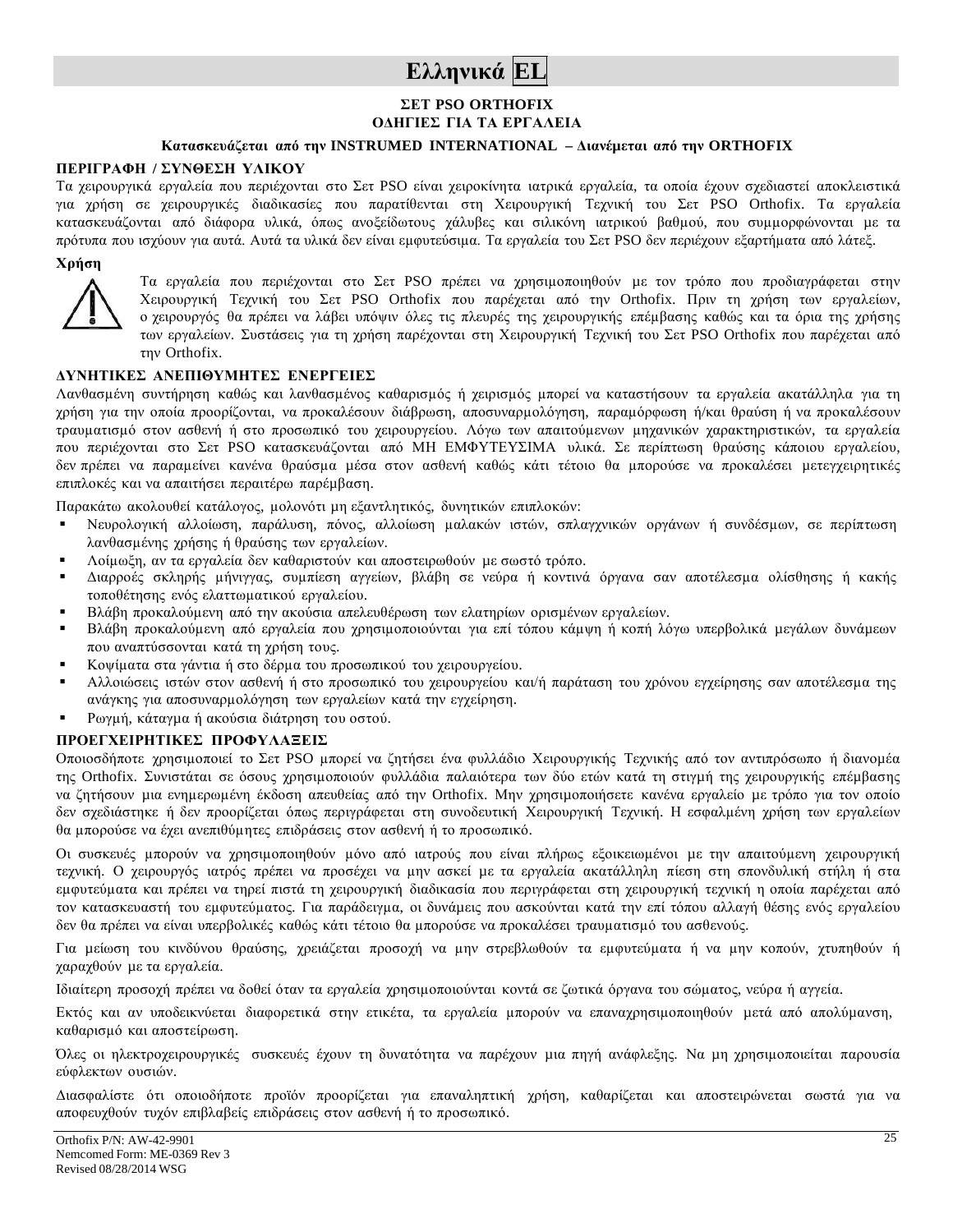# Ελληνικά EL

**ΣΕΤ PSO ORTHOFIX**
**ΟΔΗΓΙΕΣ ΓΙΑ ΤΑ ΕΡΓΑΛΕΙΑ**

**Κατασκευάζεται από την INSTRUMED INTERNATIONAL – Διανέμεται από την ORTHOFIX**

### ΠΕΡΙΓΡΑΦΗ / ΣΥΝΘΕΣΗ ΥΛΙΚΟΥ

Τα χειρουργικά εργαλεία που περιέχονται στο Σετ PSO είναι χειροκίνητα ιατρικά εργαλεία, τα οποία έχουν σχεδιαστεί αποκλειστικά για χρήση σε χειρουργικές διαδικασίες που παρατίθενται στη Χειρουργική Τεχνική του Σετ PSO Orthofix. Τα εργαλεία κατασκευάζονται από διάφορα υλικά, όπως ανοξείδωτους χάλυβες και σιλικόνη ιατρικού βαθμού, που συμμορφώνονται με τα πρότυπα που ισχύουν για αυτά. Αυτά τα υλικά δεν είναι εμφυτεύσιμα. Τα εργαλεία του Σετ PSO δεν περιέχουν εξαρτήματα από λάτεξ.

### Χρήση

Τα εργαλεία που περιέχονται στο Σετ PSO πρέπει να χρησιμοποιηθούν με τον τρόπο που προδιαγράφεται στην Χειρουργική Τεχνική του Σετ PSO Orthofix που παρέχεται από την Orthofix. Πριν τη χρήση των εργαλείων, ο χειρουργός θα πρέπει να λάβει υπόψιν όλες τις πλευρές της χειρουργικής επέμβασης καθώς και τα όρια της χρήσης των εργαλείων. Συστάσεις για τη χρήση παρέχονται στη Χειρουργική Τεχνική του Σετ PSO Orthofix που παρέχεται από την Orthofix.

### ΔΥΝΗΤΙΚΕΣ ΑΝΕΠΙΘΥΜΗΤΕΣ ΕΝΕΡΓΕΙΕΣ

Λανθασμένη συντήρηση καθώς και λανθασμένος καθαρισμός ή χειρισμός μπορεί να καταστήσουν τα εργαλεία ακατάλληλα για τη χρήση για την οποία προορίζονται, να προκαλέσουν διάβρωση, αποσυναρμολόγηση, παραμόρφωση ή/και θραύση ή να προκαλέσουν τραυματισμό στον ασθενή ή στο προσωπικό του χειρουργείου. Λόγω των απαιτούμενων μηχανικών χαρακτηριστικών, τα εργαλεία που περιέχονται στο Σετ PSO κατασκευάζονται από ΜΗ ΕΜΦΥΤΕΥΣΙΜΑ υλικά. Σε περίπτωση θραύσης κάποιου εργαλείου, δεν πρέπει να παραμείνει κανένα θραύσμα μέσα στον ασθενή καθώς κάτι τέτοιο θα μπορούσε να προκαλέσει μετεγχειρητικές επιπλοκές και να απαιτήσει περαιτέρω παρέμβαση.

Παρακάτω ακολουθεί κατάλογος, μολονότι μη εξαντλητικός, δυνητικών επιπλοκών:

- Νευρολογική αλλοίωση, παράλυση, πόνος, αλλοίωση μαλακών ιστών, σπλαγχνικών οργάνων ή συνδέσμων, σε περίπτωση λανθασμένης χρήσης ή θραύσης των εργαλείων.
- Λοίμωξη, αν τα εργαλεία δεν καθαριστούν και αποστειρωθούν με σωστό τρόπο.
- Διαρροές σκληρής μήνιγγας, συμπίεση αγγείων, βλάβη σε νεύρα ή κοντινά όργανα σαν αποτέλεσμα ολίσθησης ή κακής τοποθέτησης ενός ελαττωματικού εργαλείου.
- Βλάβη προκαλούμενη από την ακούσια απελευθέρωση των ελατηρίων ορισμένων εργαλείων.
- Βλάβη προκαλούμενη από εργαλεία που χρησιμοποιούνται για επί τόπου κάμψη ή κοπή λόγω υπερβολικά μεγάλων δυνάμεων που αναπτύσσονται κατά τη χρήση τους.
- Κοψίματα στα γάντια ή στο δέρμα του προσωπικού του χειρουργείου.
- Αλλοιώσεις ιστών στον ασθενή ή στο προσωπικό του χειρουργείου και/ή παράταση του χρόνου εγχείρησης σαν αποτέλεσμα της ανάγκης για αποσυναρμολόγηση των εργαλείων κατά την εγχείρηση.
- Ρωγμή, κάταγμα ή ακούσια διάτρηση του οστού.

### ΠΡΟΕΓΧΕΙΡΗΤΙΚΕΣ ΠΡΟΦΥΛΑΞΕΙΣ

Οποιοσδήποτε χρησιμοποιεί το Σετ PSO μπορεί να ζητήσει ένα φυλλάδιο Χειρουργικής Τεχνικής από τον αντιπρόσωπο ή διανομέα της Orthofix. Συνιστάται σε όσους χρησιμοποιούν φυλλάδια παλαιότερα των δύο ετών κατά τη στιγμή της χειρουργικής επέμβασης να ζητήσουν μια ενημερωμένη έκδοση απευθείας από την Orthofix. Μην χρησιμοποιήσετε κανένα εργαλείο με τρόπο για τον οποίο δεν σχεδιάστηκε ή δεν προορίζεται όπως περιγράφεται στη συνοδευτική Χειρουργική Τεχνική. Η εσφαλμένη χρήση των εργαλείων θα μπορούσε να έχει ανεπιθύμητες επιδράσεις στον ασθενή ή το προσωπικό.

Οι συσκευές μπορούν να χρησιμοποιηθούν μόνο από ιατρούς που είναι πλήρως εξοικειωμένοι με την απαιτούμενη χειρουργική τεχνική. Ο χειρουργός ιατρός πρέπει να προσέχει να μην ασκεί με τα εργαλεία ακατάλληλη πίεση στη σπονδυλική στήλη ή στα εμφυτεύματα και πρέπει να τηρεί πιστά τη χειρουργική διαδικασία που περιγράφεται στη χειρουργική τεχνική η οποία παρέχεται από τον κατασκευαστή του εμφυτεύματος. Για παράδειγμα, οι δυνάμεις που ασκούνται κατά την επί τόπου αλλαγή θέσης ενός εργαλείου δεν θα πρέπει να είναι υπερβολικές καθώς κάτι τέτοιο θα μπορούσε να προκαλέσει τραυματισμό του ασθενούς.

Για μείωση του κινδύνου θραύσης, χρειάζεται προσοχή να μην στρεβλωθούν τα εμφυτεύματα ή να μην κοπούν, χτυπηθούν ή χαραχθούν με τα εργαλεία.

Ιδιαίτερη προσοχή πρέπει να δοθεί όταν τα εργαλεία χρησιμοποιούνται κοντά σε ζωτικά όργανα του σώματος, νεύρα ή αγγεία.

Εκτός και αν υποδεικνύεται διαφορετικά στην ετικέτα, τα εργαλεία μπορούν να επαναχρησιμοποιηθούν μετά από απολύμανση, καθαρισμό και αποστείρωση.

Όλες οι ηλεκτροχειρουργικές συσκευές έχουν τη δυνατότητα να παρέχουν μια πηγή ανάφλεξης. Να μη χρησιμοποιείται παρουσία εύφλεκτων ουσιών.

Διασφαλίστε ότι οποιοδήποτε προϊόν προορίζεται για επαναληπτική χρήση, καθαρίζεται και αποστειρώνεται σωστά για να αποφευχθούν τυχόν επιβλαβείς επιδράσεις στον ασθενή ή το προσωπικό.

Orthofix P/N: AW-42-9901
Nemcomed Form: ME-0369 Rev 3
Revised 08/28/2014 WSG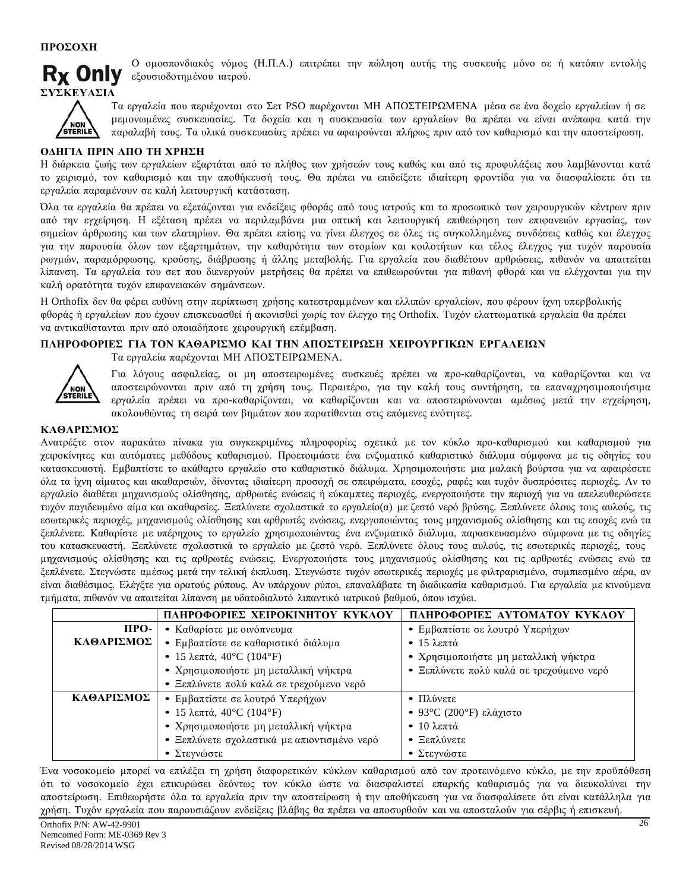**ΠΡΟΣΟΧΗ**

**Rx Only** Ο ομοσπονδιακός νόμος (Η.Π.Α.) επιτρέπει την πώληση αυτής της συσκευής μόνο σε ή κατόπιν εντολής εξουσιοδοτημένου ιατρού.

**ΣΥΣΚΕΥΑΣΙΑ**

NON STERILE Τα εργαλεία που περιέχονται στο Σετ PSO παρέχονται ΜΗ ΑΠΟΣΤΕΙΡΩΜΕΝΑ μέσα σε ένα δοχείο εργαλείων ή σε μεμονωμένες συσκευασίες. Τα δοχεία και η συσκευασία των εργαλείων θα πρέπει να είναι ανέπαφα κατά την παραλαβή τους. Τα υλικά συσκευασίας πρέπει να αφαιρούνται πλήρως πριν από τον καθαρισμό και την αποστείρωση.

**ΟΔΗΓΙΑ ΠΡΙΝ ΑΠΟ ΤΗ ΧΡΗΣΗ**

Η διάρκεια ζωής των εργαλείων εξαρτάται από το πλήθος των χρήσεών τους καθώς και από τις προφυλάξεις που λαμβάνονται κατά το χειρισμό, τον καθαρισμό και την αποθήκευσή τους. Θα πρέπει να επιδείξετε ιδιαίτερη φροντίδα για να διασφαλίσετε ότι τα εργαλεία παραμένουν σε καλή λειτουργική κατάσταση.

Όλα τα εργαλεία θα πρέπει να εξετάζονται για ενδείξεις φθοράς από τους ιατρούς και το προσωπικό των χειρουργικών κέντρων πριν από την εγχείρηση. Η εξέταση πρέπει να περιλαμβάνει μια οπτική και λειτουργική επιθεώρηση των επιφανειών εργασίας, των σημείων άρθρωσης και των ελατηρίων. Θα πρέπει επίσης να γίνει έλεγχος σε όλες τις συγκολλημένες συνδέσεις καθώς και έλεγχος για την παρουσία όλων των εξαρτημάτων, την καθαρότητα των στομίων και κοιλοτήτων και τέλος έλεγχος για τυχόν παρουσία ρωγμών, παραμόρφωσης, κρούσης, διάβρωσης ή άλλης μεταβολής. Για εργαλεία που διαθέτουν αρθρώσεις, πιθανόν να απαιτείται λίπανση. Τα εργαλεία του σετ που διενεργούν μετρήσεις θα πρέπει να επιθεωρούνται για πιθανή φθορά και να ελέγχονται για την καλή ορατότητα τυχόν επιφανειακών σημάνσεων.

Η Orthofix δεν θα φέρει ευθύνη στην περίπτωση χρήσης κατεστραμμένων και ελλιπών εργαλείων, που φέρουν ίχνη υπερβολικής φθοράς ή εργαλείων που έχουν επισκευασθεί ή ακονισθεί χωρίς τον έλεγχο της Orthofix. Τυχόν ελαττωματικά εργαλεία θα πρέπει να αντικαθίστανται πριν από οποιαδήποτε χειρουργική επέμβαση.

**ΠΛΗΡΟΦΟΡΙΕΣ ΓΙΑ ΤΟΝ ΚΑΘΑΡΙΣΜΟ ΚΑΙ ΤΗΝ ΑΠΟΣΤΕΙΡΩΣΗ ΧΕΙΡΟΥΡΓΙΚΩΝ ΕΡΓΑΛΕΙΩΝ**

Τα εργαλεία παρέχονται ΜΗ ΑΠΟΣΤΕΙΡΩΜΕΝΑ.

NON STERILE Για λόγους ασφαλείας, οι μη αποστειρωμένες συσκευές πρέπει να προ-καθαρίζονται, να καθαρίζονται και να αποστειρώνονται πριν από τη χρήση τους. Περαιτέρω, για την καλή τους συντήρηση, τα επαναχρησιμοποιήσιμα εργαλεία πρέπει να προ-καθαρίζονται, να καθαρίζονται και να αποστειρώνονται αμέσως μετά την εγχείρηση, ακολουθώντας τη σειρά των βημάτων που παρατίθενται στις επόμενες ενότητες.

**ΚΑΘΑΡΙΣΜΟΣ**

Ανατρέξτε στον παρακάτω πίνακα για συγκεκριμένες πληροφορίες σχετικά με τον κύκλο προ-καθαρισμού και καθαρισμού για χειροκίνητες και αυτόματες μεθόδους καθαρισμού. Προετοιμάστε ένα ενζυματικό καθαριστικό διάλυμα σύμφωνα με τις οδηγίες του κατασκευαστή. Εμβαπτίστε το ακάθαρτο εργαλείο στο καθαριστικό διάλυμα. Χρησιμοποιήστε μια μαλακή βούρτσα για να αφαιρέσετε όλα τα ίχνη αίματος και ακαθαρσιών, δίνοντας ιδιαίτερη προσοχή σε σπειρώματα, εσοχές, ραφές και τυχόν δυσπρόσιτες περιοχές. Αν το εργαλείο διαθέτει μηχανισμούς ολίσθησης, αρθρωτές ενώσεις ή εύκαμπτες περιοχές, ενεργοποιήστε την περιοχή για να απελευθερώσετε τυχόν παγιδευμένο αίμα και ακαθαρσίες. Ξεπλύνετε σχολαστικά το εργαλείο(α) με ζεστό νερό βρύσης. Ξεπλύνετε όλους τους αυλούς, τις εσωτερικές περιοχές, μηχανισμούς ολίσθησης και αρθρωτές ενώσεις, ενεργοποιώντας τους μηχανισμούς ολίσθησης και τις εσοχές ενώ τα ξεπλένετε. Καθαρίστε με υπέρηχους το εργαλείο χρησιμοποιώντας ένα ενζυματικό διάλυμα, παρασκευασμένο σύμφωνα με τις οδηγίες του κατασκευαστή. Ξεπλύνετε σχολαστικά το εργαλείο με ζεστό νερό. Ξεπλύνετε όλους τους αυλούς, τις εσωτερικές περιοχές, τους μηχανισμούς ολίσθησης και τις αρθρωτές ενώσεις. Ενεργοποιήστε τους μηχανισμούς ολίσθησης και τις αρθρωτές ενώσεις ενώ τα ξεπλένετε. Στεγνώστε αμέσως μετά την τελική έκπλυση. Στεγνώστε τυχόν εσωτερικές περιοχές με φιλτραρισμένο, συμπιεσμένο αέρα, αν είναι διαθέσιμος. Ελέγξτε για ορατούς ρύπους. Αν υπάρχουν ρύποι, επαναλάβατε τη διαδικασία καθαρισμού. Για εργαλεία με κινούμενα τμήματα, πιθανόν να απαιτείται λίπανση με υδατοδιαλυτό λιπαντικό ιατρικού βαθμού, όπου ισχύει.

| | **ΠΛΗΡΟΦΟΡΙΕΣ ΧΕΙΡΟΚΙΝΗΤΟΥ ΚΥΚΛΟΥ** | **ΠΛΗΡΟΦΟΡΙΕΣ ΑΥΤΟΜΑΤΟΥ ΚΥΚΛΟΥ** |
|---|---|---|
| **ΠΡΟ-ΚΑΘΑΡΙΣΜΟΣ** | • Καθαρίστε με οινόπνευμα<br>• Εμβαπτίστε σε καθαριστικό διάλυμα<br>• 15 λεπτά, 40°C (104°F)<br>• Χρησιμοποιήστε μη μεταλλική ψήκτρα<br>• Ξεπλύνετε πολύ καλά σε τρεχούμενο νερό | • Εμβαπτίστε σε λουτρό Υπερήχων<br>• 15 λεπτά<br>• Χρησιμοποιήστε μη μεταλλική ψήκτρα<br>• Ξεπλύνετε πολύ καλά σε τρεχούμενο νερό |
| **ΚΑΘΑΡΙΣΜΟΣ** | • Εμβαπτίστε σε λουτρό Υπερήχων<br>• 15 λεπτά, 40°C (104°F)<br>• Χρησιμοποιήστε μη μεταλλική ψήκτρα<br>• Ξεπλύνετε σχολαστικά με απιοντισμένο νερό<br>• Στεγνώστε | • Πλύνετε<br>• 93°C (200°F) ελάχιστο<br>• 10 λεπτά<br>• Ξεπλύνετε<br>• Στεγνώστε |

Ένα νοσοκομείο μπορεί να επιλέξει τη χρήση διαφορετικών κύκλων καθαρισμού από τον προτεινόμενο κύκλο, με την προϋπόθεση ότι το νοσοκομείο έχει επικυρώσει δεόντως τον κύκλο ώστε να διασφαλιστεί επαρκής καθαρισμός για να διευκολύνει την αποστείρωση. Επιθεωρήστε όλα τα εργαλεία πριν την αποστείρωση ή την αποθήκευση για να διασφαλίσετε ότι είναι κατάλληλα για χρήση. Τυχόν εργαλεία που παρουσιάζουν ενδείξεις βλάβης θα πρέπει να αποσυρθούν και να αποσταλούν για σέρβις ή επισκευή.

Orthofix P/N: AW-42-9901
Nemcomed Form: ME-0369 Rev 3
Revised 08/28/2014 WSG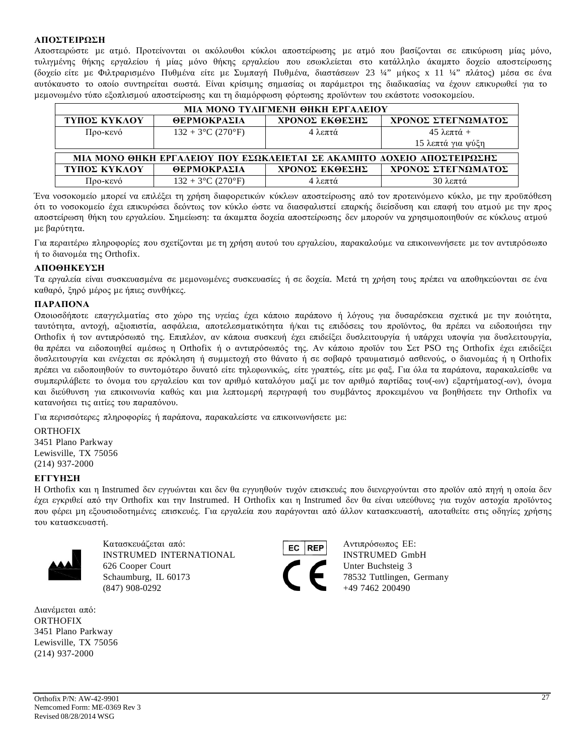### ΑΠΟΣΤΕΙΡΩΣΗ

Αποστειρώστε με ατμό. Προτείνονται οι ακόλουθοι κύκλοι αποστείρωσης με ατμό που βασίζονται σε επικύρωση μίας μόνο, τυλιγμένης θήκης εργαλείου ή μίας μόνο θήκης εργαλείου που εσωκλείεται στο κατάλληλο άκαμπτο δοχείο αποστείρωσης (δοχείο είτε με Φιλτραρισμένο Πυθμένα είτε με Συμπαγή Πυθμένα, διαστάσεων 23 ¼” μήκος x 11 ¼” πλάτος) μέσα σε ένα αυτόκαυστο το οποίο συντηρείται σωστά. Είναι κρίσιμης σημασίας οι παράμετροι της διαδικασίας να έχουν επικυρωθεί για το μεμονωμένο τύπο εξοπλισμού αποστείρωσης και τη διαμόρφωση φόρτωσης προϊόντων του εκάστοτε νοσοκομείου.

| ΜΙΑ ΜΟΝΟ ΤΥΛΙΓΜΕΝΗ ΘΗΚΗ ΕΡΓΑΛΕΙΟΥ | | | |
|---|---|---|---|
| ΤΥΠΟΣ ΚΥΚΛΟΥ | ΘΕΡΜΟΚΡΑΣΙΑ | ΧΡΟΝΟΣ ΕΚΘΕΣΗΣ | ΧΡΟΝΟΣ ΣΤΕΓΝΩΜΑΤΟΣ |
| Προ-κενό | 132 + 3°C (270°F) | 4 λεπτά | 45 λεπτά + 15 λεπτά για ψύξη |

| ΜΙΑ ΜΟΝΟ ΘΗΚΗ ΕΡΓΑΛΕΙΟΥ ΠΟΥ ΕΣΩΚΛΕΙΕΤΑΙ ΣΕ ΑΚΑΜΠΤΟ ΔΟΧΕΙΟ ΑΠΟΣΤΕΙΡΩΣΗΣ | | | |
|---|---|---|---|
| ΤΥΠΟΣ ΚΥΚΛΟΥ | ΘΕΡΜΟΚΡΑΣΙΑ | ΧΡΟΝΟΣ ΕΚΘΕΣΗΣ | ΧΡΟΝΟΣ ΣΤΕΓΝΩΜΑΤΟΣ |
| Προ-κενό | 132 + 3°C (270°F) | 4 λεπτά | 30 λεπτά |

Ένα νοσοκομείο μπορεί να επιλέξει τη χρήση διαφορετικών κύκλων αποστείρωσης από τον προτεινόμενο κύκλο, με την προϋπόθεση ότι το νοσοκομείο έχει επικυρώσει δεόντως τον κύκλο ώστε να διασφαλιστεί επαρκής διείσδυση και επαφή του ατμού με την προς αποστείρωση θήκη του εργαλείου. Σημείωση: τα άκαμπτα δοχεία αποστείρωσης δεν μπορούν να χρησιμοποιηθούν σε κύκλους ατμού με βαρύτητα.

Για περαιτέρω πληροφορίες που σχετίζονται με τη χρήση αυτού του εργαλείου, παρακαλούμε να επικοινωνήσετε με τον αντιπρόσωπο ή το διανομέα της Orthofix.

### ΑΠΟΘΗΚΕΥΣΗ

Τα εργαλεία είναι συσκευασμένα σε μεμονωμένες συσκευασίες ή σε δοχεία. Μετά τη χρήση τους πρέπει να αποθηκεύονται σε ένα καθαρό, ξηρό μέρος με ήπιες συνθήκες.

### ΠΑΡΑΠΟΝΑ

Οποιοσδήποτε επαγγελματίας στο χώρο της υγείας έχει κάποιο παράπονο ή λόγους για δυσαρέσκεια σχετικά με την ποιότητα, ταυτότητα, αντοχή, αξιοπιστία, ασφάλεια, αποτελεσματικότητα ή/και τις επιδόσεις του προϊόντος, θα πρέπει να ειδοποιήσει την Orthofix ή τον αντιπρόσωπό της. Επιπλέον, αν κάποια συσκευή έχει επιδείξει δυσλειτουργία ή υπάρχει υποψία για δυσλειτουργία, θα πρέπει να ειδοποιηθεί αμέσως η Orthofix ή ο αντιπρόσωπός της. Αν κάποιο προϊόν του Σετ PSO της Orthofix έχει επιδείξει δυσλειτουργία και ενέχεται σε πρόκληση ή συμμετοχή στο θάνατο ή σε σοβαρό τραυματισμό ασθενούς, ο διανομέας ή η Orthofix πρέπει να ειδοποιηθούν το συντομότερο δυνατό είτε τηλεφωνικώς, είτε γραπτώς, είτε με φαξ. Για όλα τα παράπονα, παρακαλείσθε να συμπεριλάβετε το όνομα του εργαλείου και τον αριθμό καταλόγου μαζί με τον αριθμό παρτίδας του(-ων) εξαρτήματος(-ων), όνομα και διεύθυνση για επικοινωνία καθώς και μια λεπτομερή περιγραφή του συμβάντος προκειμένου να βοηθήσετε την Orthofix να κατανοήσει τις αιτίες του παραπόνου.

Για περισσότερες πληροφορίες ή παράπονα, παρακαλείστε να επικοινωνήσετε με:

ORTHOFIX
3451 Plano Parkway
Lewisville, TX 75056
(214) 937-2000

### ΕΓΓΥΗΣΗ

Η Orthofix και η Instrumed δεν εγγυώνται και δεν θα εγγυηθούν τυχόν επισκευές που διενεργούνται στο προϊόν από πηγή η οποία δεν έχει εγκριθεί από την Orthofix και την Instrumed. Η Orthofix και η Instrumed δεν θα είναι υπεύθυνες για τυχόν αστοχία προϊόντος που φέρει μη εξουσιοδοτημένες επισκευές. Για εργαλεία που παράγονται από άλλον κατασκευαστή, αποταθείτε στις οδηγίες χρήσης του κατασκευαστή.

Κατασκευάζεται από:
INSTRUMED INTERNATIONAL
626 Cooper Court
Schaumburg, IL 60173
(847) 908-0292

EC REP
CE

Αντιπρόσωπος ΕΕ:
INSTRUMED GmbH
Unter Buchsteig 3
78532 Tuttlingen, Germany
+49 7462 200490

Διανέμεται από:
ORTHOFIX
3451 Plano Parkway
Lewisville, TX 75056
(214) 937-2000

Orthofix P/N: AW-42-9901
Nemcomed Form: ME-0369 Rev 3
Revised 08/28/2014 WSG